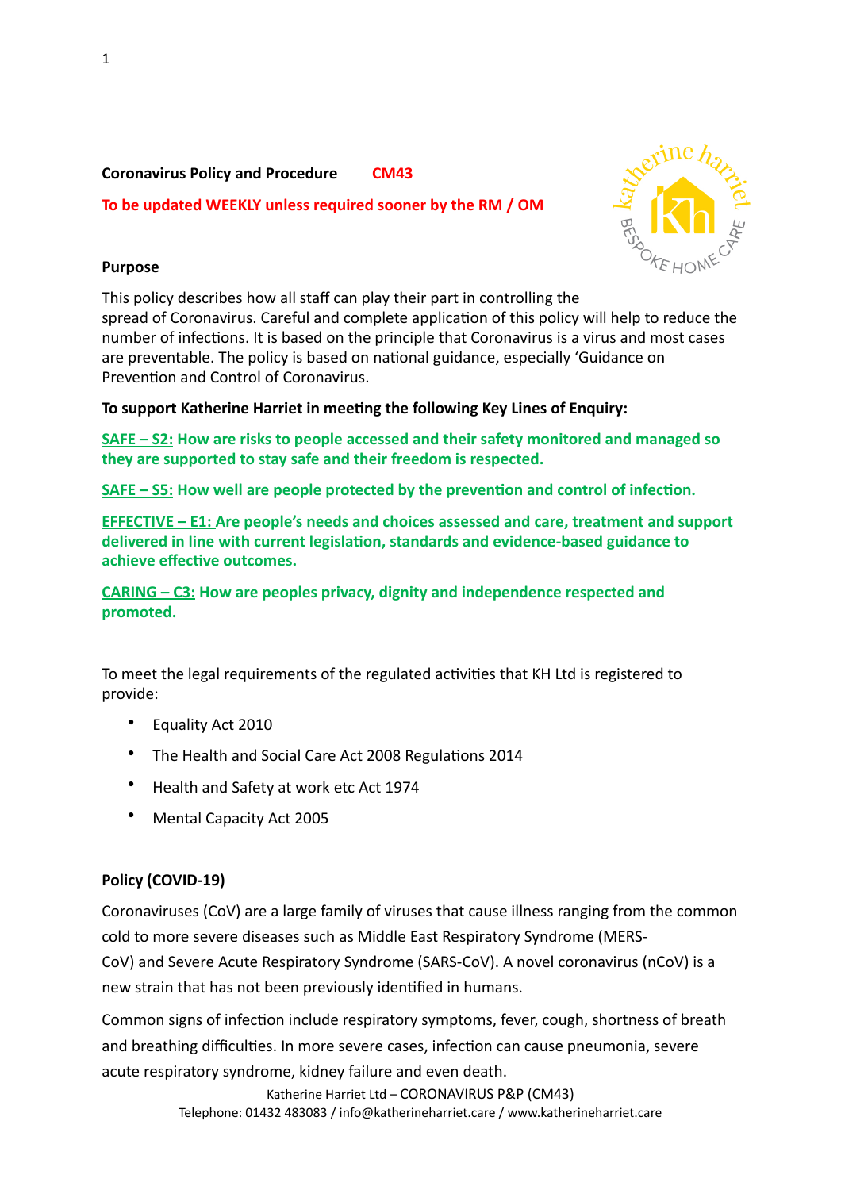# Coronavirus Policy and Procedure CM43

**To be updated WEEKLY unless required sooner by the RM / OM**

## Purpose

This policy describes how all staff can play their part in controlling the spread of Coronavirus. Careful and complete application of this policy will help to reduce the number of infections. It is based on the principle that Coronavirus is a virus and most cases are preventable. The policy is based on national guidance, especially 'Guidance on Prevention and Control of Coronavirus.

**To support Katherine Harriet in meeting the following Key Lines of Enquiry:**

**SAFE – S2: How are risks to people accessed and their safety monitored and managed so they are supported to stay safe and their freedom is respected.**

**SAFE – S5: How well are people protected by the prevention and control of infection.**

**EFFECTIVE – E1: Are people's needs and choices assessed and care, treatment and support delivered in line with current legislation, standards and evidence-based guidance to achieve effective outcomes.**

**CARING – C3: How are peoples privacy, dignity and independence respected and promoted.**

To meet the legal requirements of the regulated activities that KH Ltd is registered to provide:

- Equality Act 2010
- The Health and Social Care Act 2008 Regulations 2014
- Health and Safety at work etc Act 1974
- Mental Capacity Act 2005

## Policy (COVID-19)

Coronaviruses (CoV) are a large family of viruses that cause illness ranging from the common cold to more severe diseases such as Middle East Respiratory Syndrome (MERS-CoV) and Severe Acute Respiratory Syndrome (SARS-CoV). A novel coronavirus (nCoV) is a new strain that has not been previously identified in humans.

Common signs of infection include respiratory symptoms, fever, cough, shortness of breath and breathing difficulties. In more severe cases, infection can cause pneumonia, severe acute respiratory syndrome, kidney failure and even death.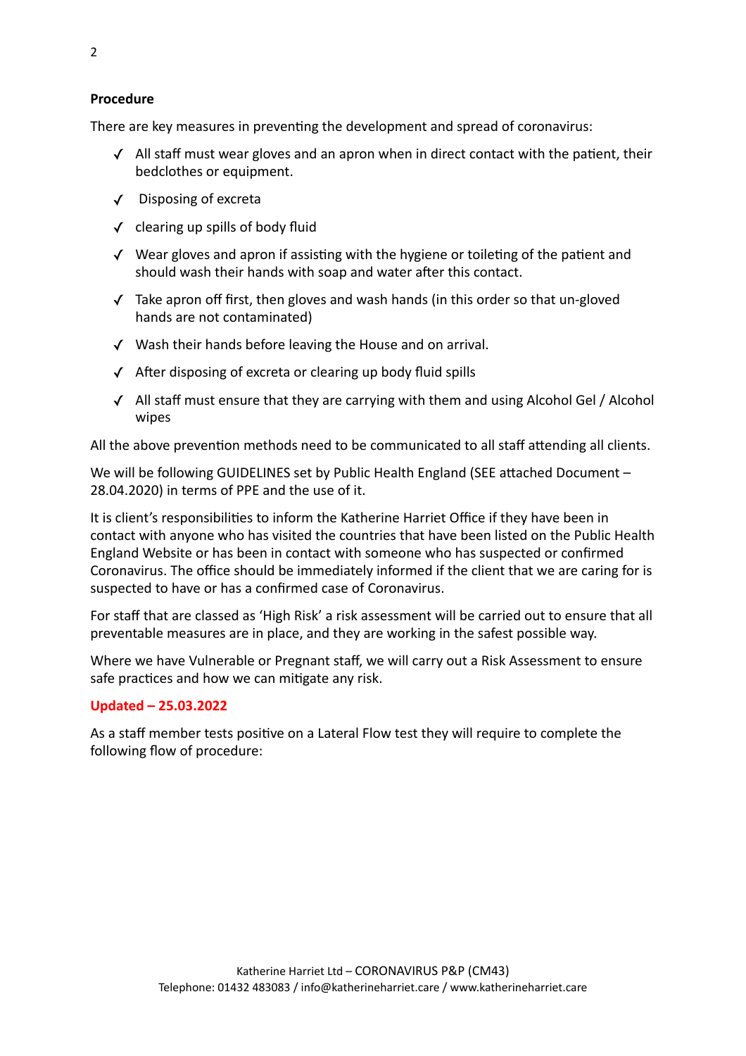**Procedure**

There are key measures in preventing the development and spread of coronavirus:

- ✓ All staff must wear gloves and an apron when in direct contact with the patient, their bedclothes or equipment.
- ✓ Disposing of excreta
- ✓ clearing up spills of body fluid
- ✓ Wear gloves and apron if assisting with the hygiene or toileting of the patient and should wash their hands with soap and water after this contact.
- ✓ Take apron off first, then gloves and wash hands (in this order so that un-gloved hands are not contaminated)
- ✓ Wash their hands before leaving the House and on arrival.
- ✓ After disposing of excreta or clearing up body fluid spills
- ✓ All staff must ensure that they are carrying with them and using Alcohol Gel / Alcohol wipes

All the above prevention methods need to be communicated to all staff attending all clients.

We will be following GUIDELINES set by Public Health England (SEE attached Document – 28.04.2020) in terms of PPE and the use of it.

It is client's responsibilities to inform the Katherine Harriet Office if they have been in contact with anyone who has visited the countries that have been listed on the Public Health England Website or has been in contact with someone who has suspected or confirmed Coronavirus. The office should be immediately informed if the client that we are caring for is suspected to have or has a confirmed case of Coronavirus.

For staff that are classed as 'High Risk' a risk assessment will be carried out to ensure that all preventable measures are in place, and they are working in the safest possible way.

Where we have Vulnerable or Pregnant staff, we will carry out a Risk Assessment to ensure safe practices and how we can mitigate any risk.

**Updated – 25.03.2022**

As a staff member tests positive on a Lateral Flow test they will require to complete the following flow of procedure: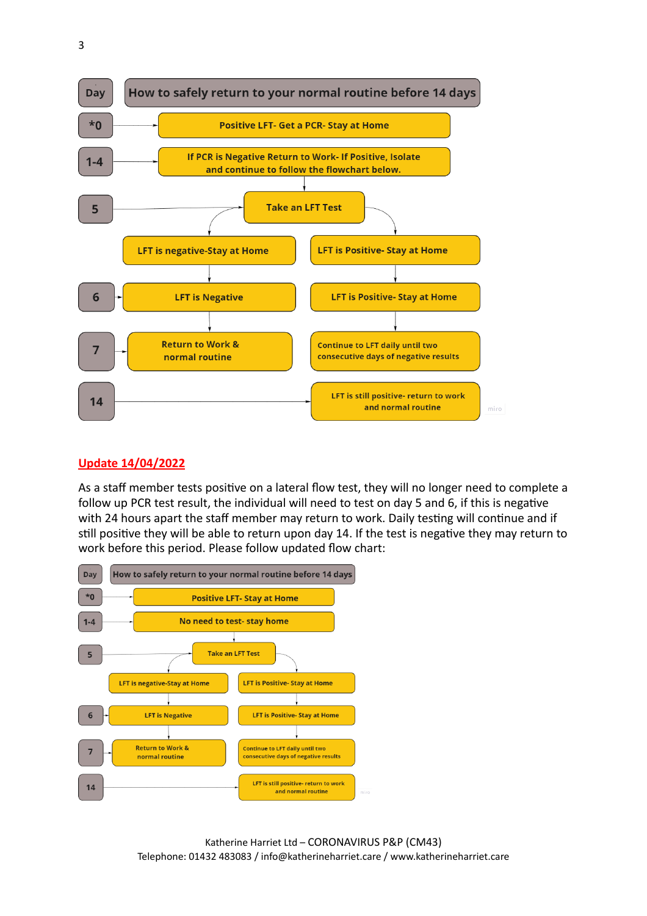| Day | How to safely return to your normal routine before 14 days | |
|---|---|---|
| *0 | Positive LFT- Get a PCR- Stay at Home | |
| 1-4 | If PCR is Negative Return to Work- If Positive, Isolate and continue to follow the flowchart below. | |
| 5 | Take an LFT Test | |
| | LFT is negative-Stay at Home | LFT is Positive- Stay at Home |
| 6 | LFT is Negative | LFT is Positive- Stay at Home |
| 7 | Return to Work & normal routine | Continue to LFT daily until two consecutive days of negative results |
| 14 | | LFT is still positive- return to work and normal routine |

## Update 14/04/2022

As a staff member tests positive on a lateral flow test, they will no longer need to complete a follow up PCR test result, the individual will need to test on day 5 and 6, if this is negative with 24 hours apart the staff member may return to work. Daily testing will continue and if still positive they will be able to return upon day 14. If the test is negative they may return to work before this period. Please follow updated flow chart:

| Day | How to safely return to your normal routine before 14 days | |
|---|---|---|
| *0 | Positive LFT- Stay at Home | |
| 1-4 | No need to test- stay home | |
| 5 | Take an LFT Test | |
| | LFT is negative-Stay at Home | LFT is Positive- Stay at Home |
| 6 | LFT is Negative | LFT is Positive- Stay at Home |
| 7 | Return to Work & normal routine | Continue to LFT daily until two consecutive days of negative results |
| 14 | | LFT is still positive- return to work and normal routine |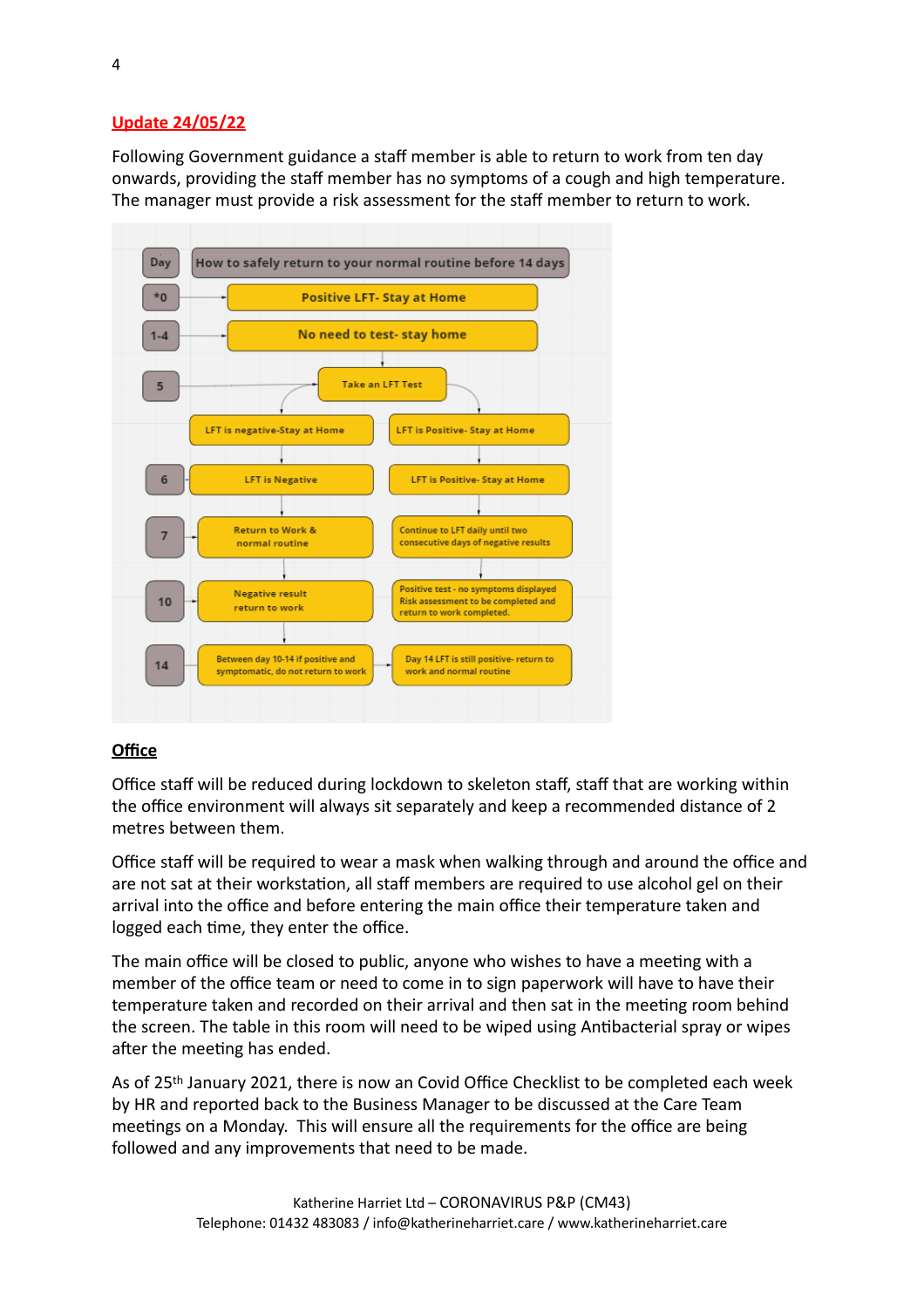**Update 24/05/22**

Following Government guidance a staff member is able to return to work from ten day onwards, providing the staff member has no symptoms of a cough and high temperature. The manager must provide a risk assessment for the staff member to return to work.

| Day | How to safely return to your normal routine before 14 days | |
|---|---|---|
| *0 | Positive LFT- Stay at Home | |
| 1-4 | No need to test- stay home | |
| 5 | Take an LFT Test | |
| | LFT is negative-Stay at Home | LFT is Positive- Stay at Home |
| 6 | LFT is Negative | LFT is Positive- Stay at Home |
| 7 | Return to Work & normal routine | Continue to LFT daily until two consecutive days of negative results |
| 10 | Negative result return to work | Positive test - no symptoms displayed Risk assessment to be completed and return to work completed. |
| 14 | Between day 10-14 if positive and symptomatic, do not return to work | Day 14 LFT is still positive- return to work and normal routine |

## Office

Office staff will be reduced during lockdown to skeleton staff, staff that are working within the office environment will always sit separately and keep a recommended distance of 2 metres between them.

Office staff will be required to wear a mask when walking through and around the office and are not sat at their workstation, all staff members are required to use alcohol gel on their arrival into the office and before entering the main office their temperature taken and logged each time, they enter the office.

The main office will be closed to public, anyone who wishes to have a meeting with a member of the office team or need to come in to sign paperwork will have to have their temperature taken and recorded on their arrival and then sat in the meeting room behind the screen. The table in this room will need to be wiped using Antibacterial spray or wipes after the meeting has ended.

As of 25th January 2021, there is now an Covid Office Checklist to be completed each week by HR and reported back to the Business Manager to be discussed at the Care Team meetings on a Monday. This will ensure all the requirements for the office are being followed and any improvements that need to be made.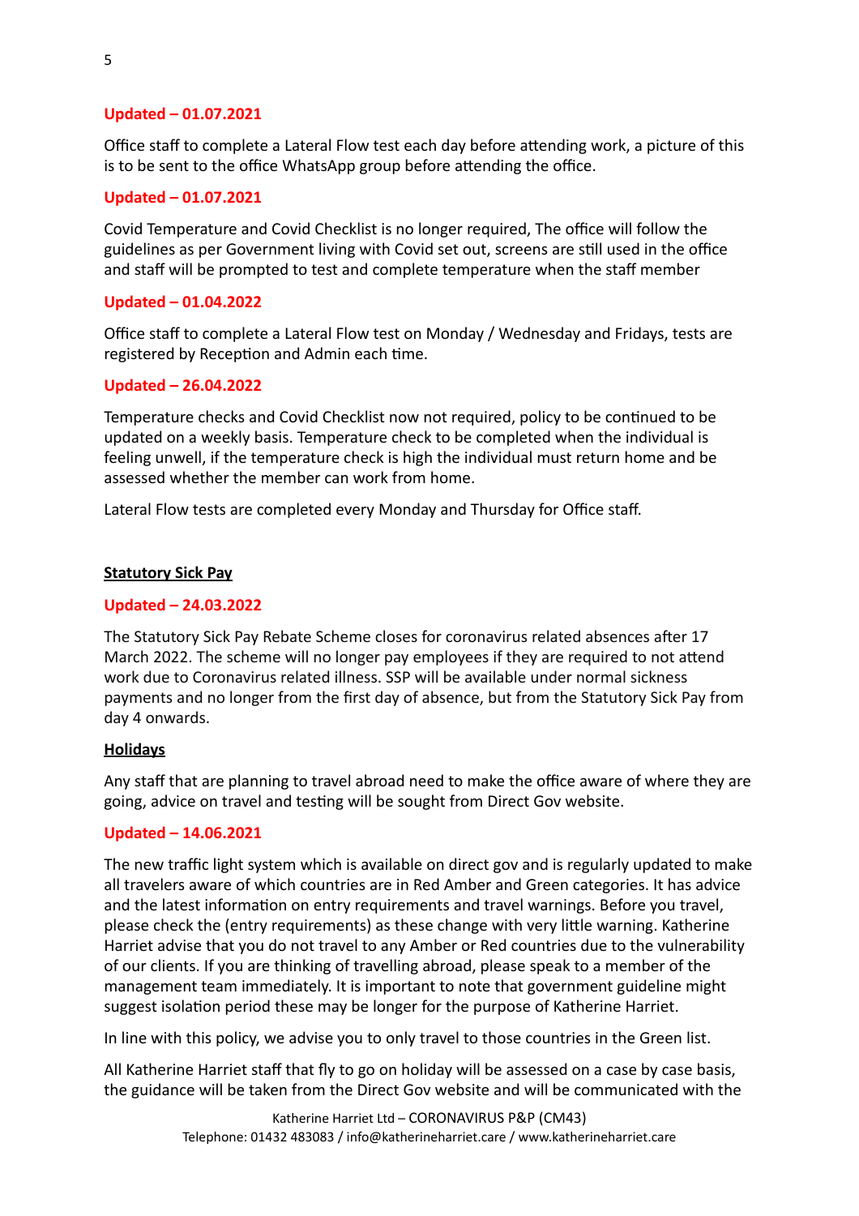**Updated – 01.07.2021**

Office staff to complete a Lateral Flow test each day before attending work, a picture of this is to be sent to the office WhatsApp group before attending the office.

**Updated – 01.07.2021**

Covid Temperature and Covid Checklist is no longer required, The office will follow the guidelines as per Government living with Covid set out, screens are still used in the office and staff will be prompted to test and complete temperature when the staff member

**Updated – 01.04.2022**

Office staff to complete a Lateral Flow test on Monday / Wednesday and Fridays, tests are registered by Reception and Admin each time.

**Updated – 26.04.2022**

Temperature checks and Covid Checklist now not required, policy to be continued to be updated on a weekly basis. Temperature check to be completed when the individual is feeling unwell, if the temperature check is high the individual must return home and be assessed whether the member can work from home.

Lateral Flow tests are completed every Monday and Thursday for Office staff.

**<u>Statutory Sick Pay</u>**

**Updated – 24.03.2022**

The Statutory Sick Pay Rebate Scheme closes for coronavirus related absences after 17 March 2022. The scheme will no longer pay employees if they are required to not attend work due to Coronavirus related illness. SSP will be available under normal sickness payments and no longer from the first day of absence, but from the Statutory Sick Pay from day 4 onwards.

**<u>Holidays</u>**

Any staff that are planning to travel abroad need to make the office aware of where they are going, advice on travel and testing will be sought from Direct Gov website.

**Updated – 14.06.2021**

The new traffic light system which is available on direct gov and is regularly updated to make all travelers aware of which countries are in Red Amber and Green categories. It has advice and the latest information on entry requirements and travel warnings. Before you travel, please check the (entry requirements) as these change with very little warning. Katherine Harriet advise that you do not travel to any Amber or Red countries due to the vulnerability of our clients. If you are thinking of travelling abroad, please speak to a member of the management team immediately. It is important to note that government guideline might suggest isolation period these may be longer for the purpose of Katherine Harriet.

In line with this policy, we advise you to only travel to those countries in the Green list.

All Katherine Harriet staff that fly to go on holiday will be assessed on a case by case basis, the guidance will be taken from the Direct Gov website and will be communicated with the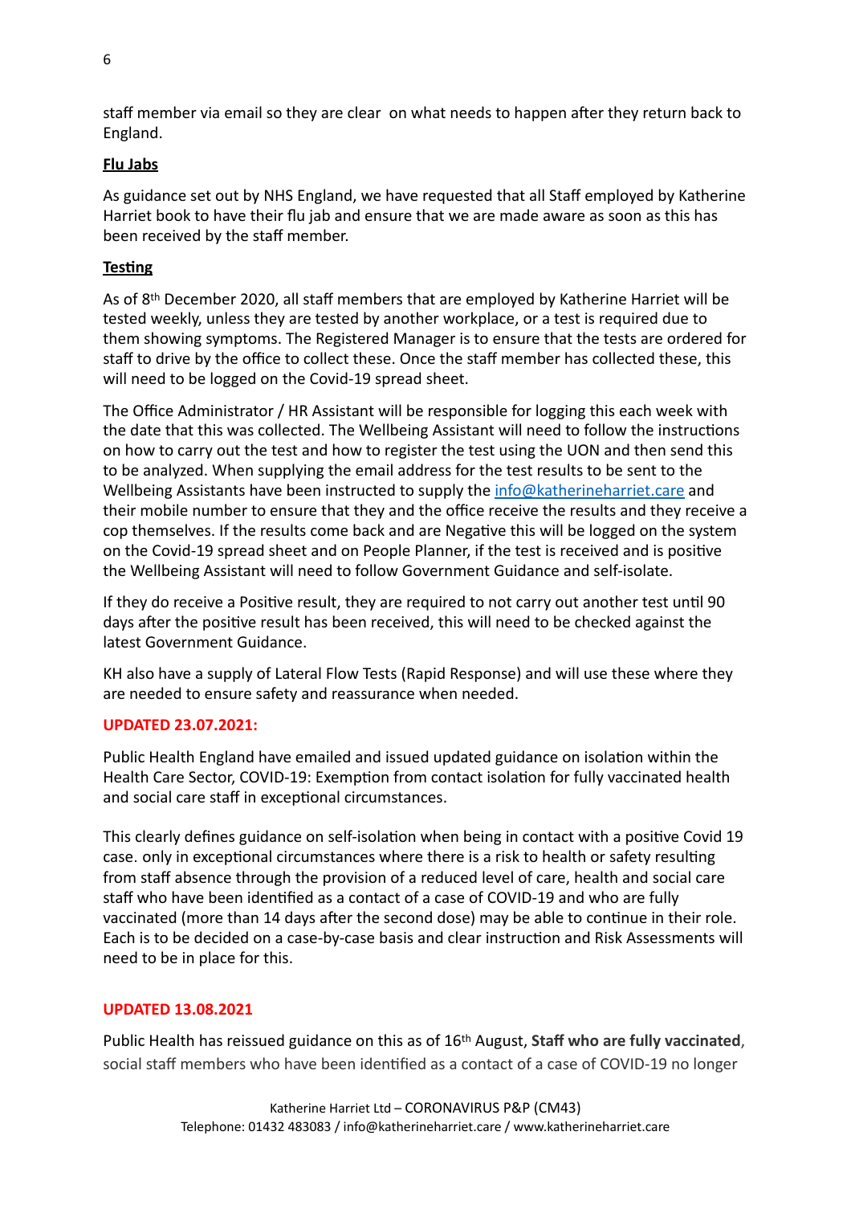staff member via email so they are clear  on what needs to happen after they return back to England.

**Flu Jabs**

As guidance set out by NHS England, we have requested that all Staff employed by Katherine Harriet book to have their flu jab and ensure that we are made aware as soon as this has been received by the staff member.

**Testing**

As of 8th December 2020, all staff members that are employed by Katherine Harriet will be tested weekly, unless they are tested by another workplace, or a test is required due to them showing symptoms. The Registered Manager is to ensure that the tests are ordered for staff to drive by the office to collect these. Once the staff member has collected these, this will need to be logged on the Covid-19 spread sheet.

The Office Administrator / HR Assistant will be responsible for logging this each week with the date that this was collected. The Wellbeing Assistant will need to follow the instructions on how to carry out the test and how to register the test using the UON and then send this to be analyzed. When supplying the email address for the test results to be sent to the Wellbeing Assistants have been instructed to supply the info@katherineharriet.care and their mobile number to ensure that they and the office receive the results and they receive a cop themselves. If the results come back and are Negative this will be logged on the system on the Covid-19 spread sheet and on People Planner, if the test is received and is positive the Wellbeing Assistant will need to follow Government Guidance and self-isolate.

If they do receive a Positive result, they are required to not carry out another test until 90 days after the positive result has been received, this will need to be checked against the latest Government Guidance.

KH also have a supply of Lateral Flow Tests (Rapid Response) and will use these where they are needed to ensure safety and reassurance when needed.

**UPDATED 23.07.2021:**

Public Health England have emailed and issued updated guidance on isolation within the Health Care Sector, COVID-19: Exemption from contact isolation for fully vaccinated health and social care staff in exceptional circumstances.

This clearly defines guidance on self-isolation when being in contact with a positive Covid 19 case. only in exceptional circumstances where there is a risk to health or safety resulting from staff absence through the provision of a reduced level of care, health and social care staff who have been identified as a contact of a case of COVID-19 and who are fully vaccinated (more than 14 days after the second dose) may be able to continue in their role. Each is to be decided on a case-by-case basis and clear instruction and Risk Assessments will need to be in place for this.

**UPDATED 13.08.2021**

Public Health has reissued guidance on this as of 16th August, **Staff who are fully vaccinated**, social staff members who have been identified as a contact of a case of COVID-19 no longer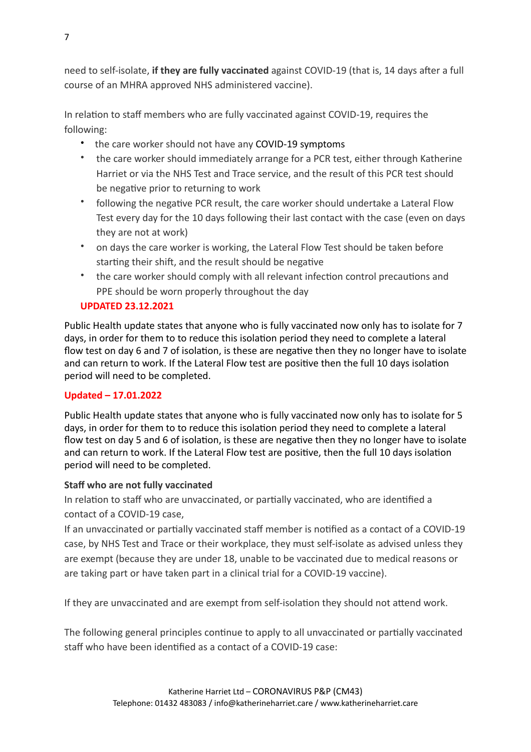need to self-isolate, **if they are fully vaccinated** against COVID-19 (that is, 14 days after a full course of an MHRA approved NHS administered vaccine).

In relation to staff members who are fully vaccinated against COVID-19, requires the following:

- the care worker should not have any COVID-19 symptoms
- the care worker should immediately arrange for a PCR test, either through Katherine Harriet or via the NHS Test and Trace service, and the result of this PCR test should be negative prior to returning to work
- following the negative PCR result, the care worker should undertake a Lateral Flow Test every day for the 10 days following their last contact with the case (even on days they are not at work)
- on days the care worker is working, the Lateral Flow Test should be taken before starting their shift, and the result should be negative
- the care worker should comply with all relevant infection control precautions and PPE should be worn properly throughout the day

**UPDATED 23.12.2021**

Public Health update states that anyone who is fully vaccinated now only has to isolate for 7 days, in order for them to to reduce this isolation period they need to complete a lateral flow test on day 6 and 7 of isolation, is these are negative then they no longer have to isolate and can return to work. If the Lateral Flow test are positive then the full 10 days isolation period will need to be completed.

**Updated – 17.01.2022**

Public Health update states that anyone who is fully vaccinated now only has to isolate for 5 days, in order for them to to reduce this isolation period they need to complete a lateral flow test on day 5 and 6 of isolation, is these are negative then they no longer have to isolate and can return to work. If the Lateral Flow test are positive, then the full 10 days isolation period will need to be completed.

**Staff who are not fully vaccinated**

In relation to staff who are unvaccinated, or partially vaccinated, who are identified a contact of a COVID-19 case,

If an unvaccinated or partially vaccinated staff member is notified as a contact of a COVID-19 case, by NHS Test and Trace or their workplace, they must self-isolate as advised unless they are exempt (because they are under 18, unable to be vaccinated due to medical reasons or are taking part or have taken part in a clinical trial for a COVID-19 vaccine).

If they are unvaccinated and are exempt from self-isolation they should not attend work.

The following general principles continue to apply to all unvaccinated or partially vaccinated staff who have been identified as a contact of a COVID-19 case: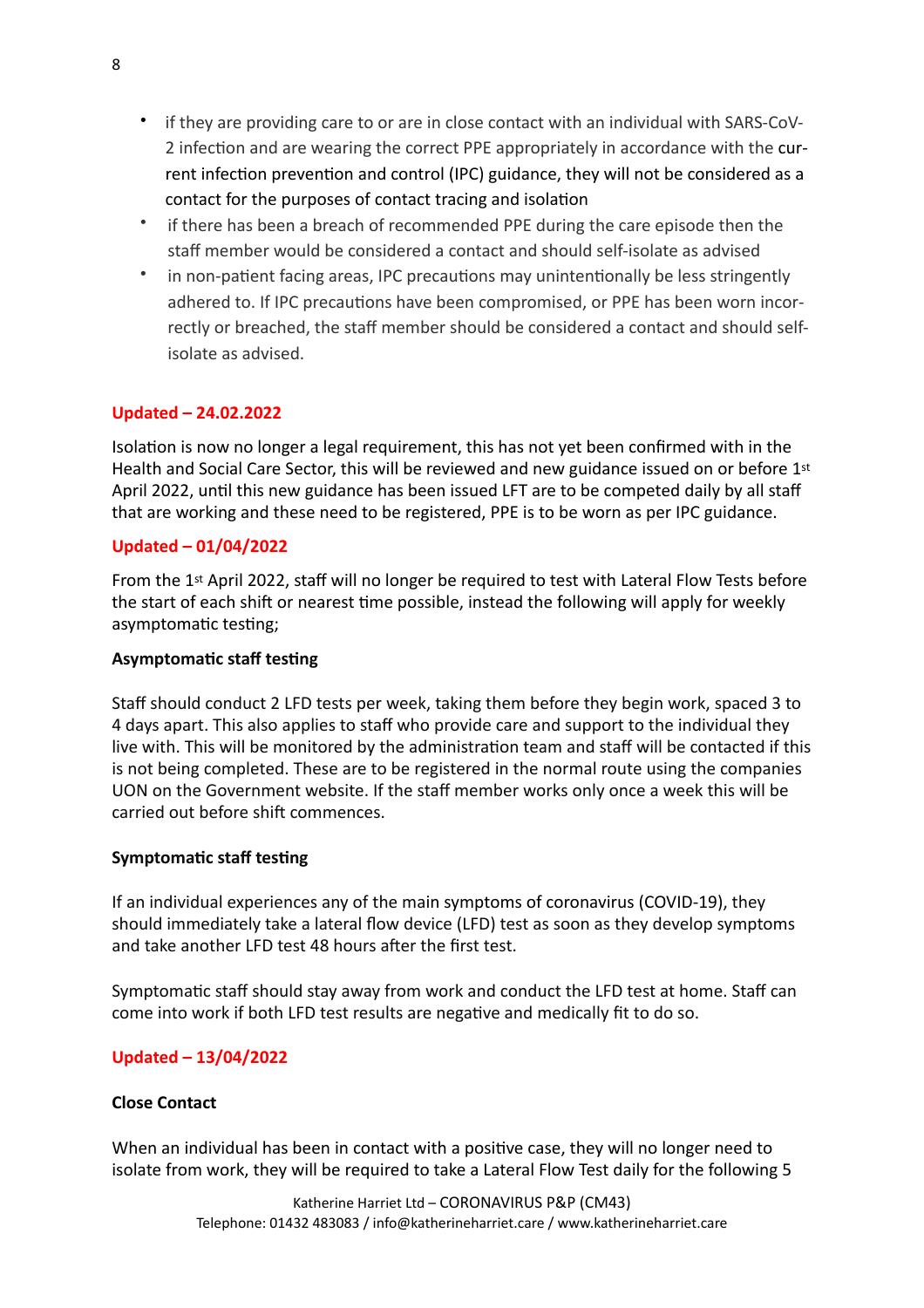- if they are providing care to or are in close contact with an individual with SARS-CoV-2 infection and are wearing the correct PPE appropriately in accordance with the current infection prevention and control (IPC) guidance, they will not be considered as a contact for the purposes of contact tracing and isolation
- if there has been a breach of recommended PPE during the care episode then the staff member would be considered a contact and should self-isolate as advised
- in non-patient facing areas, IPC precautions may unintentionally be less stringently adhered to. If IPC precautions have been compromised, or PPE has been worn incorrectly or breached, the staff member should be considered a contact and should self-isolate as advised.

**Updated – 24.02.2022**

Isolation is now no longer a legal requirement, this has not yet been confirmed with in the Health and Social Care Sector, this will be reviewed and new guidance issued on or before 1st April 2022, until this new guidance has been issued LFT are to be competed daily by all staff that are working and these need to be registered, PPE is to be worn as per IPC guidance.

**Updated – 01/04/2022**

From the 1st April 2022, staff will no longer be required to test with Lateral Flow Tests before the start of each shift or nearest time possible, instead the following will apply for weekly asymptomatic testing;

**Asymptomatic staff testing**

Staff should conduct 2 LFD tests per week, taking them before they begin work, spaced 3 to 4 days apart. This also applies to staff who provide care and support to the individual they live with. This will be monitored by the administration team and staff will be contacted if this is not being completed. These are to be registered in the normal route using the companies UON on the Government website. If the staff member works only once a week this will be carried out before shift commences.

**Symptomatic staff testing**

If an individual experiences any of the main symptoms of coronavirus (COVID-19), they should immediately take a lateral flow device (LFD) test as soon as they develop symptoms and take another LFD test 48 hours after the first test.

Symptomatic staff should stay away from work and conduct the LFD test at home. Staff can come into work if both LFD test results are negative and medically fit to do so.

**Updated – 13/04/2022**

**Close Contact**

When an individual has been in contact with a positive case, they will no longer need to isolate from work, they will be required to take a Lateral Flow Test daily for the following 5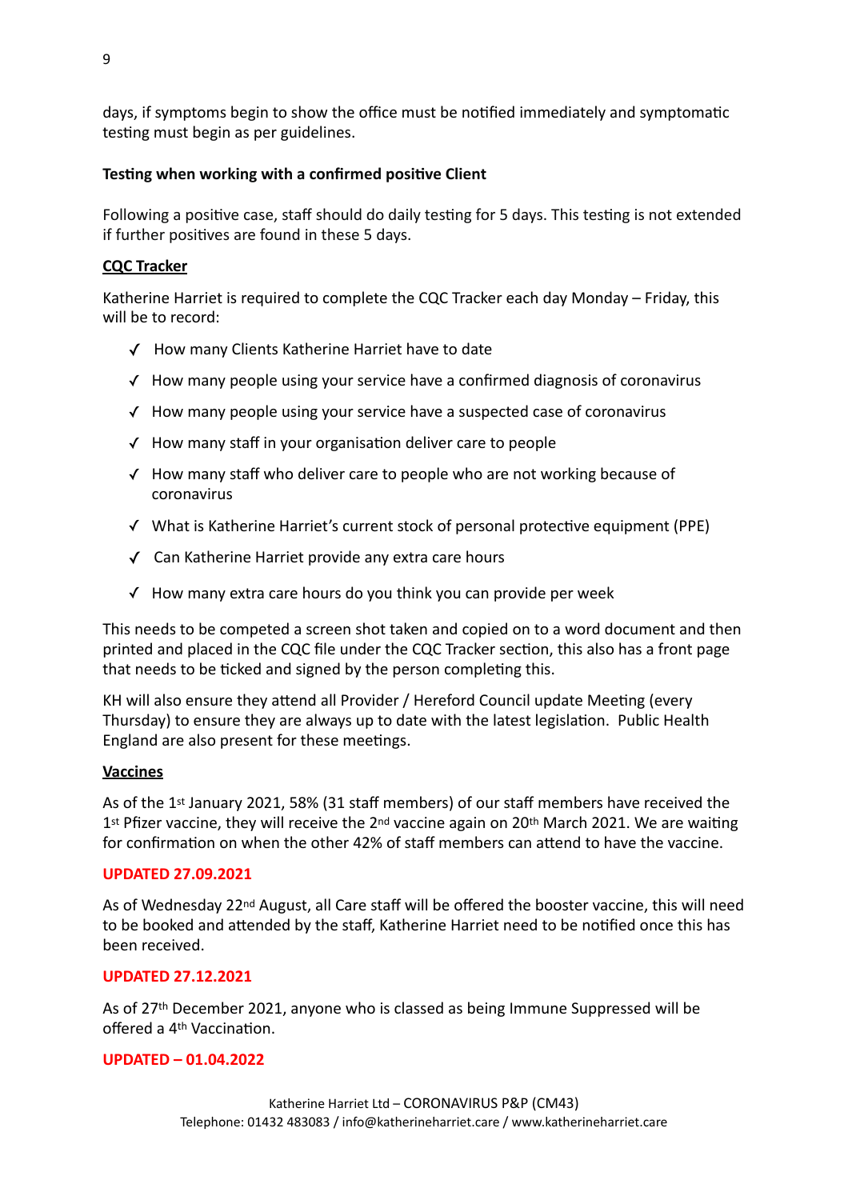days, if symptoms begin to show the office must be notified immediately and symptomatic testing must begin as per guidelines.

**Testing when working with a confirmed positive Client**

Following a positive case, staff should do daily testing for 5 days. This testing is not extended if further positives are found in these 5 days.

**CQC Tracker**

Katherine Harriet is required to complete the CQC Tracker each day Monday – Friday, this will be to record:

- ✓ How many Clients Katherine Harriet have to date
- ✓ How many people using your service have a confirmed diagnosis of coronavirus
- ✓ How many people using your service have a suspected case of coronavirus
- ✓ How many staff in your organisation deliver care to people
- ✓ How many staff who deliver care to people who are not working because of coronavirus
- ✓ What is Katherine Harriet's current stock of personal protective equipment (PPE)
- ✓ Can Katherine Harriet provide any extra care hours
- ✓ How many extra care hours do you think you can provide per week

This needs to be competed a screen shot taken and copied on to a word document and then printed and placed in the CQC file under the CQC Tracker section, this also has a front page that needs to be ticked and signed by the person completing this.

KH will also ensure they attend all Provider / Hereford Council update Meeting (every Thursday) to ensure they are always up to date with the latest legislation. Public Health England are also present for these meetings.

**Vaccines**

As of the 1st January 2021, 58% (31 staff members) of our staff members have received the 1st Pfizer vaccine, they will receive the 2nd vaccine again on 20th March 2021. We are waiting for confirmation on when the other 42% of staff members can attend to have the vaccine.

**UPDATED 27.09.2021**

As of Wednesday 22nd August, all Care staff will be offered the booster vaccine, this will need to be booked and attended by the staff, Katherine Harriet need to be notified once this has been received.

**UPDATED 27.12.2021**

As of 27th December 2021, anyone who is classed as being Immune Suppressed will be offered a 4th Vaccination.

**UPDATED – 01.04.2022**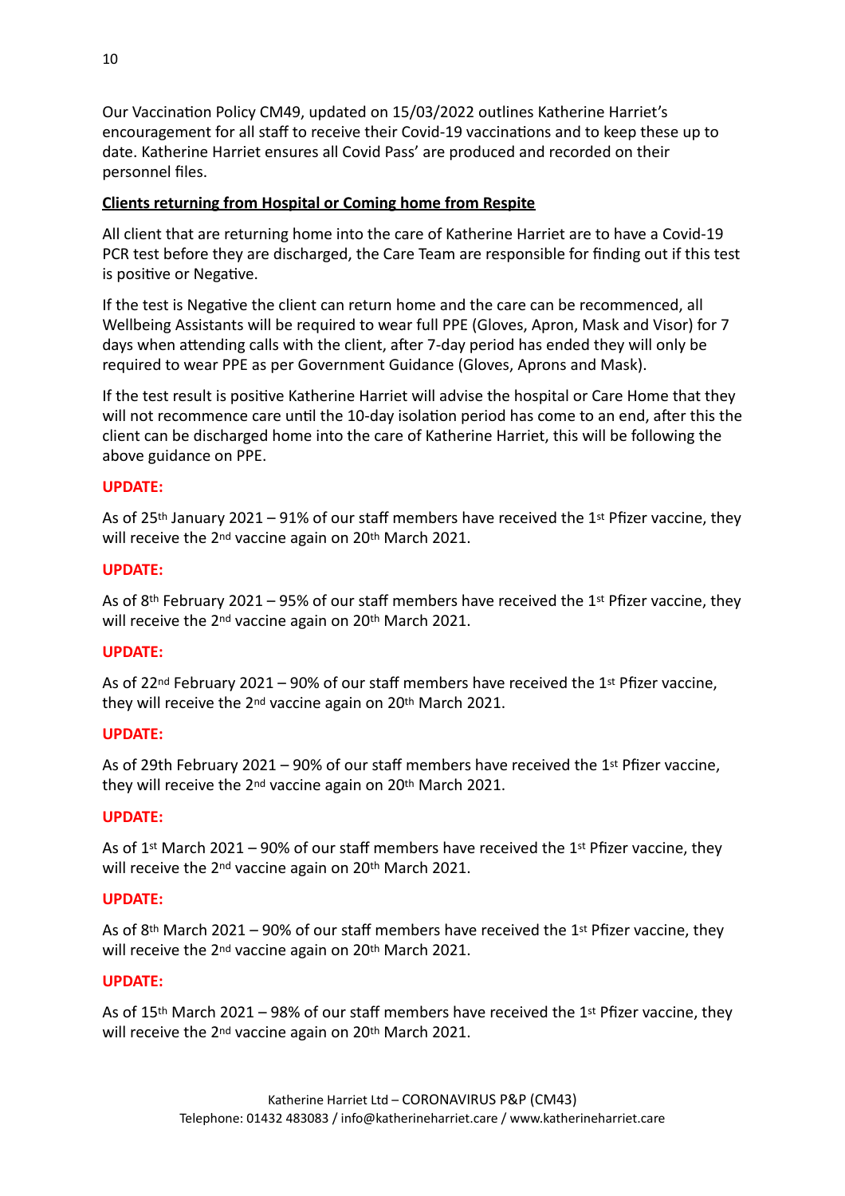Our Vaccination Policy CM49, updated on 15/03/2022 outlines Katherine Harriet's encouragement for all staff to receive their Covid-19 vaccinations and to keep these up to date. Katherine Harriet ensures all Covid Pass' are produced and recorded on their personnel files.

**Clients returning from Hospital or Coming home from Respite**

All client that are returning home into the care of Katherine Harriet are to have a Covid-19 PCR test before they are discharged, the Care Team are responsible for finding out if this test is positive or Negative.

If the test is Negative the client can return home and the care can be recommenced, all Wellbeing Assistants will be required to wear full PPE (Gloves, Apron, Mask and Visor) for 7 days when attending calls with the client, after 7-day period has ended they will only be required to wear PPE as per Government Guidance (Gloves, Aprons and Mask).

If the test result is positive Katherine Harriet will advise the hospital or Care Home that they will not recommence care until the 10-day isolation period has come to an end, after this the client can be discharged home into the care of Katherine Harriet, this will be following the above guidance on PPE.

**UPDATE:**

As of 25th January 2021 – 91% of our staff members have received the 1st Pfizer vaccine, they will receive the 2nd vaccine again on 20th March 2021.

**UPDATE:**

As of 8th February 2021 – 95% of our staff members have received the 1st Pfizer vaccine, they will receive the 2nd vaccine again on 20th March 2021.

**UPDATE:**

As of 22nd February 2021 – 90% of our staff members have received the 1st Pfizer vaccine, they will receive the 2nd vaccine again on 20th March 2021.

**UPDATE:**

As of 29th February 2021 – 90% of our staff members have received the 1st Pfizer vaccine, they will receive the 2nd vaccine again on 20th March 2021.

**UPDATE:**

As of 1st March 2021 – 90% of our staff members have received the 1st Pfizer vaccine, they will receive the 2nd vaccine again on 20th March 2021.

**UPDATE:**

As of 8th March 2021 – 90% of our staff members have received the 1st Pfizer vaccine, they will receive the 2nd vaccine again on 20th March 2021.

**UPDATE:**

As of 15th March 2021 – 98% of our staff members have received the 1st Pfizer vaccine, they will receive the 2nd vaccine again on 20th March 2021.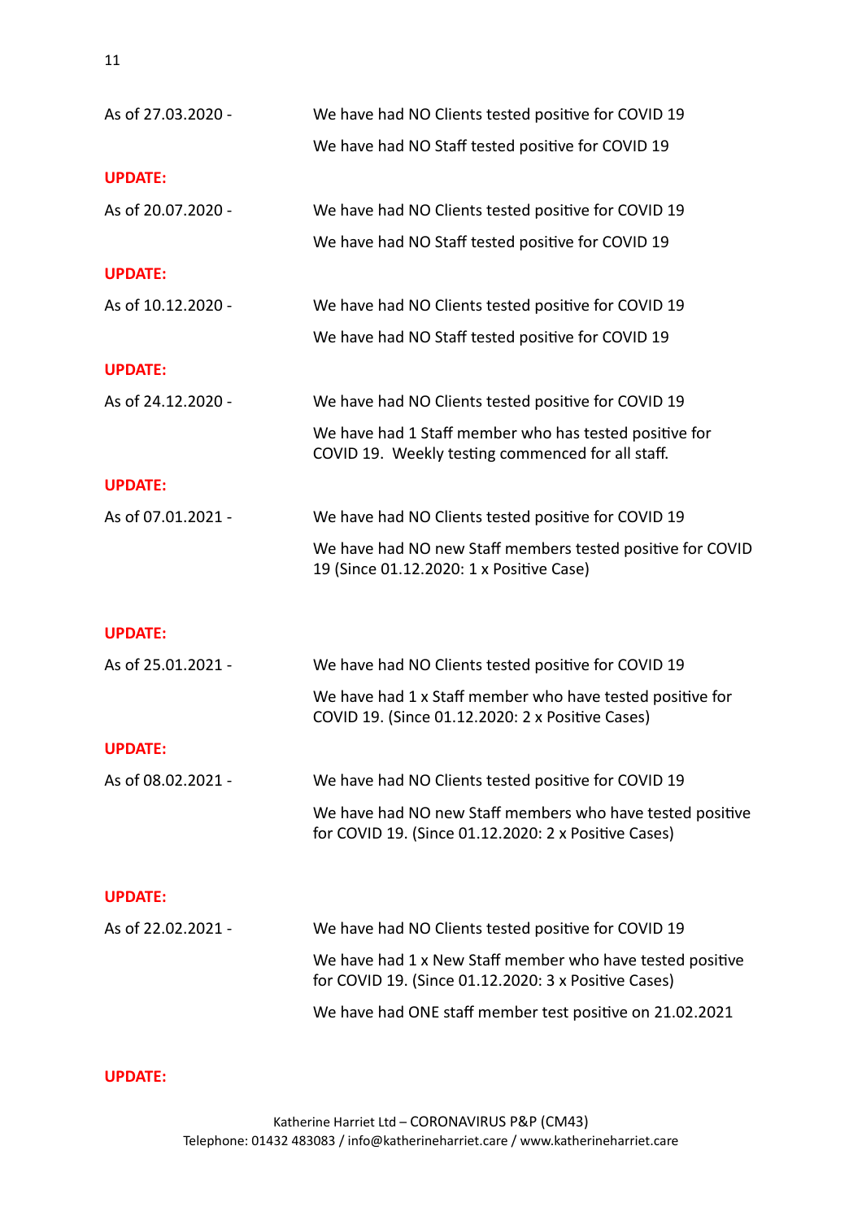As of 27.03.2020 - We have had NO Clients tested positive for COVID 19

We have had NO Staff tested positive for COVID 19

**UPDATE:**

As of 20.07.2020 - We have had NO Clients tested positive for COVID 19

We have had NO Staff tested positive for COVID 19

**UPDATE:**

As of 10.12.2020 - We have had NO Clients tested positive for COVID 19

We have had NO Staff tested positive for COVID 19

**UPDATE:**

As of 24.12.2020 - We have had NO Clients tested positive for COVID 19

We have had 1 Staff member who has tested positive for COVID 19. Weekly testing commenced for all staff.

**UPDATE:**

As of 07.01.2021 - We have had NO Clients tested positive for COVID 19

We have had NO new Staff members tested positive for COVID 19 (Since 01.12.2020: 1 x Positive Case)

**UPDATE:**

As of 25.01.2021 - We have had NO Clients tested positive for COVID 19

We have had 1 x Staff member who have tested positive for COVID 19. (Since 01.12.2020: 2 x Positive Cases)

**UPDATE:**

As of 08.02.2021 - We have had NO Clients tested positive for COVID 19

We have had NO new Staff members who have tested positive for COVID 19. (Since 01.12.2020: 2 x Positive Cases)

**UPDATE:**

As of 22.02.2021 - We have had NO Clients tested positive for COVID 19

We have had 1 x New Staff member who have tested positive for COVID 19. (Since 01.12.2020: 3 x Positive Cases)

We have had ONE staff member test positive on 21.02.2021

**UPDATE:**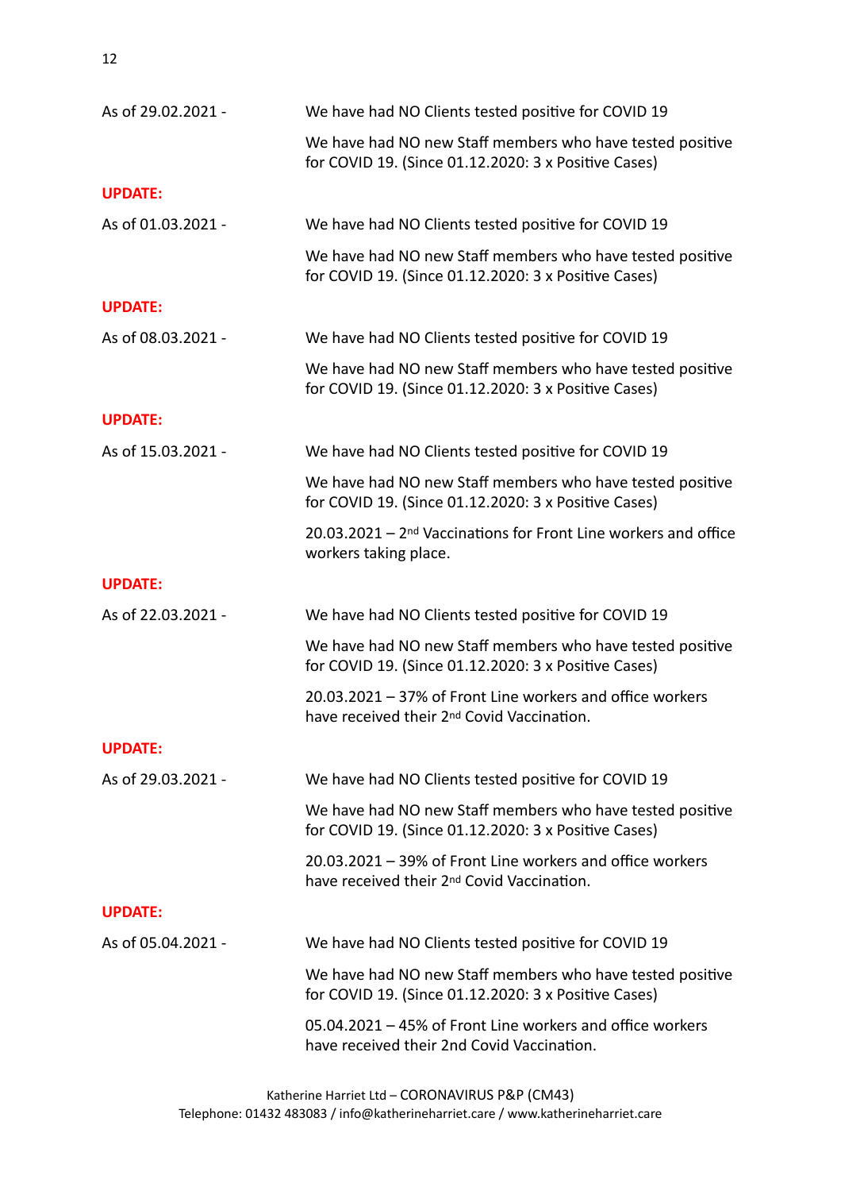As of 29.02.2021 - We have had NO Clients tested positive for COVID 19

We have had NO new Staff members who have tested positive for COVID 19. (Since 01.12.2020: 3 x Positive Cases)

**UPDATE:**

As of 01.03.2021 - We have had NO Clients tested positive for COVID 19

We have had NO new Staff members who have tested positive for COVID 19. (Since 01.12.2020: 3 x Positive Cases)

**UPDATE:**

As of 08.03.2021 - We have had NO Clients tested positive for COVID 19

We have had NO new Staff members who have tested positive for COVID 19. (Since 01.12.2020: 3 x Positive Cases)

**UPDATE:**

As of 15.03.2021 - We have had NO Clients tested positive for COVID 19

We have had NO new Staff members who have tested positive for COVID 19. (Since 01.12.2020: 3 x Positive Cases)

20.03.2021 – 2nd Vaccinations for Front Line workers and office workers taking place.

**UPDATE:**

As of 22.03.2021 - We have had NO Clients tested positive for COVID 19

We have had NO new Staff members who have tested positive for COVID 19. (Since 01.12.2020: 3 x Positive Cases)

20.03.2021 – 37% of Front Line workers and office workers have received their 2nd Covid Vaccination.

**UPDATE:**

As of 29.03.2021 - We have had NO Clients tested positive for COVID 19

We have had NO new Staff members who have tested positive for COVID 19. (Since 01.12.2020: 3 x Positive Cases)

20.03.2021 – 39% of Front Line workers and office workers have received their 2nd Covid Vaccination.

**UPDATE:**

As of 05.04.2021 - We have had NO Clients tested positive for COVID 19

We have had NO new Staff members who have tested positive for COVID 19. (Since 01.12.2020: 3 x Positive Cases)

05.04.2021 – 45% of Front Line workers and office workers have received their 2nd Covid Vaccination.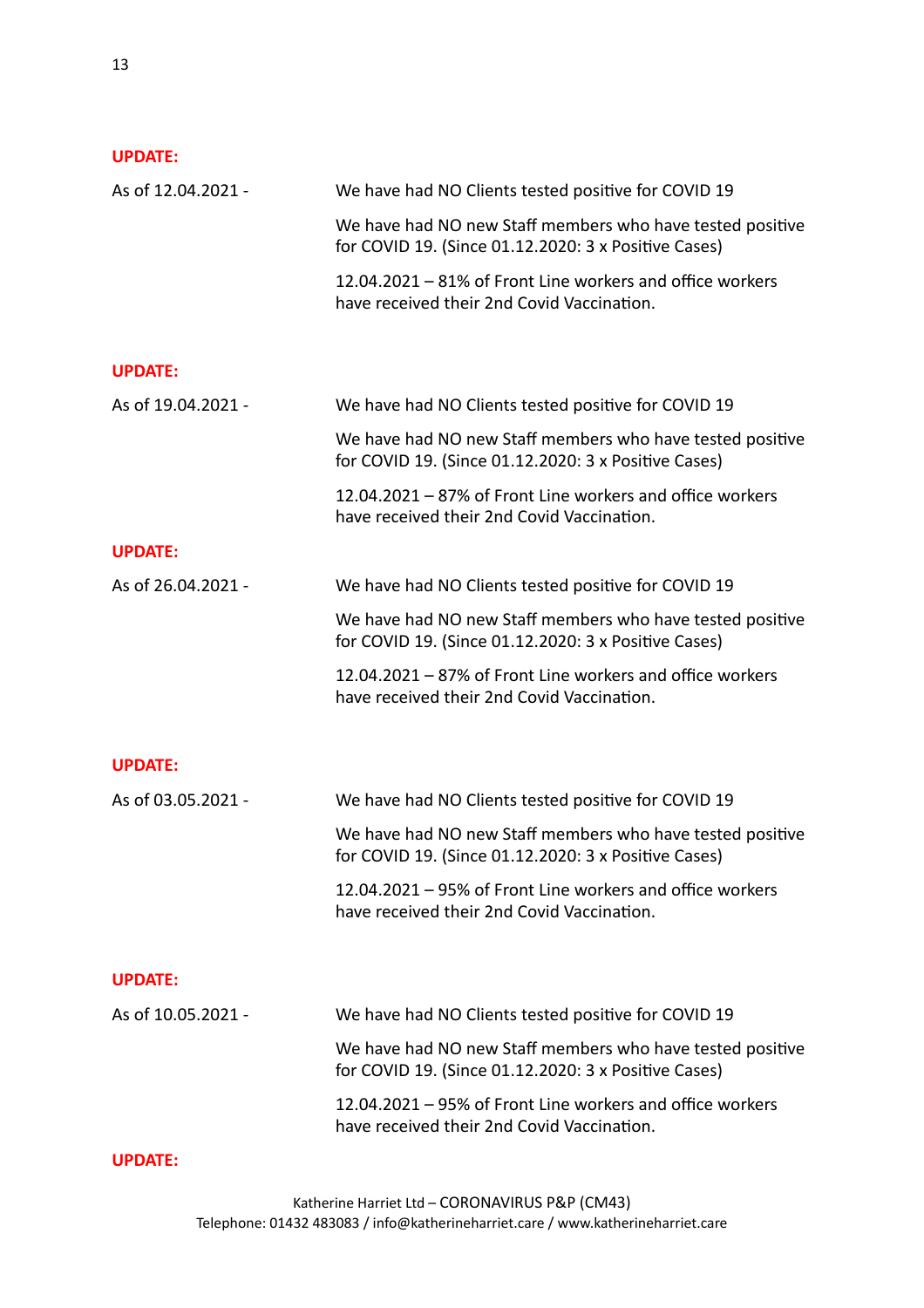**UPDATE:**

As of 12.04.2021 -

We have had NO Clients tested positive for COVID 19

We have had NO new Staff members who have tested positive for COVID 19. (Since 01.12.2020: 3 x Positive Cases)

12.04.2021 – 81% of Front Line workers and office workers have received their 2nd Covid Vaccination.

**UPDATE:**

As of 19.04.2021 -

We have had NO Clients tested positive for COVID 19

We have had NO new Staff members who have tested positive for COVID 19. (Since 01.12.2020: 3 x Positive Cases)

12.04.2021 – 87% of Front Line workers and office workers have received their 2nd Covid Vaccination.

**UPDATE:**

As of 26.04.2021 -

We have had NO Clients tested positive for COVID 19

We have had NO new Staff members who have tested positive for COVID 19. (Since 01.12.2020: 3 x Positive Cases)

12.04.2021 – 87% of Front Line workers and office workers have received their 2nd Covid Vaccination.

**UPDATE:**

As of 03.05.2021 -

We have had NO Clients tested positive for COVID 19

We have had NO new Staff members who have tested positive for COVID 19. (Since 01.12.2020: 3 x Positive Cases)

12.04.2021 – 95% of Front Line workers and office workers have received their 2nd Covid Vaccination.

**UPDATE:**

As of 10.05.2021 -

We have had NO Clients tested positive for COVID 19

We have had NO new Staff members who have tested positive for COVID 19. (Since 01.12.2020: 3 x Positive Cases)

12.04.2021 – 95% of Front Line workers and office workers have received their 2nd Covid Vaccination.

**UPDATE:**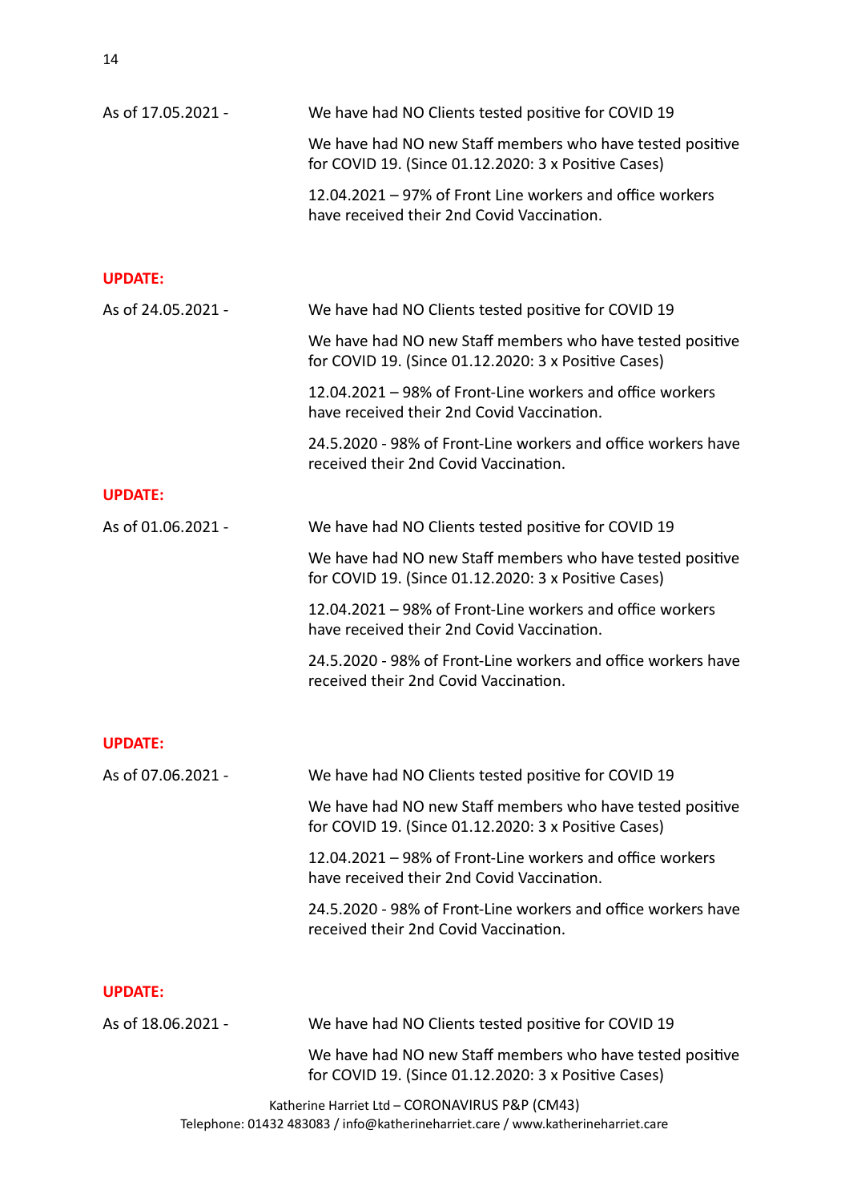As of 17.05.2021 -

We have had NO Clients tested positive for COVID 19

We have had NO new Staff members who have tested positive for COVID 19. (Since 01.12.2020: 3 x Positive Cases)

12.04.2021 – 97% of Front Line workers and office workers have received their 2nd Covid Vaccination.

**UPDATE:**

As of 24.05.2021 -

We have had NO Clients tested positive for COVID 19

We have had NO new Staff members who have tested positive for COVID 19. (Since 01.12.2020: 3 x Positive Cases)

12.04.2021 – 98% of Front-Line workers and office workers have received their 2nd Covid Vaccination.

24.5.2020 - 98% of Front-Line workers and office workers have received their 2nd Covid Vaccination.

**UPDATE:**

As of 01.06.2021 -

We have had NO Clients tested positive for COVID 19

We have had NO new Staff members who have tested positive for COVID 19. (Since 01.12.2020: 3 x Positive Cases)

12.04.2021 – 98% of Front-Line workers and office workers have received their 2nd Covid Vaccination.

24.5.2020 - 98% of Front-Line workers and office workers have received their 2nd Covid Vaccination.

**UPDATE:**

As of 07.06.2021 -

We have had NO Clients tested positive for COVID 19

We have had NO new Staff members who have tested positive for COVID 19. (Since 01.12.2020: 3 x Positive Cases)

12.04.2021 – 98% of Front-Line workers and office workers have received their 2nd Covid Vaccination.

24.5.2020 - 98% of Front-Line workers and office workers have received their 2nd Covid Vaccination.

**UPDATE:**

As of 18.06.2021 -

We have had NO Clients tested positive for COVID 19

We have had NO new Staff members who have tested positive for COVID 19. (Since 01.12.2020: 3 x Positive Cases)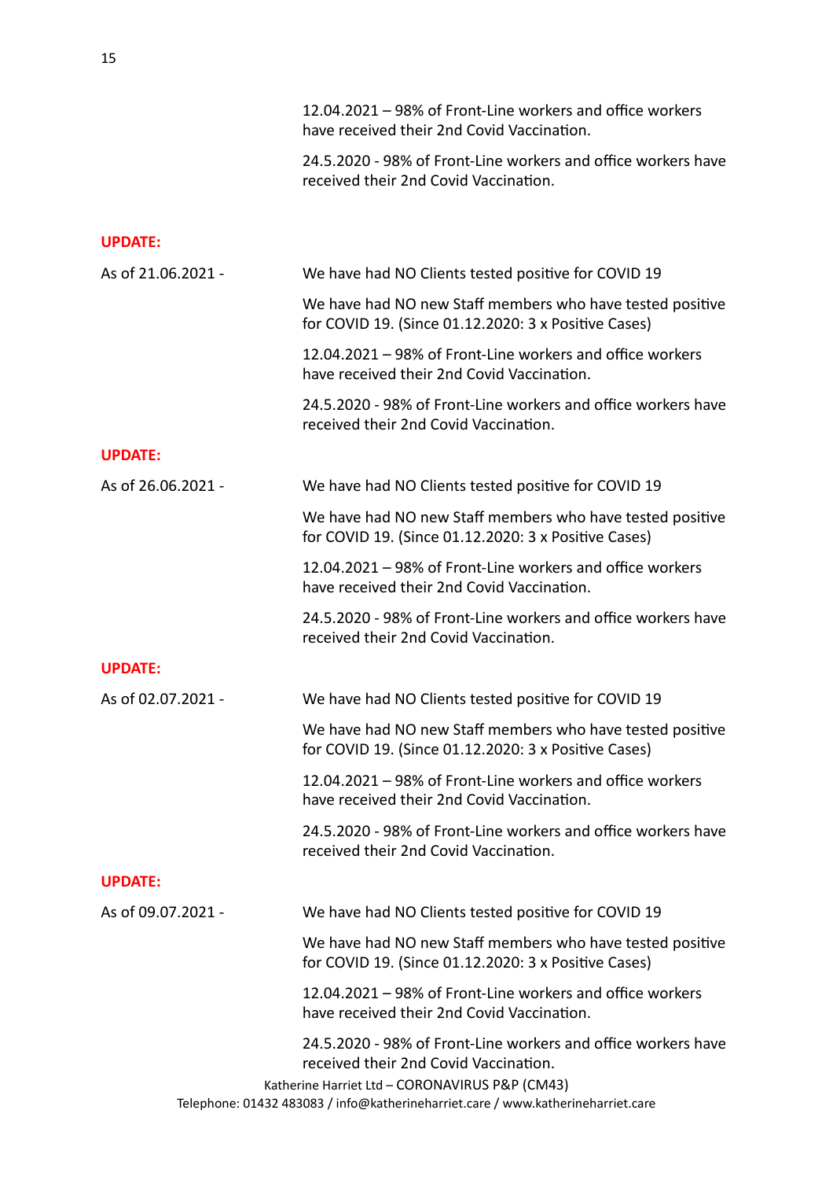12.04.2021 – 98% of Front-Line workers and office workers have received their 2nd Covid Vaccination.

24.5.2020 - 98% of Front-Line workers and office workers have received their 2nd Covid Vaccination.

**UPDATE:**

As of 21.06.2021 -

We have had NO Clients tested positive for COVID 19

We have had NO new Staff members who have tested positive for COVID 19. (Since 01.12.2020: 3 x Positive Cases)

12.04.2021 – 98% of Front-Line workers and office workers have received their 2nd Covid Vaccination.

24.5.2020 - 98% of Front-Line workers and office workers have received their 2nd Covid Vaccination.

**UPDATE:**

As of 26.06.2021 -

We have had NO Clients tested positive for COVID 19

We have had NO new Staff members who have tested positive for COVID 19. (Since 01.12.2020: 3 x Positive Cases)

12.04.2021 – 98% of Front-Line workers and office workers have received their 2nd Covid Vaccination.

24.5.2020 - 98% of Front-Line workers and office workers have received their 2nd Covid Vaccination.

**UPDATE:**

As of 02.07.2021 -

We have had NO Clients tested positive for COVID 19

We have had NO new Staff members who have tested positive for COVID 19. (Since 01.12.2020: 3 x Positive Cases)

12.04.2021 – 98% of Front-Line workers and office workers have received their 2nd Covid Vaccination.

24.5.2020 - 98% of Front-Line workers and office workers have received their 2nd Covid Vaccination.

**UPDATE:**

As of 09.07.2021 -

We have had NO Clients tested positive for COVID 19

We have had NO new Staff members who have tested positive for COVID 19. (Since 01.12.2020: 3 x Positive Cases)

12.04.2021 – 98% of Front-Line workers and office workers have received their 2nd Covid Vaccination.

24.5.2020 - 98% of Front-Line workers and office workers have received their 2nd Covid Vaccination.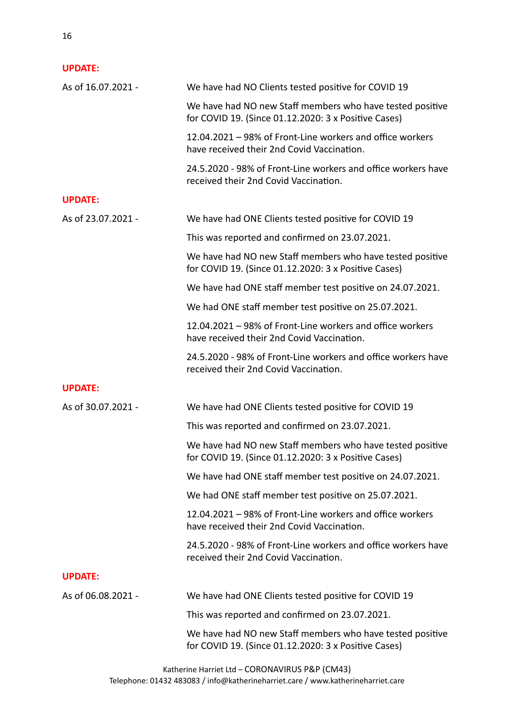**UPDATE:**

As of 16.07.2021 -

We have had NO Clients tested positive for COVID 19

We have had NO new Staff members who have tested positive for COVID 19. (Since 01.12.2020: 3 x Positive Cases)

12.04.2021 – 98% of Front-Line workers and office workers have received their 2nd Covid Vaccination.

24.5.2020 - 98% of Front-Line workers and office workers have received their 2nd Covid Vaccination.

**UPDATE:**

As of 23.07.2021 -

We have had ONE Clients tested positive for COVID 19

This was reported and confirmed on 23.07.2021.

We have had NO new Staff members who have tested positive for COVID 19. (Since 01.12.2020: 3 x Positive Cases)

We have had ONE staff member test positive on 24.07.2021.

We had ONE staff member test positive on 25.07.2021.

12.04.2021 – 98% of Front-Line workers and office workers have received their 2nd Covid Vaccination.

24.5.2020 - 98% of Front-Line workers and office workers have received their 2nd Covid Vaccination.

**UPDATE:**

As of 30.07.2021 -

We have had ONE Clients tested positive for COVID 19

This was reported and confirmed on 23.07.2021.

We have had NO new Staff members who have tested positive for COVID 19. (Since 01.12.2020: 3 x Positive Cases)

We have had ONE staff member test positive on 24.07.2021.

We had ONE staff member test positive on 25.07.2021.

12.04.2021 – 98% of Front-Line workers and office workers have received their 2nd Covid Vaccination.

24.5.2020 - 98% of Front-Line workers and office workers have received their 2nd Covid Vaccination.

**UPDATE:**

As of 06.08.2021 -

We have had ONE Clients tested positive for COVID 19

This was reported and confirmed on 23.07.2021.

We have had NO new Staff members who have tested positive for COVID 19. (Since 01.12.2020: 3 x Positive Cases)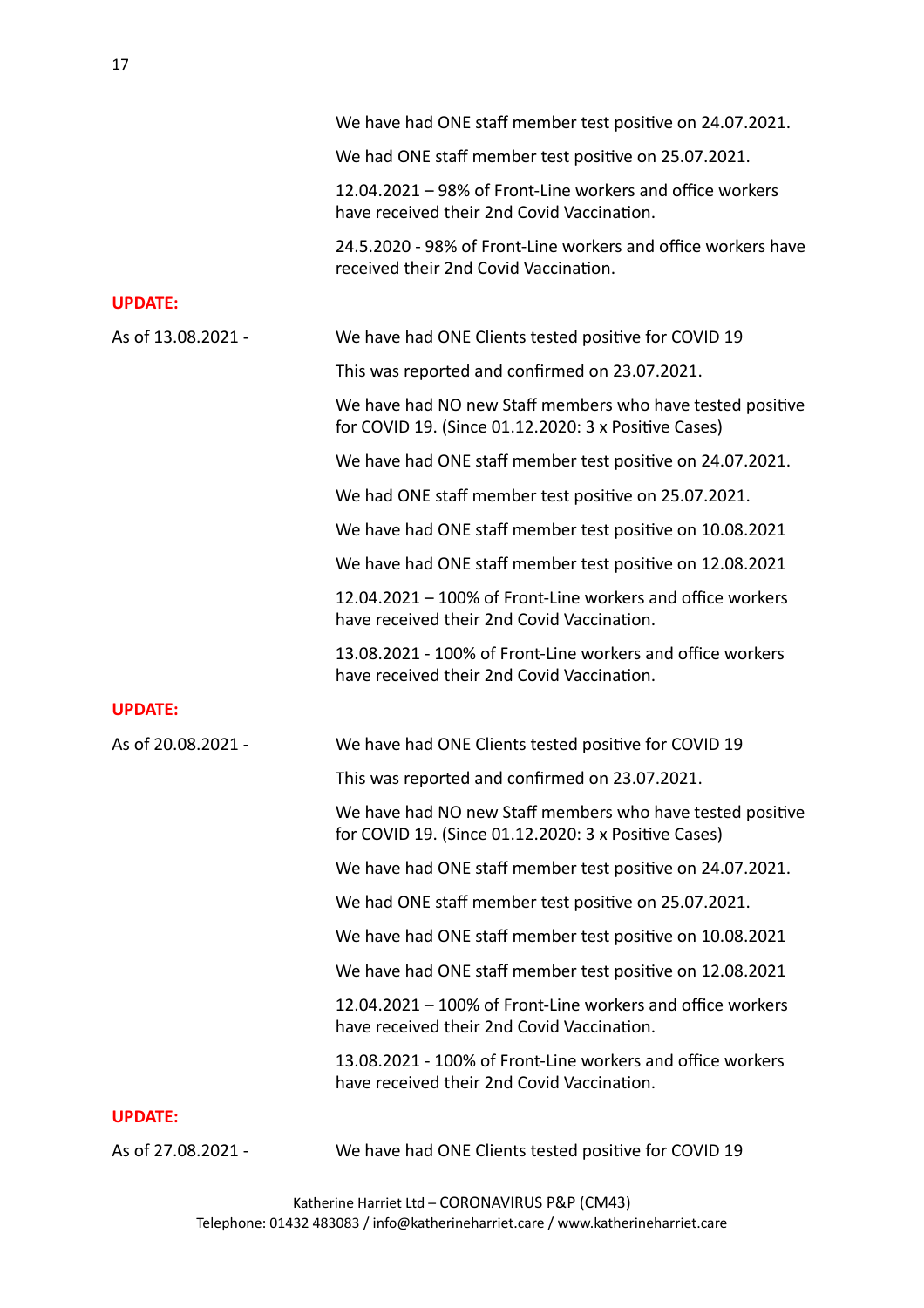We have had ONE staff member test positive on 24.07.2021.

We had ONE staff member test positive on 25.07.2021.

12.04.2021 – 98% of Front-Line workers and office workers have received their 2nd Covid Vaccination.

24.5.2020 - 98% of Front-Line workers and office workers have received their 2nd Covid Vaccination.

**UPDATE:**

As of 13.08.2021 -

We have had ONE Clients tested positive for COVID 19

This was reported and confirmed on 23.07.2021.

We have had NO new Staff members who have tested positive for COVID 19. (Since 01.12.2020: 3 x Positive Cases)

We have had ONE staff member test positive on 24.07.2021.

We had ONE staff member test positive on 25.07.2021.

We have had ONE staff member test positive on 10.08.2021

We have had ONE staff member test positive on 12.08.2021

12.04.2021 – 100% of Front-Line workers and office workers have received their 2nd Covid Vaccination.

13.08.2021 - 100% of Front-Line workers and office workers have received their 2nd Covid Vaccination.

**UPDATE:**

As of 20.08.2021 -

We have had ONE Clients tested positive for COVID 19

This was reported and confirmed on 23.07.2021.

We have had NO new Staff members who have tested positive for COVID 19. (Since 01.12.2020: 3 x Positive Cases)

We have had ONE staff member test positive on 24.07.2021.

We had ONE staff member test positive on 25.07.2021.

We have had ONE staff member test positive on 10.08.2021

We have had ONE staff member test positive on 12.08.2021

12.04.2021 – 100% of Front-Line workers and office workers have received their 2nd Covid Vaccination.

13.08.2021 - 100% of Front-Line workers and office workers have received their 2nd Covid Vaccination.

**UPDATE:**

As of 27.08.2021 -

We have had ONE Clients tested positive for COVID 19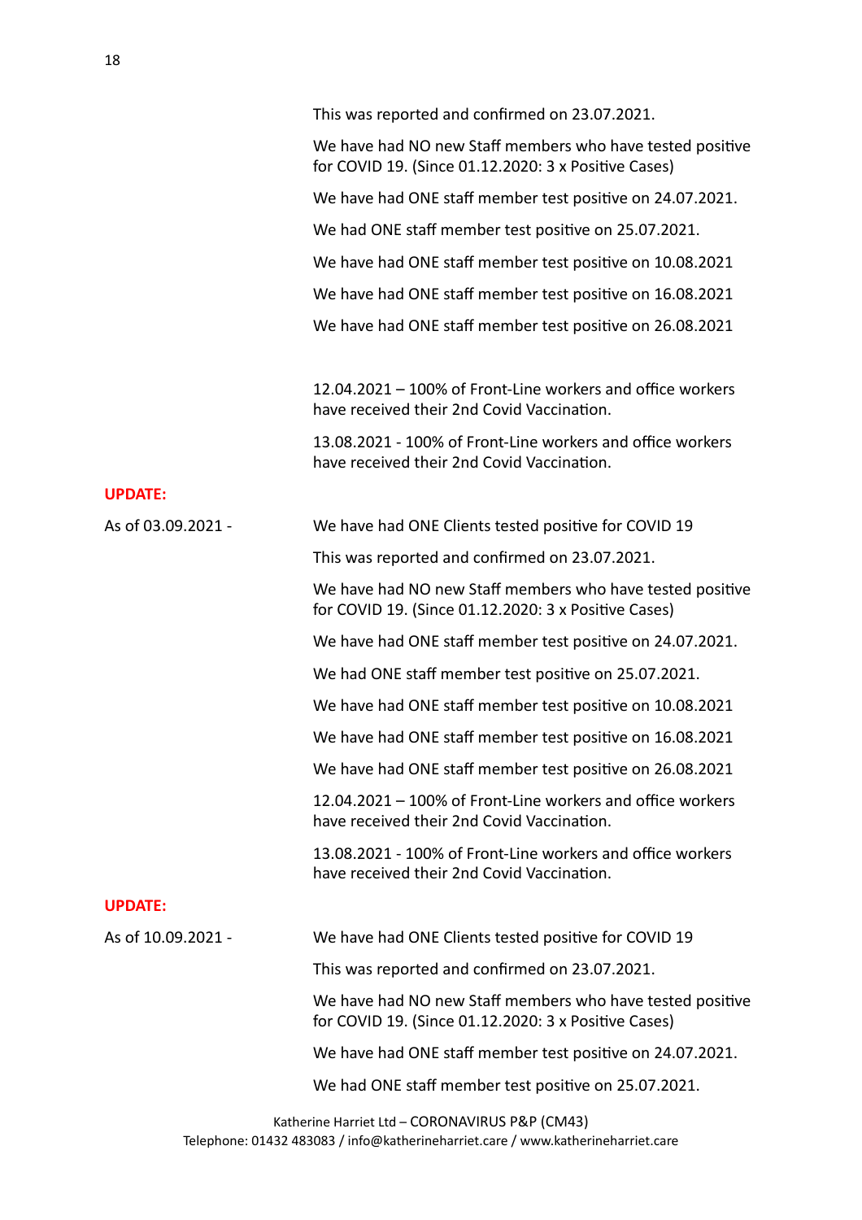This was reported and confirmed on 23.07.2021.

We have had NO new Staff members who have tested positive for COVID 19. (Since 01.12.2020: 3 x Positive Cases)

We have had ONE staff member test positive on 24.07.2021.

We had ONE staff member test positive on 25.07.2021.

We have had ONE staff member test positive on 10.08.2021

We have had ONE staff member test positive on 16.08.2021

We have had ONE staff member test positive on 26.08.2021

12.04.2021 – 100% of Front-Line workers and office workers have received their 2nd Covid Vaccination.

13.08.2021 - 100% of Front-Line workers and office workers have received their 2nd Covid Vaccination.

**UPDATE:**

As of 03.09.2021 - We have had ONE Clients tested positive for COVID 19

This was reported and confirmed on 23.07.2021.

We have had NO new Staff members who have tested positive for COVID 19. (Since 01.12.2020: 3 x Positive Cases)

We have had ONE staff member test positive on 24.07.2021.

We had ONE staff member test positive on 25.07.2021.

We have had ONE staff member test positive on 10.08.2021

We have had ONE staff member test positive on 16.08.2021

We have had ONE staff member test positive on 26.08.2021

12.04.2021 – 100% of Front-Line workers and office workers have received their 2nd Covid Vaccination.

13.08.2021 - 100% of Front-Line workers and office workers have received their 2nd Covid Vaccination.

**UPDATE:**

As of 10.09.2021 - We have had ONE Clients tested positive for COVID 19

This was reported and confirmed on 23.07.2021.

We have had NO new Staff members who have tested positive for COVID 19. (Since 01.12.2020: 3 x Positive Cases)

We have had ONE staff member test positive on 24.07.2021.

We had ONE staff member test positive on 25.07.2021.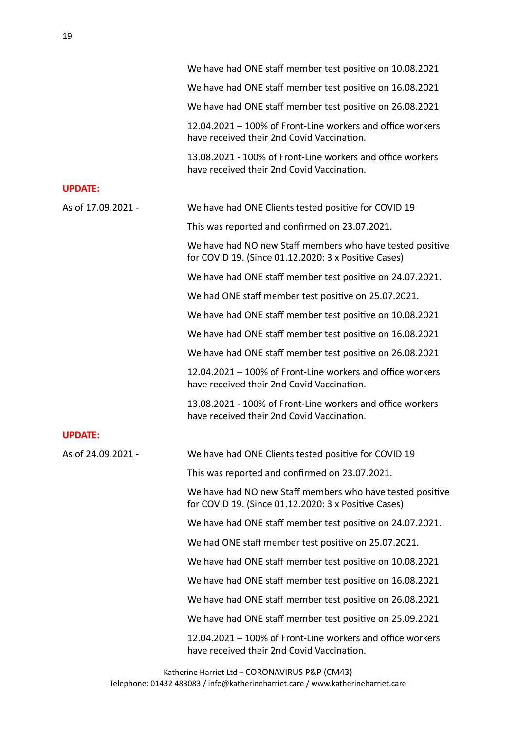We have had ONE staff member test positive on 10.08.2021

We have had ONE staff member test positive on 16.08.2021

We have had ONE staff member test positive on 26.08.2021

12.04.2021 – 100% of Front-Line workers and office workers have received their 2nd Covid Vaccination.

13.08.2021 - 100% of Front-Line workers and office workers have received their 2nd Covid Vaccination.

**UPDATE:**

As of 17.09.2021 -

We have had ONE Clients tested positive for COVID 19

This was reported and confirmed on 23.07.2021.

We have had NO new Staff members who have tested positive for COVID 19. (Since 01.12.2020: 3 x Positive Cases)

We have had ONE staff member test positive on 24.07.2021.

We had ONE staff member test positive on 25.07.2021.

We have had ONE staff member test positive on 10.08.2021

We have had ONE staff member test positive on 16.08.2021

We have had ONE staff member test positive on 26.08.2021

12.04.2021 – 100% of Front-Line workers and office workers have received their 2nd Covid Vaccination.

13.08.2021 - 100% of Front-Line workers and office workers have received their 2nd Covid Vaccination.

**UPDATE:**

As of 24.09.2021 -

We have had ONE Clients tested positive for COVID 19

This was reported and confirmed on 23.07.2021.

We have had NO new Staff members who have tested positive for COVID 19. (Since 01.12.2020: 3 x Positive Cases)

We have had ONE staff member test positive on 24.07.2021.

We had ONE staff member test positive on 25.07.2021.

We have had ONE staff member test positive on 10.08.2021

We have had ONE staff member test positive on 16.08.2021

We have had ONE staff member test positive on 26.08.2021

We have had ONE staff member test positive on 25.09.2021

12.04.2021 – 100% of Front-Line workers and office workers have received their 2nd Covid Vaccination.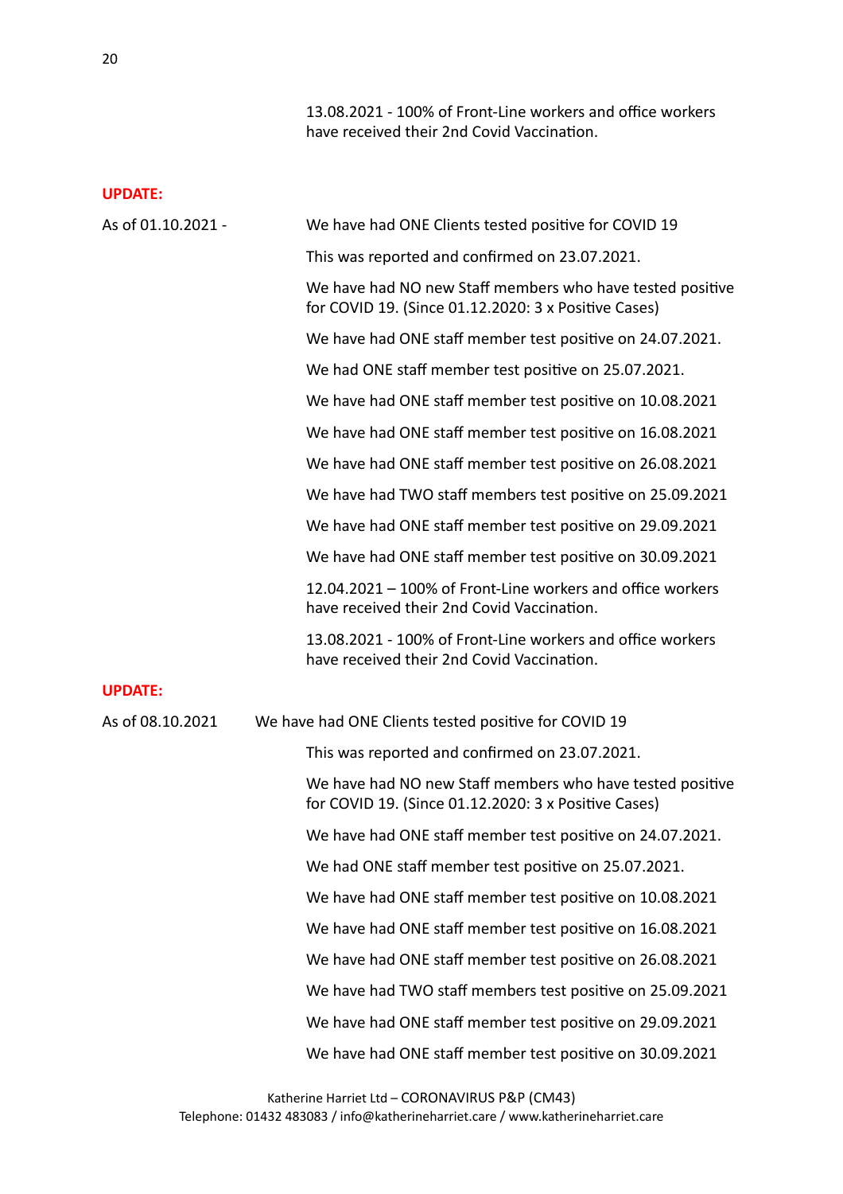13.08.2021 - 100% of Front-Line workers and office workers have received their 2nd Covid Vaccination.

**UPDATE:**

As of 01.10.2021 -

We have had ONE Clients tested positive for COVID 19

This was reported and confirmed on 23.07.2021.

We have had NO new Staff members who have tested positive for COVID 19. (Since 01.12.2020: 3 x Positive Cases)

We have had ONE staff member test positive on 24.07.2021.

We had ONE staff member test positive on 25.07.2021.

We have had ONE staff member test positive on 10.08.2021

We have had ONE staff member test positive on 16.08.2021

We have had ONE staff member test positive on 26.08.2021

We have had TWO staff members test positive on 25.09.2021

We have had ONE staff member test positive on 29.09.2021

We have had ONE staff member test positive on 30.09.2021

12.04.2021 – 100% of Front-Line workers and office workers have received their 2nd Covid Vaccination.

13.08.2021 - 100% of Front-Line workers and office workers have received their 2nd Covid Vaccination.

**UPDATE:**

As of 08.10.2021 We have had ONE Clients tested positive for COVID 19

This was reported and confirmed on 23.07.2021.

We have had NO new Staff members who have tested positive for COVID 19. (Since 01.12.2020: 3 x Positive Cases)

We have had ONE staff member test positive on 24.07.2021.

We had ONE staff member test positive on 25.07.2021.

We have had ONE staff member test positive on 10.08.2021

We have had ONE staff member test positive on 16.08.2021

We have had ONE staff member test positive on 26.08.2021

We have had TWO staff members test positive on 25.09.2021

We have had ONE staff member test positive on 29.09.2021

We have had ONE staff member test positive on 30.09.2021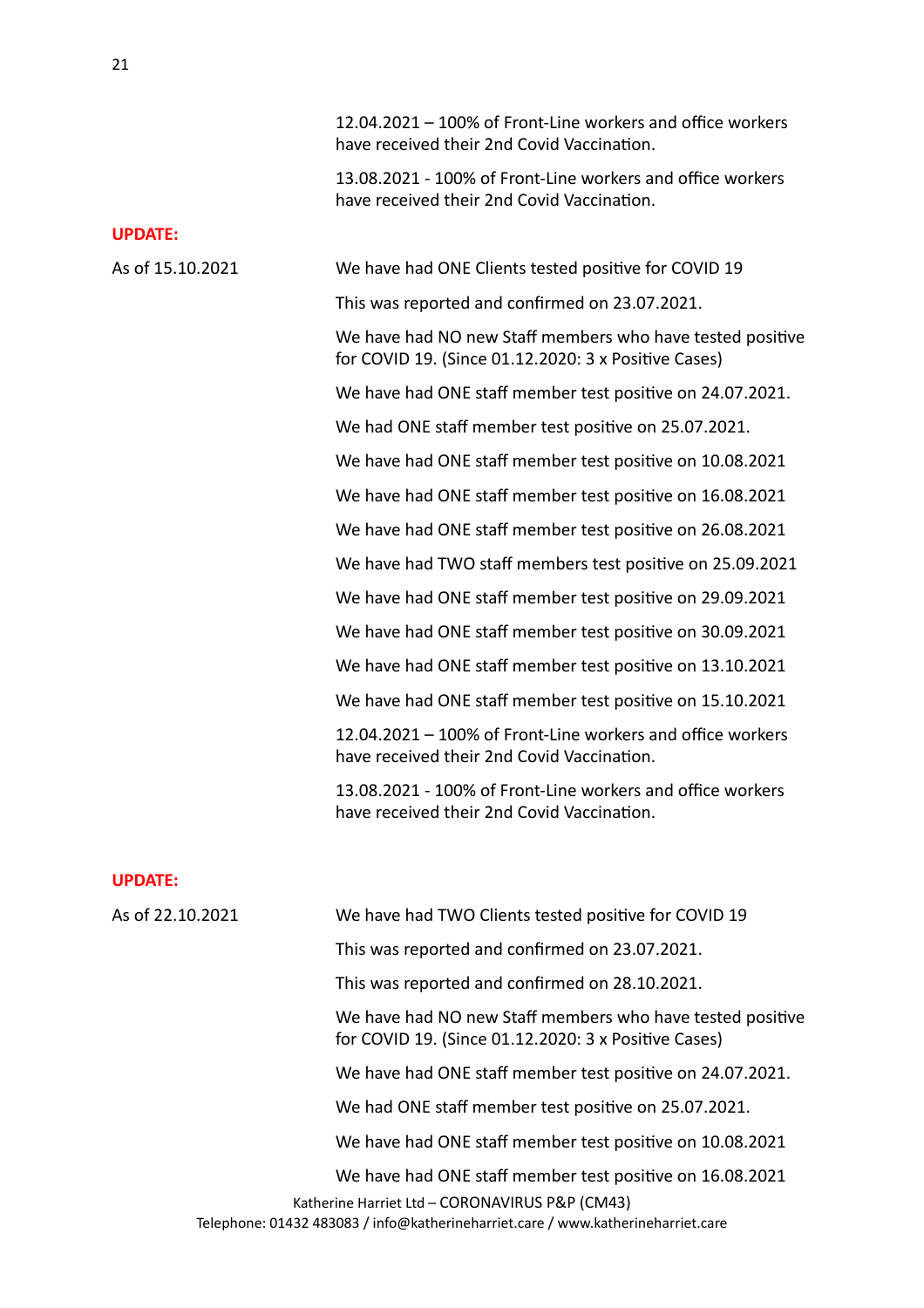12.04.2021 – 100% of Front-Line workers and office workers have received their 2nd Covid Vaccination.

13.08.2021 - 100% of Front-Line workers and office workers have received their 2nd Covid Vaccination.

**UPDATE:**

As of 15.10.2021

We have had ONE Clients tested positive for COVID 19

This was reported and confirmed on 23.07.2021.

We have had NO new Staff members who have tested positive for COVID 19. (Since 01.12.2020: 3 x Positive Cases)

We have had ONE staff member test positive on 24.07.2021.

We had ONE staff member test positive on 25.07.2021.

We have had ONE staff member test positive on 10.08.2021

We have had ONE staff member test positive on 16.08.2021

We have had ONE staff member test positive on 26.08.2021

We have had TWO staff members test positive on 25.09.2021

We have had ONE staff member test positive on 29.09.2021

We have had ONE staff member test positive on 30.09.2021

We have had ONE staff member test positive on 13.10.2021

We have had ONE staff member test positive on 15.10.2021

12.04.2021 – 100% of Front-Line workers and office workers have received their 2nd Covid Vaccination.

13.08.2021 - 100% of Front-Line workers and office workers have received their 2nd Covid Vaccination.

**UPDATE:**

As of 22.10.2021

We have had TWO Clients tested positive for COVID 19

This was reported and confirmed on 23.07.2021.

This was reported and confirmed on 28.10.2021.

We have had NO new Staff members who have tested positive for COVID 19. (Since 01.12.2020: 3 x Positive Cases)

We have had ONE staff member test positive on 24.07.2021.

We had ONE staff member test positive on 25.07.2021.

We have had ONE staff member test positive on 10.08.2021

We have had ONE staff member test positive on 16.08.2021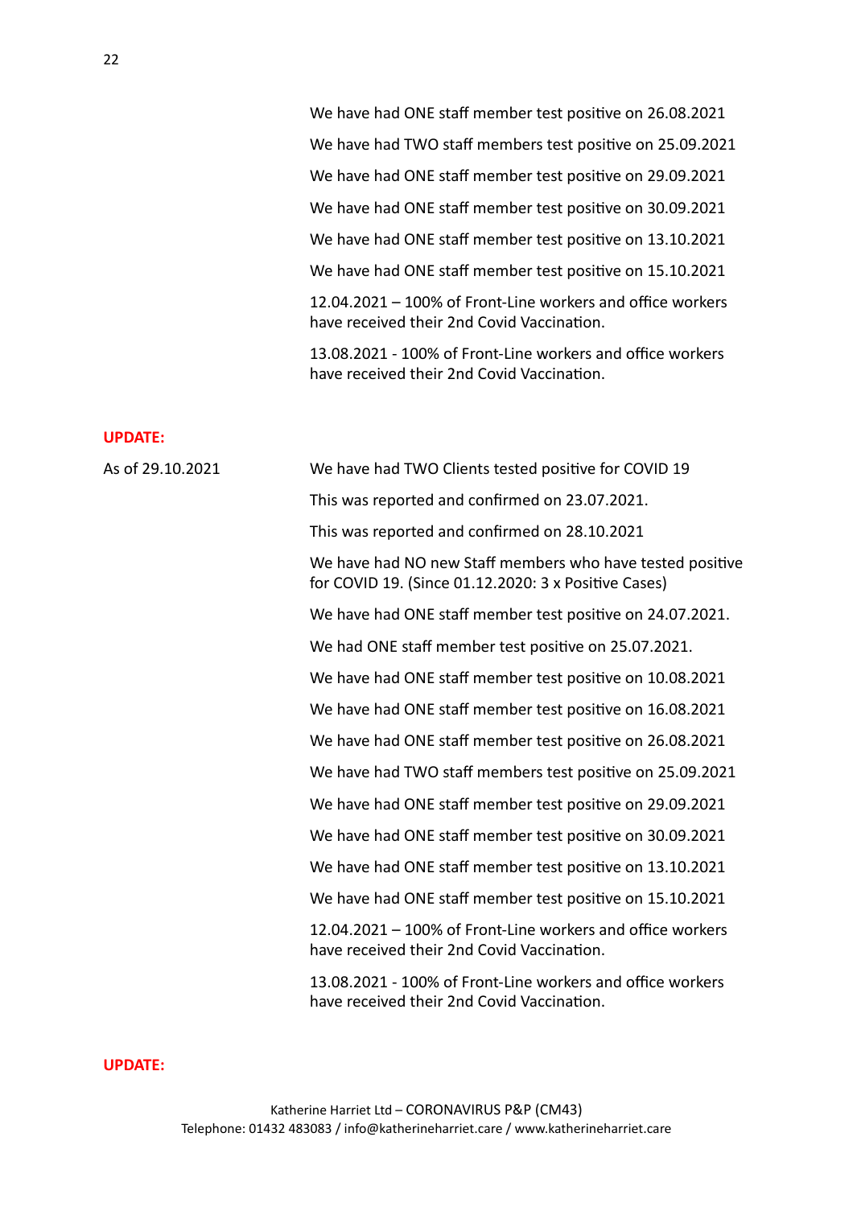We have had ONE staff member test positive on 26.08.2021

We have had TWO staff members test positive on 25.09.2021

We have had ONE staff member test positive on 29.09.2021

We have had ONE staff member test positive on 30.09.2021

We have had ONE staff member test positive on 13.10.2021

We have had ONE staff member test positive on 15.10.2021

12.04.2021 – 100% of Front-Line workers and office workers have received their 2nd Covid Vaccination.

13.08.2021 - 100% of Front-Line workers and office workers have received their 2nd Covid Vaccination.

**UPDATE:**

As of 29.10.2021

We have had TWO Clients tested positive for COVID 19

This was reported and confirmed on 23.07.2021.

This was reported and confirmed on 28.10.2021

We have had NO new Staff members who have tested positive for COVID 19. (Since 01.12.2020: 3 x Positive Cases)

We have had ONE staff member test positive on 24.07.2021.

We had ONE staff member test positive on 25.07.2021.

We have had ONE staff member test positive on 10.08.2021

We have had ONE staff member test positive on 16.08.2021

We have had ONE staff member test positive on 26.08.2021

We have had TWO staff members test positive on 25.09.2021

We have had ONE staff member test positive on 29.09.2021

We have had ONE staff member test positive on 30.09.2021

We have had ONE staff member test positive on 13.10.2021

We have had ONE staff member test positive on 15.10.2021

12.04.2021 – 100% of Front-Line workers and office workers have received their 2nd Covid Vaccination.

13.08.2021 - 100% of Front-Line workers and office workers have received their 2nd Covid Vaccination.

**UPDATE:**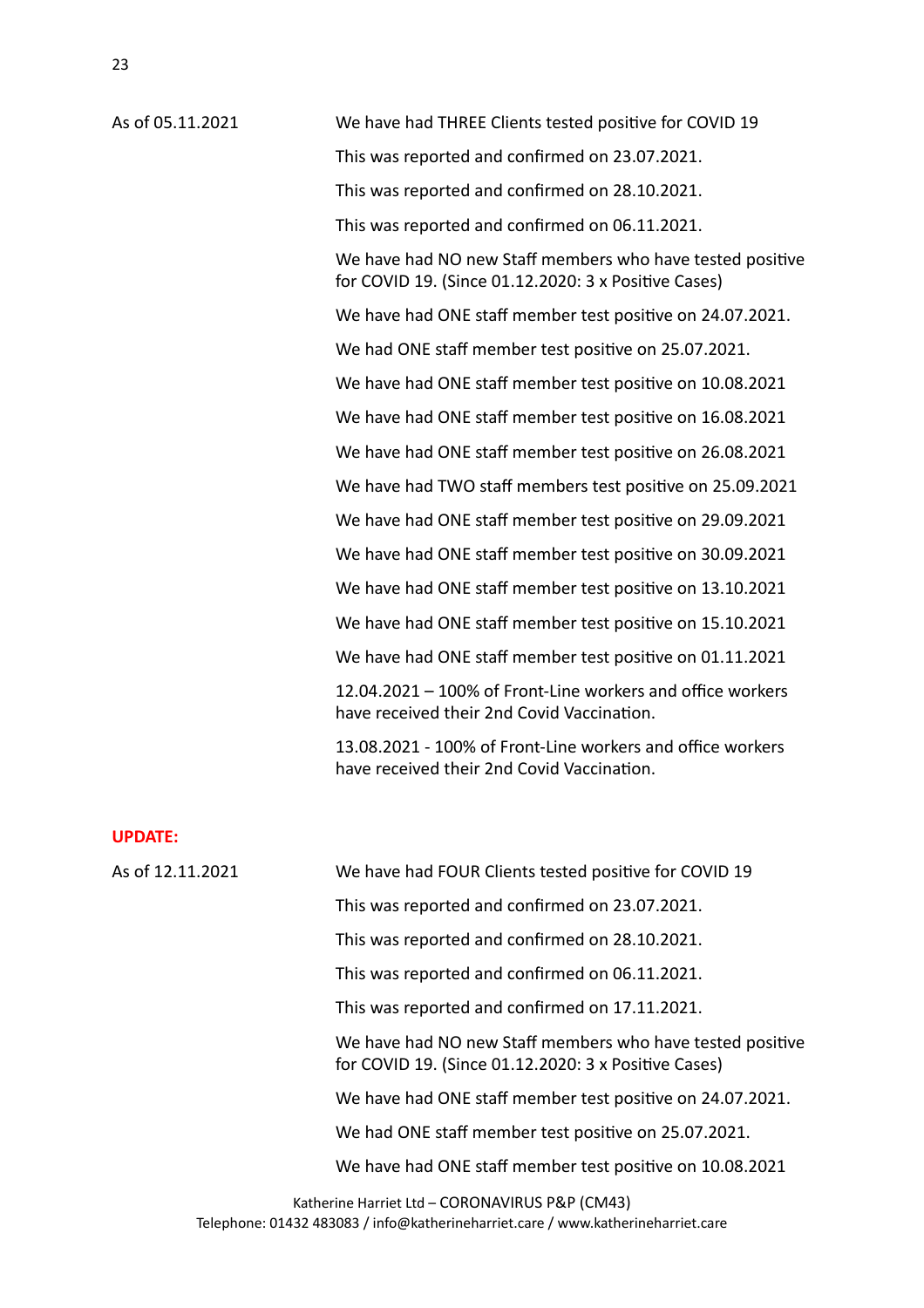As of 05.11.2021

We have had THREE Clients tested positive for COVID 19

This was reported and confirmed on 23.07.2021.

This was reported and confirmed on 28.10.2021.

This was reported and confirmed on 06.11.2021.

We have had NO new Staff members who have tested positive for COVID 19. (Since 01.12.2020: 3 x Positive Cases)

We have had ONE staff member test positive on 24.07.2021.

We had ONE staff member test positive on 25.07.2021.

We have had ONE staff member test positive on 10.08.2021

We have had ONE staff member test positive on 16.08.2021

We have had ONE staff member test positive on 26.08.2021

We have had TWO staff members test positive on 25.09.2021

We have had ONE staff member test positive on 29.09.2021

We have had ONE staff member test positive on 30.09.2021

We have had ONE staff member test positive on 13.10.2021

We have had ONE staff member test positive on 15.10.2021

We have had ONE staff member test positive on 01.11.2021

12.04.2021 – 100% of Front-Line workers and office workers have received their 2nd Covid Vaccination.

13.08.2021 - 100% of Front-Line workers and office workers have received their 2nd Covid Vaccination.

**UPDATE:**

As of 12.11.2021

We have had FOUR Clients tested positive for COVID 19

This was reported and confirmed on 23.07.2021.

This was reported and confirmed on 28.10.2021.

This was reported and confirmed on 06.11.2021.

This was reported and confirmed on 17.11.2021.

We have had NO new Staff members who have tested positive for COVID 19. (Since 01.12.2020: 3 x Positive Cases)

We have had ONE staff member test positive on 24.07.2021.

We had ONE staff member test positive on 25.07.2021.

We have had ONE staff member test positive on 10.08.2021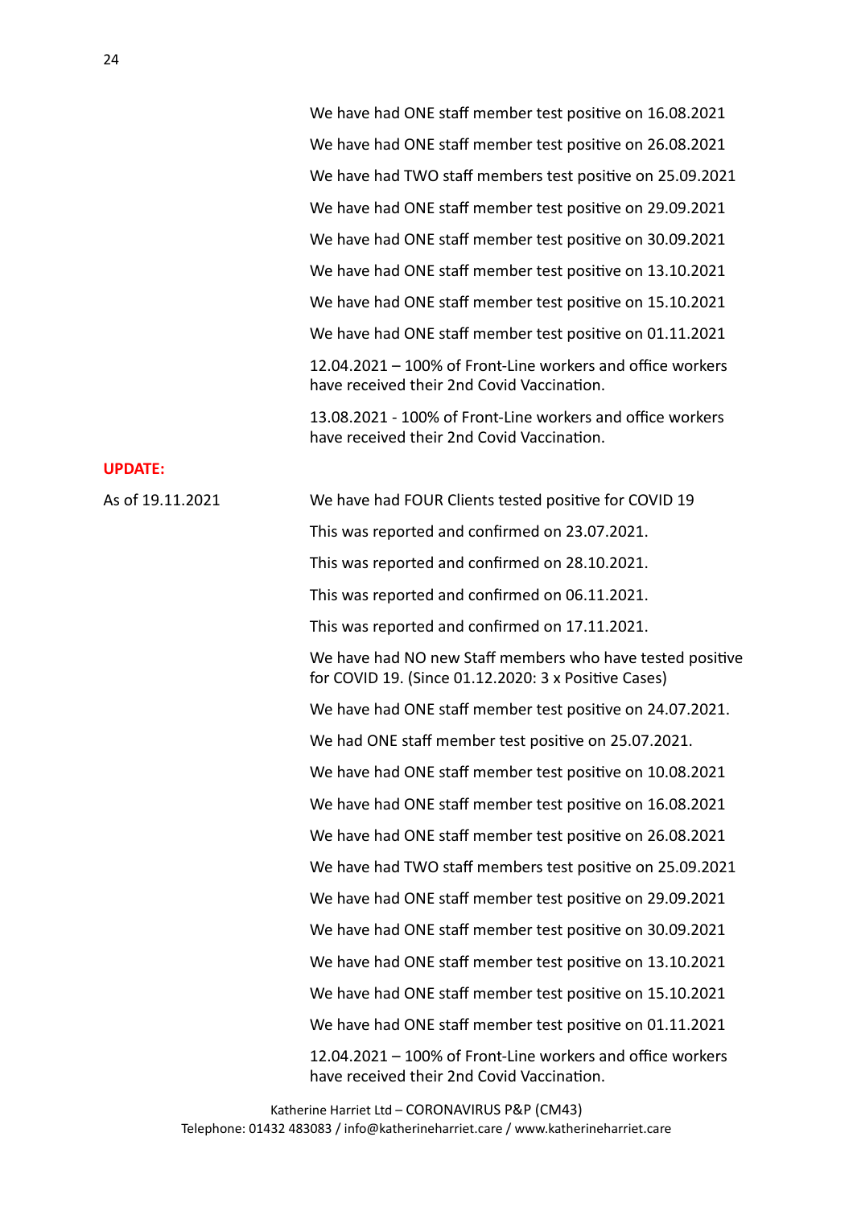We have had ONE staff member test positive on 16.08.2021

We have had ONE staff member test positive on 26.08.2021

We have had TWO staff members test positive on 25.09.2021

We have had ONE staff member test positive on 29.09.2021

We have had ONE staff member test positive on 30.09.2021

We have had ONE staff member test positive on 13.10.2021

We have had ONE staff member test positive on 15.10.2021

We have had ONE staff member test positive on 01.11.2021

12.04.2021 – 100% of Front-Line workers and office workers have received their 2nd Covid Vaccination.

13.08.2021 - 100% of Front-Line workers and office workers have received their 2nd Covid Vaccination.

**UPDATE:**

As of 19.11.2021

We have had FOUR Clients tested positive for COVID 19

This was reported and confirmed on 23.07.2021.

This was reported and confirmed on 28.10.2021.

This was reported and confirmed on 06.11.2021.

This was reported and confirmed on 17.11.2021.

We have had NO new Staff members who have tested positive for COVID 19. (Since 01.12.2020: 3 x Positive Cases)

We have had ONE staff member test positive on 24.07.2021.

We had ONE staff member test positive on 25.07.2021.

We have had ONE staff member test positive on 10.08.2021

We have had ONE staff member test positive on 16.08.2021

We have had ONE staff member test positive on 26.08.2021

We have had TWO staff members test positive on 25.09.2021

We have had ONE staff member test positive on 29.09.2021

We have had ONE staff member test positive on 30.09.2021

We have had ONE staff member test positive on 13.10.2021

We have had ONE staff member test positive on 15.10.2021

We have had ONE staff member test positive on 01.11.2021

12.04.2021 – 100% of Front-Line workers and office workers have received their 2nd Covid Vaccination.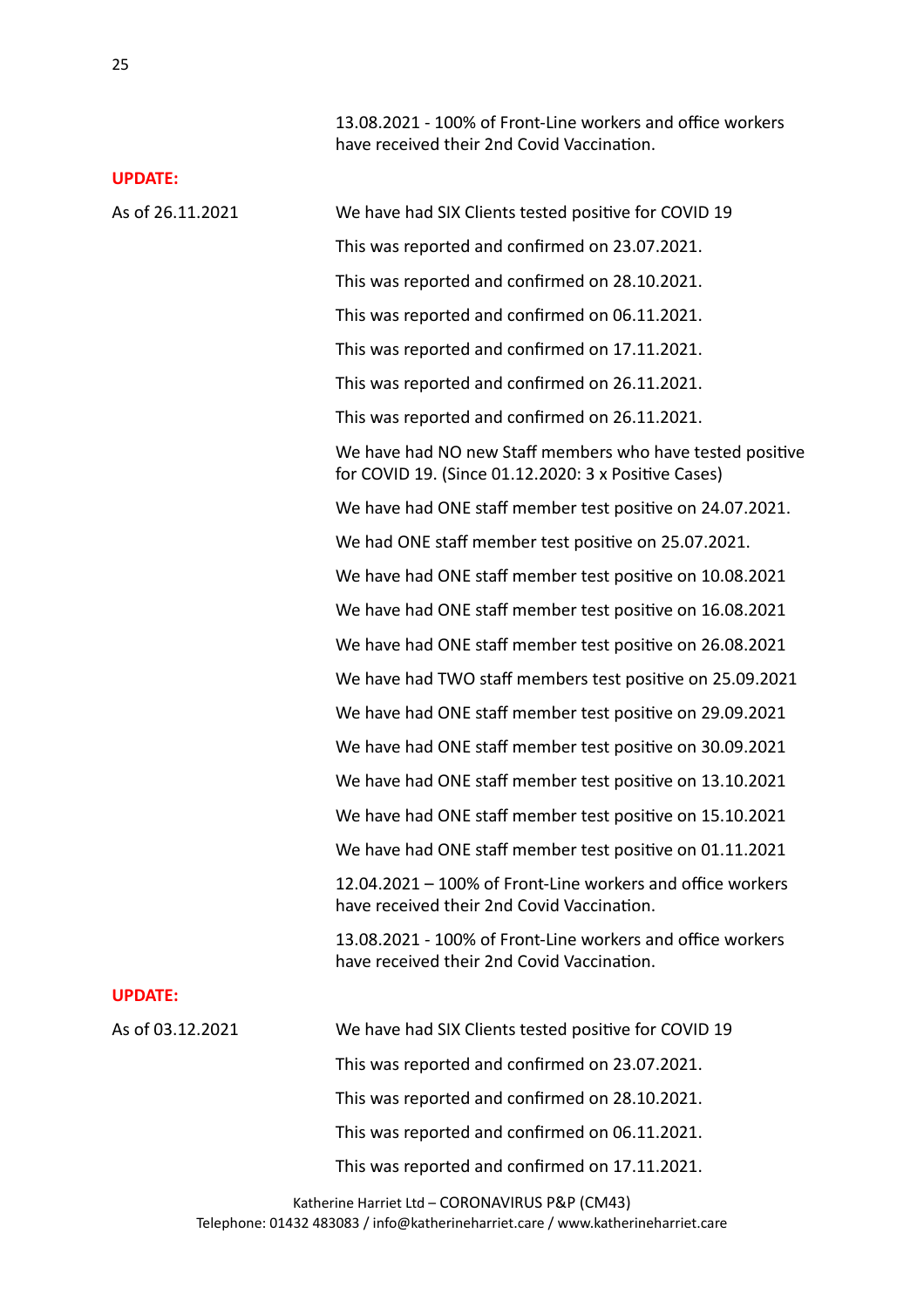13.08.2021 - 100% of Front-Line workers and office workers have received their 2nd Covid Vaccination.

**UPDATE:**

As of 26.11.2021

We have had SIX Clients tested positive for COVID 19

This was reported and confirmed on 23.07.2021.

This was reported and confirmed on 28.10.2021.

This was reported and confirmed on 06.11.2021.

This was reported and confirmed on 17.11.2021.

This was reported and confirmed on 26.11.2021.

This was reported and confirmed on 26.11.2021.

We have had NO new Staff members who have tested positive for COVID 19. (Since 01.12.2020: 3 x Positive Cases)

We have had ONE staff member test positive on 24.07.2021.

We had ONE staff member test positive on 25.07.2021.

We have had ONE staff member test positive on 10.08.2021

We have had ONE staff member test positive on 16.08.2021

We have had ONE staff member test positive on 26.08.2021

We have had TWO staff members test positive on 25.09.2021

We have had ONE staff member test positive on 29.09.2021

We have had ONE staff member test positive on 30.09.2021

We have had ONE staff member test positive on 13.10.2021

We have had ONE staff member test positive on 15.10.2021

We have had ONE staff member test positive on 01.11.2021

12.04.2021 – 100% of Front-Line workers and office workers have received their 2nd Covid Vaccination.

13.08.2021 - 100% of Front-Line workers and office workers have received their 2nd Covid Vaccination.

**UPDATE:**

As of 03.12.2021

We have had SIX Clients tested positive for COVID 19

This was reported and confirmed on 23.07.2021.

This was reported and confirmed on 28.10.2021.

This was reported and confirmed on 06.11.2021.

This was reported and confirmed on 17.11.2021.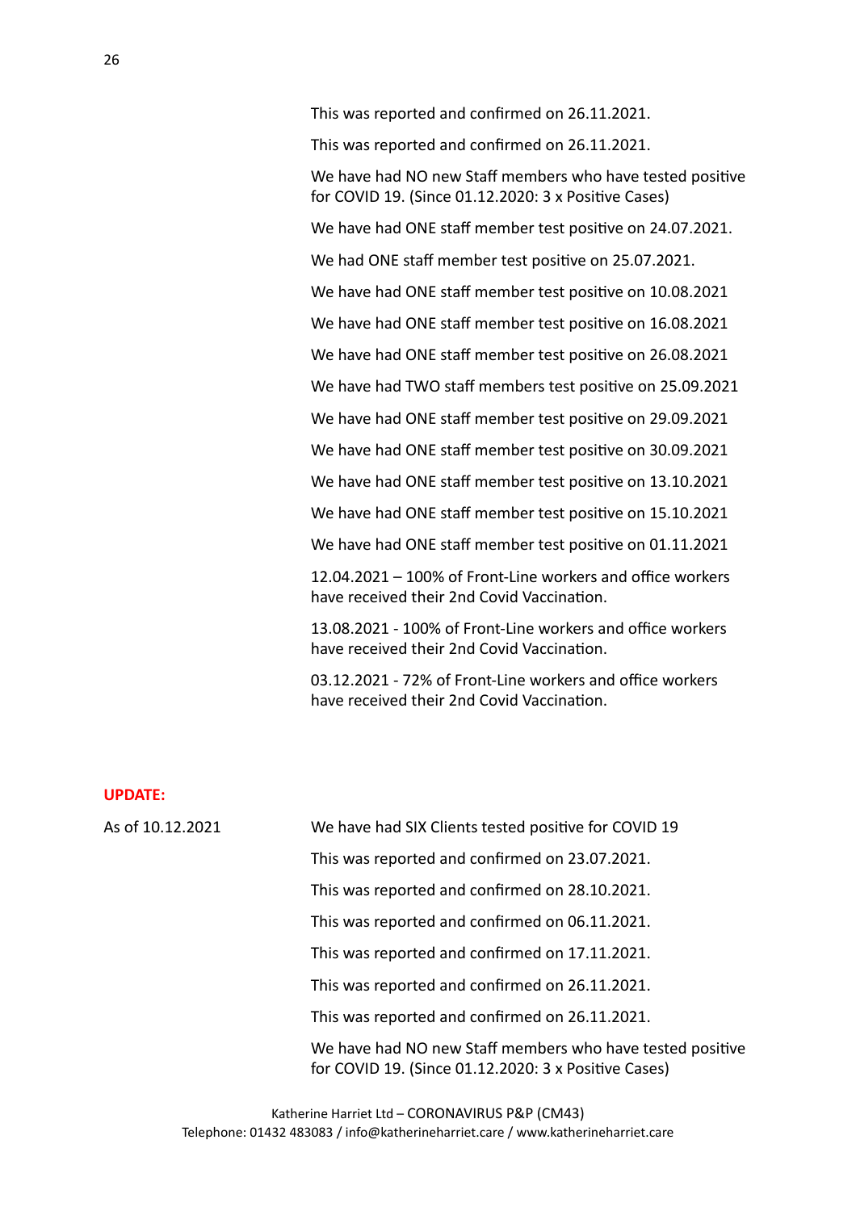This was reported and confirmed on 26.11.2021.

This was reported and confirmed on 26.11.2021.

We have had NO new Staff members who have tested positive for COVID 19. (Since 01.12.2020: 3 x Positive Cases)

We have had ONE staff member test positive on 24.07.2021.

We had ONE staff member test positive on 25.07.2021.

We have had ONE staff member test positive on 10.08.2021

We have had ONE staff member test positive on 16.08.2021

We have had ONE staff member test positive on 26.08.2021

We have had TWO staff members test positive on 25.09.2021

We have had ONE staff member test positive on 29.09.2021

We have had ONE staff member test positive on 30.09.2021

We have had ONE staff member test positive on 13.10.2021

We have had ONE staff member test positive on 15.10.2021

We have had ONE staff member test positive on 01.11.2021

12.04.2021 – 100% of Front-Line workers and office workers have received their 2nd Covid Vaccination.

13.08.2021 - 100% of Front-Line workers and office workers have received their 2nd Covid Vaccination.

03.12.2021 - 72% of Front-Line workers and office workers have received their 2nd Covid Vaccination.

**UPDATE:**

As of 10.12.2021

We have had SIX Clients tested positive for COVID 19

This was reported and confirmed on 23.07.2021.

This was reported and confirmed on 28.10.2021.

This was reported and confirmed on 06.11.2021.

This was reported and confirmed on 17.11.2021.

This was reported and confirmed on 26.11.2021.

This was reported and confirmed on 26.11.2021.

We have had NO new Staff members who have tested positive for COVID 19. (Since 01.12.2020: 3 x Positive Cases)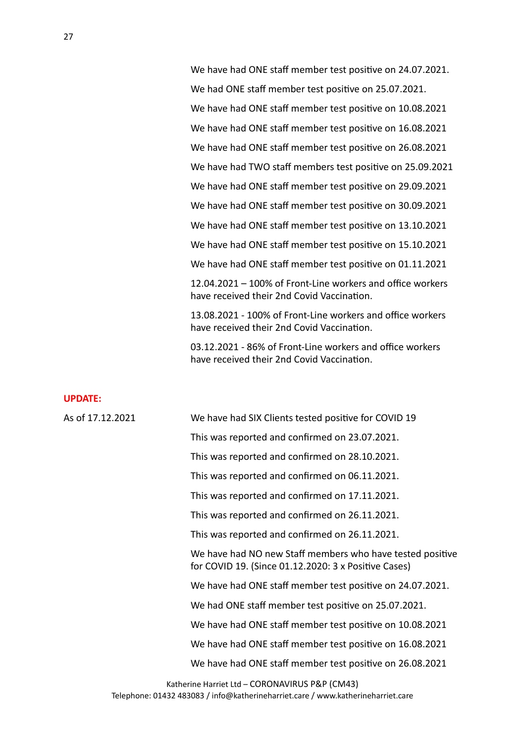We have had ONE staff member test positive on 24.07.2021.

We had ONE staff member test positive on 25.07.2021.

We have had ONE staff member test positive on 10.08.2021

We have had ONE staff member test positive on 16.08.2021

We have had ONE staff member test positive on 26.08.2021

We have had TWO staff members test positive on 25.09.2021

We have had ONE staff member test positive on 29.09.2021

We have had ONE staff member test positive on 30.09.2021

We have had ONE staff member test positive on 13.10.2021

We have had ONE staff member test positive on 15.10.2021

We have had ONE staff member test positive on 01.11.2021

12.04.2021 – 100% of Front-Line workers and office workers have received their 2nd Covid Vaccination.

13.08.2021 - 100% of Front-Line workers and office workers have received their 2nd Covid Vaccination.

03.12.2021 - 86% of Front-Line workers and office workers have received their 2nd Covid Vaccination.

**UPDATE:**

As of 17.12.2021

We have had SIX Clients tested positive for COVID 19

This was reported and confirmed on 23.07.2021.

This was reported and confirmed on 28.10.2021.

This was reported and confirmed on 06.11.2021.

This was reported and confirmed on 17.11.2021.

This was reported and confirmed on 26.11.2021.

This was reported and confirmed on 26.11.2021.

We have had NO new Staff members who have tested positive for COVID 19. (Since 01.12.2020: 3 x Positive Cases)

We have had ONE staff member test positive on 24.07.2021.

We had ONE staff member test positive on 25.07.2021.

We have had ONE staff member test positive on 10.08.2021

We have had ONE staff member test positive on 16.08.2021

We have had ONE staff member test positive on 26.08.2021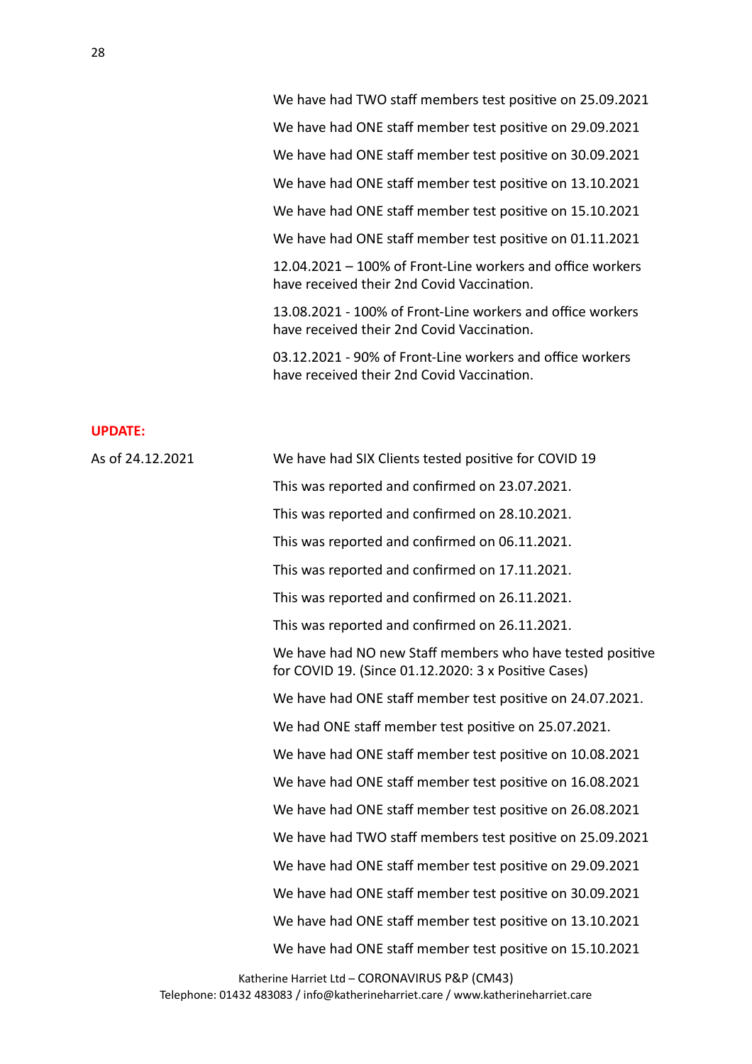We have had TWO staff members test positive on 25.09.2021

We have had ONE staff member test positive on 29.09.2021

We have had ONE staff member test positive on 30.09.2021

We have had ONE staff member test positive on 13.10.2021

We have had ONE staff member test positive on 15.10.2021

We have had ONE staff member test positive on 01.11.2021

12.04.2021 – 100% of Front-Line workers and office workers have received their 2nd Covid Vaccination.

13.08.2021 - 100% of Front-Line workers and office workers have received their 2nd Covid Vaccination.

03.12.2021 - 90% of Front-Line workers and office workers have received their 2nd Covid Vaccination.

**UPDATE:**

As of 24.12.2021

We have had SIX Clients tested positive for COVID 19

This was reported and confirmed on 23.07.2021.

This was reported and confirmed on 28.10.2021.

This was reported and confirmed on 06.11.2021.

This was reported and confirmed on 17.11.2021.

This was reported and confirmed on 26.11.2021.

This was reported and confirmed on 26.11.2021.

We have had NO new Staff members who have tested positive for COVID 19. (Since 01.12.2020: 3 x Positive Cases)

We have had ONE staff member test positive on 24.07.2021.

We had ONE staff member test positive on 25.07.2021.

We have had ONE staff member test positive on 10.08.2021

We have had ONE staff member test positive on 16.08.2021

We have had ONE staff member test positive on 26.08.2021

We have had TWO staff members test positive on 25.09.2021

We have had ONE staff member test positive on 29.09.2021

We have had ONE staff member test positive on 30.09.2021

We have had ONE staff member test positive on 13.10.2021

We have had ONE staff member test positive on 15.10.2021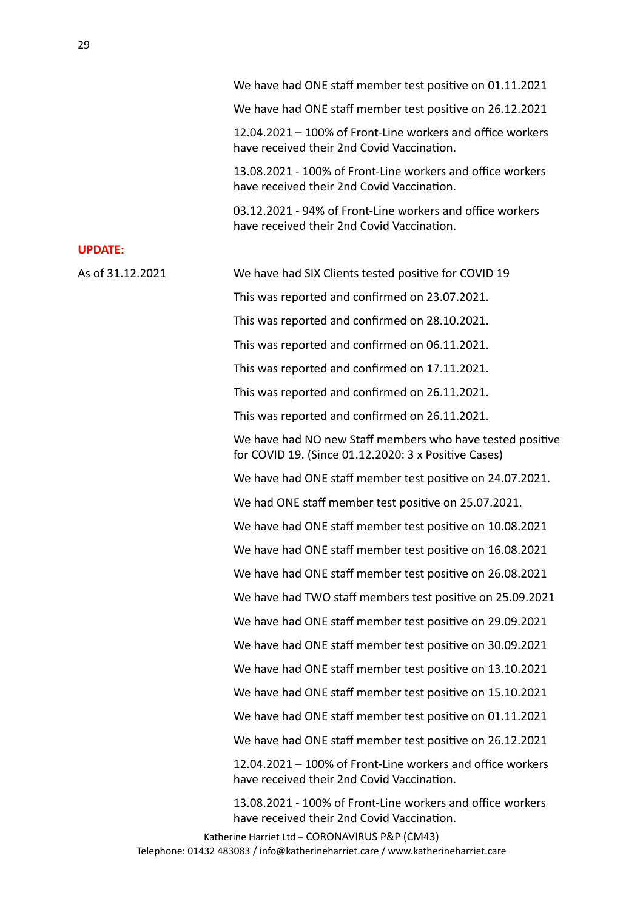We have had ONE staff member test positive on 01.11.2021

We have had ONE staff member test positive on 26.12.2021

12.04.2021 – 100% of Front-Line workers and office workers have received their 2nd Covid Vaccination.

13.08.2021 - 100% of Front-Line workers and office workers have received their 2nd Covid Vaccination.

03.12.2021 - 94% of Front-Line workers and office workers have received their 2nd Covid Vaccination.

**UPDATE:**

As of 31.12.2021

We have had SIX Clients tested positive for COVID 19

This was reported and confirmed on 23.07.2021.

This was reported and confirmed on 28.10.2021.

This was reported and confirmed on 06.11.2021.

This was reported and confirmed on 17.11.2021.

This was reported and confirmed on 26.11.2021.

This was reported and confirmed on 26.11.2021.

We have had NO new Staff members who have tested positive for COVID 19. (Since 01.12.2020: 3 x Positive Cases)

We have had ONE staff member test positive on 24.07.2021.

We had ONE staff member test positive on 25.07.2021.

We have had ONE staff member test positive on 10.08.2021

We have had ONE staff member test positive on 16.08.2021

We have had ONE staff member test positive on 26.08.2021

We have had TWO staff members test positive on 25.09.2021

We have had ONE staff member test positive on 29.09.2021

We have had ONE staff member test positive on 30.09.2021

We have had ONE staff member test positive on 13.10.2021

We have had ONE staff member test positive on 15.10.2021

We have had ONE staff member test positive on 01.11.2021

We have had ONE staff member test positive on 26.12.2021

12.04.2021 – 100% of Front-Line workers and office workers have received their 2nd Covid Vaccination.

13.08.2021 - 100% of Front-Line workers and office workers have received their 2nd Covid Vaccination.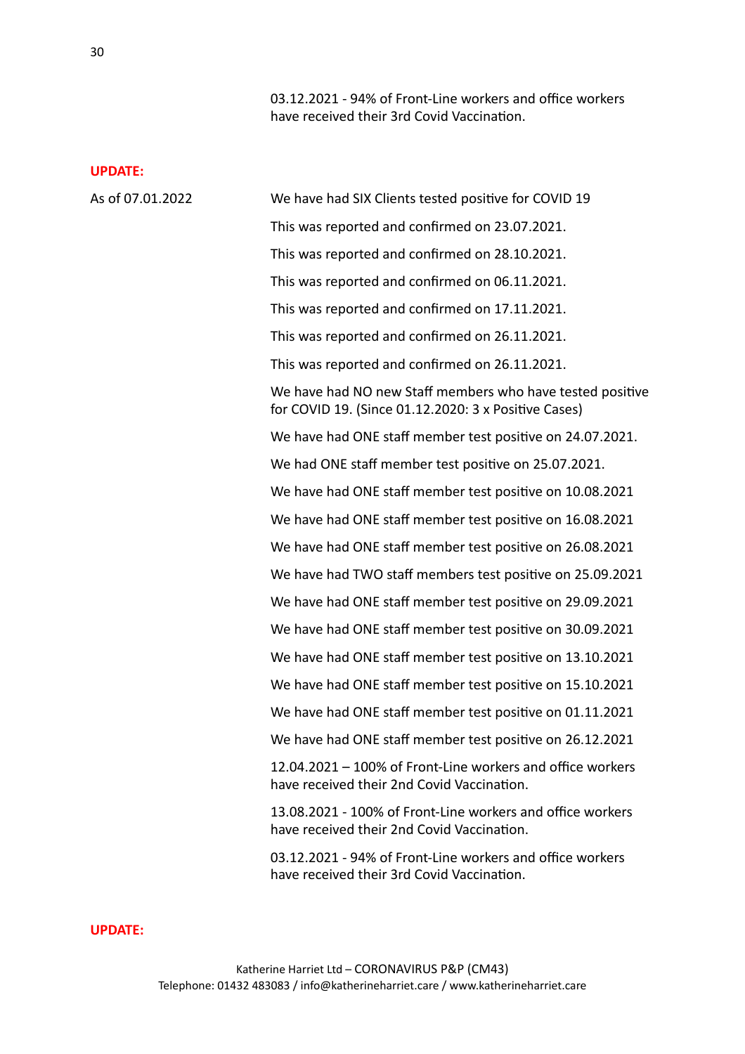03.12.2021 - 94% of Front-Line workers and office workers have received their 3rd Covid Vaccination.

**UPDATE:**

As of 07.01.2022

We have had SIX Clients tested positive for COVID 19

This was reported and confirmed on 23.07.2021.

This was reported and confirmed on 28.10.2021.

This was reported and confirmed on 06.11.2021.

This was reported and confirmed on 17.11.2021.

This was reported and confirmed on 26.11.2021.

This was reported and confirmed on 26.11.2021.

We have had NO new Staff members who have tested positive for COVID 19. (Since 01.12.2020: 3 x Positive Cases)

We have had ONE staff member test positive on 24.07.2021.

We had ONE staff member test positive on 25.07.2021.

We have had ONE staff member test positive on 10.08.2021

We have had ONE staff member test positive on 16.08.2021

We have had ONE staff member test positive on 26.08.2021

We have had TWO staff members test positive on 25.09.2021

We have had ONE staff member test positive on 29.09.2021

We have had ONE staff member test positive on 30.09.2021

We have had ONE staff member test positive on 13.10.2021

We have had ONE staff member test positive on 15.10.2021

We have had ONE staff member test positive on 01.11.2021

We have had ONE staff member test positive on 26.12.2021

12.04.2021 – 100% of Front-Line workers and office workers have received their 2nd Covid Vaccination.

13.08.2021 - 100% of Front-Line workers and office workers have received their 2nd Covid Vaccination.

03.12.2021 - 94% of Front-Line workers and office workers have received their 3rd Covid Vaccination.

**UPDATE:**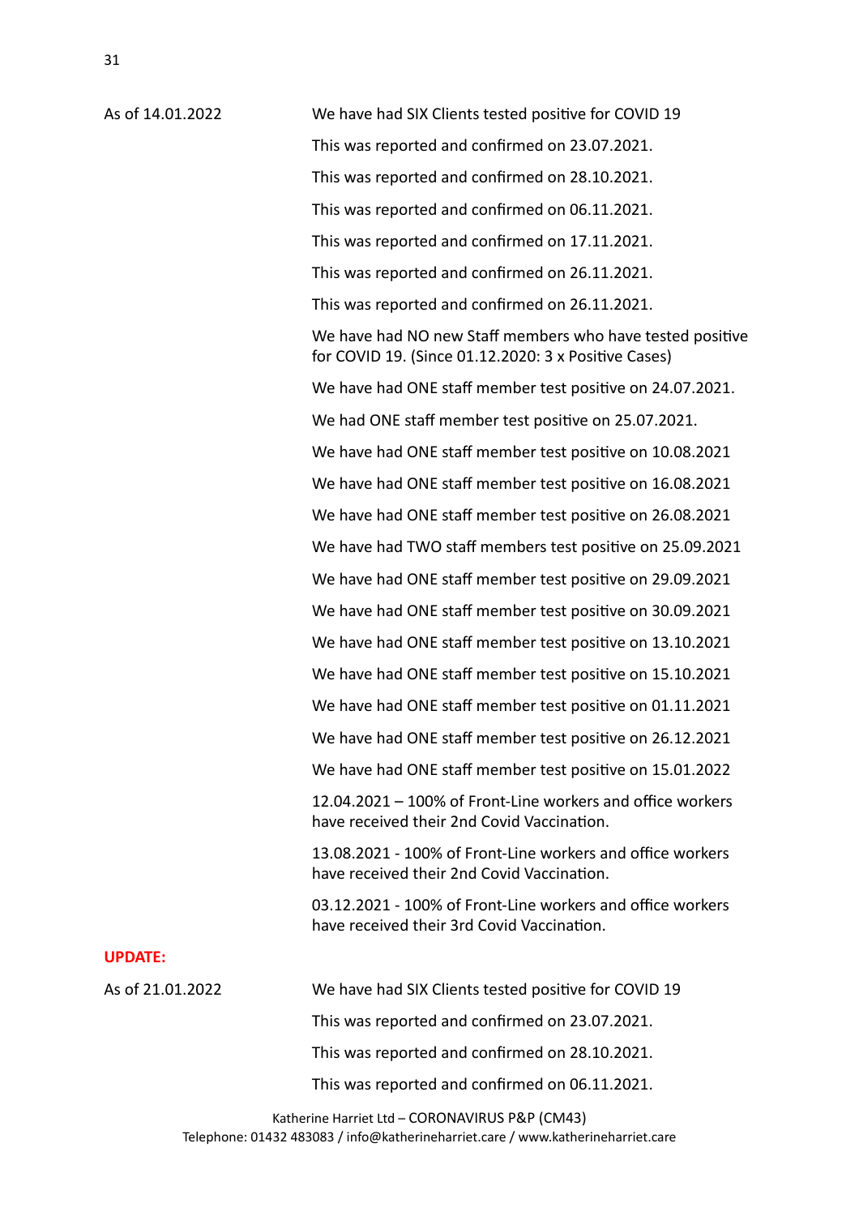As of 14.01.2022

We have had SIX Clients tested positive for COVID 19

This was reported and confirmed on 23.07.2021.

This was reported and confirmed on 28.10.2021.

This was reported and confirmed on 06.11.2021.

This was reported and confirmed on 17.11.2021.

This was reported and confirmed on 26.11.2021.

This was reported and confirmed on 26.11.2021.

We have had NO new Staff members who have tested positive for COVID 19. (Since 01.12.2020: 3 x Positive Cases)

We have had ONE staff member test positive on 24.07.2021.

We had ONE staff member test positive on 25.07.2021.

We have had ONE staff member test positive on 10.08.2021

We have had ONE staff member test positive on 16.08.2021

We have had ONE staff member test positive on 26.08.2021

We have had TWO staff members test positive on 25.09.2021

We have had ONE staff member test positive on 29.09.2021

We have had ONE staff member test positive on 30.09.2021

We have had ONE staff member test positive on 13.10.2021

We have had ONE staff member test positive on 15.10.2021

We have had ONE staff member test positive on 01.11.2021

We have had ONE staff member test positive on 26.12.2021

We have had ONE staff member test positive on 15.01.2022

12.04.2021 – 100% of Front-Line workers and office workers have received their 2nd Covid Vaccination.

13.08.2021 - 100% of Front-Line workers and office workers have received their 2nd Covid Vaccination.

03.12.2021 - 100% of Front-Line workers and office workers have received their 3rd Covid Vaccination.

**UPDATE:**

As of 21.01.2022

We have had SIX Clients tested positive for COVID 19

This was reported and confirmed on 23.07.2021.

This was reported and confirmed on 28.10.2021.

This was reported and confirmed on 06.11.2021.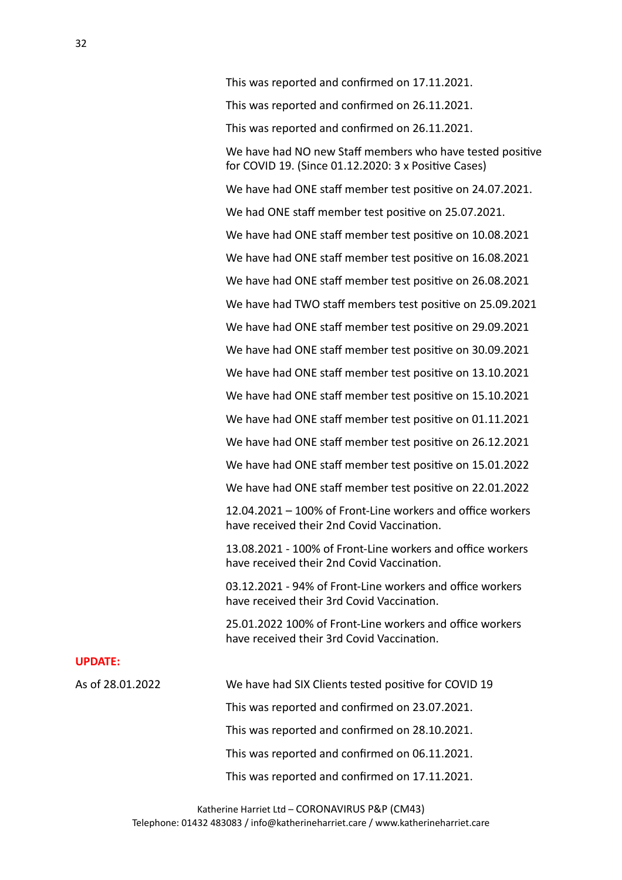This was reported and confirmed on 17.11.2021.

This was reported and confirmed on 26.11.2021.

This was reported and confirmed on 26.11.2021.

We have had NO new Staff members who have tested positive for COVID 19. (Since 01.12.2020: 3 x Positive Cases)

We have had ONE staff member test positive on 24.07.2021.

We had ONE staff member test positive on 25.07.2021.

We have had ONE staff member test positive on 10.08.2021

We have had ONE staff member test positive on 16.08.2021

We have had ONE staff member test positive on 26.08.2021

We have had TWO staff members test positive on 25.09.2021

We have had ONE staff member test positive on 29.09.2021

We have had ONE staff member test positive on 30.09.2021

We have had ONE staff member test positive on 13.10.2021

We have had ONE staff member test positive on 15.10.2021

We have had ONE staff member test positive on 01.11.2021

We have had ONE staff member test positive on 26.12.2021

We have had ONE staff member test positive on 15.01.2022

We have had ONE staff member test positive on 22.01.2022

12.04.2021 – 100% of Front-Line workers and office workers have received their 2nd Covid Vaccination.

13.08.2021 - 100% of Front-Line workers and office workers have received their 2nd Covid Vaccination.

03.12.2021 - 94% of Front-Line workers and office workers have received their 3rd Covid Vaccination.

25.01.2022 100% of Front-Line workers and office workers have received their 3rd Covid Vaccination.

**UPDATE:**

As of 28.01.2022

We have had SIX Clients tested positive for COVID 19

This was reported and confirmed on 23.07.2021.

This was reported and confirmed on 28.10.2021.

This was reported and confirmed on 06.11.2021.

This was reported and confirmed on 17.11.2021.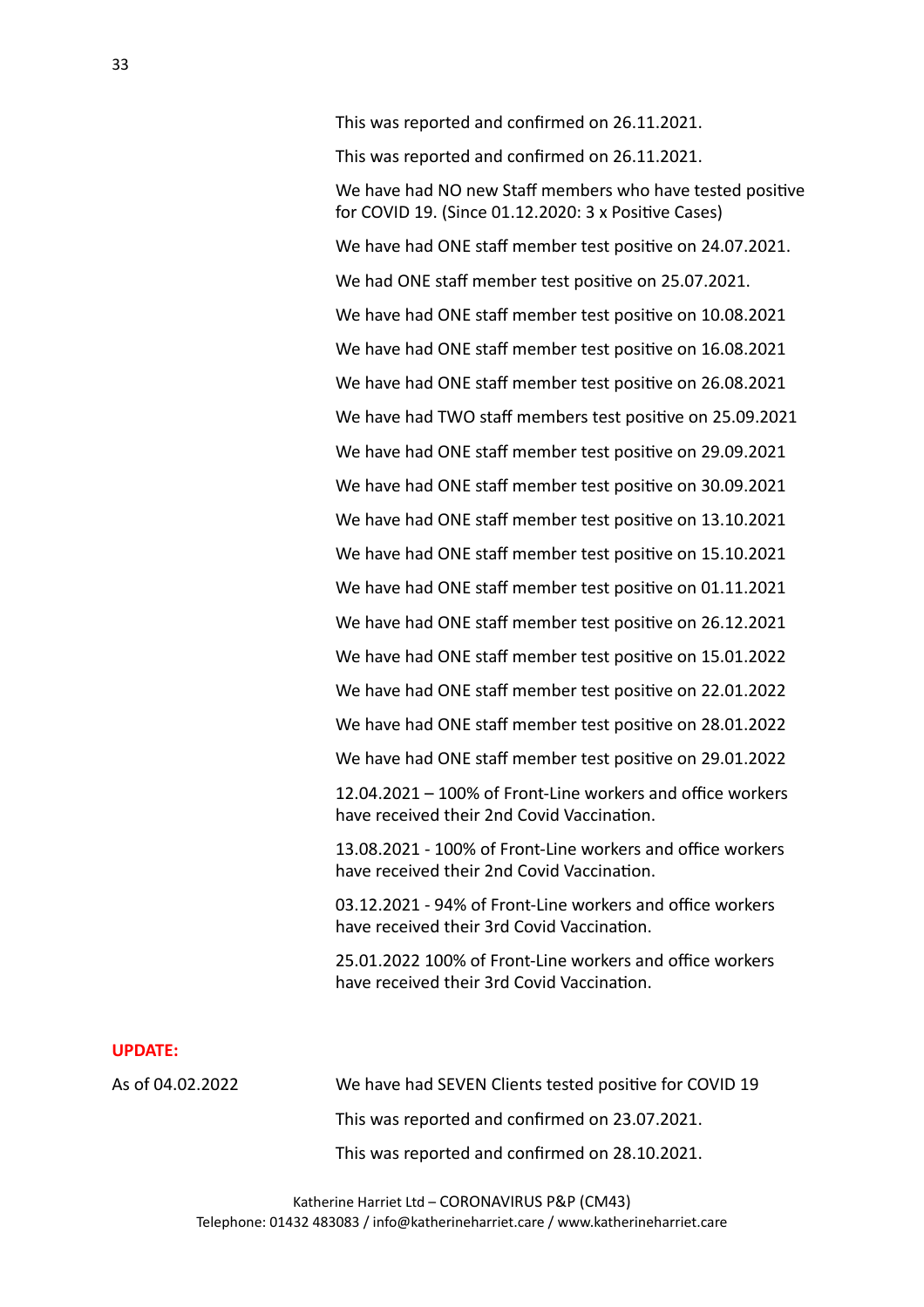This was reported and confirmed on 26.11.2021.

This was reported and confirmed on 26.11.2021.

We have had NO new Staff members who have tested positive for COVID 19. (Since 01.12.2020: 3 x Positive Cases)

We have had ONE staff member test positive on 24.07.2021.

We had ONE staff member test positive on 25.07.2021.

We have had ONE staff member test positive on 10.08.2021

We have had ONE staff member test positive on 16.08.2021

We have had ONE staff member test positive on 26.08.2021

We have had TWO staff members test positive on 25.09.2021

We have had ONE staff member test positive on 29.09.2021

We have had ONE staff member test positive on 30.09.2021

We have had ONE staff member test positive on 13.10.2021

We have had ONE staff member test positive on 15.10.2021

We have had ONE staff member test positive on 01.11.2021

We have had ONE staff member test positive on 26.12.2021

We have had ONE staff member test positive on 15.01.2022

We have had ONE staff member test positive on 22.01.2022

We have had ONE staff member test positive on 28.01.2022

We have had ONE staff member test positive on 29.01.2022

12.04.2021 – 100% of Front-Line workers and office workers have received their 2nd Covid Vaccination.

13.08.2021 - 100% of Front-Line workers and office workers have received their 2nd Covid Vaccination.

03.12.2021 - 94% of Front-Line workers and office workers have received their 3rd Covid Vaccination.

25.01.2022 100% of Front-Line workers and office workers have received their 3rd Covid Vaccination.

**UPDATE:**

As of 04.02.2022

We have had SEVEN Clients tested positive for COVID 19

This was reported and confirmed on 23.07.2021.

This was reported and confirmed on 28.10.2021.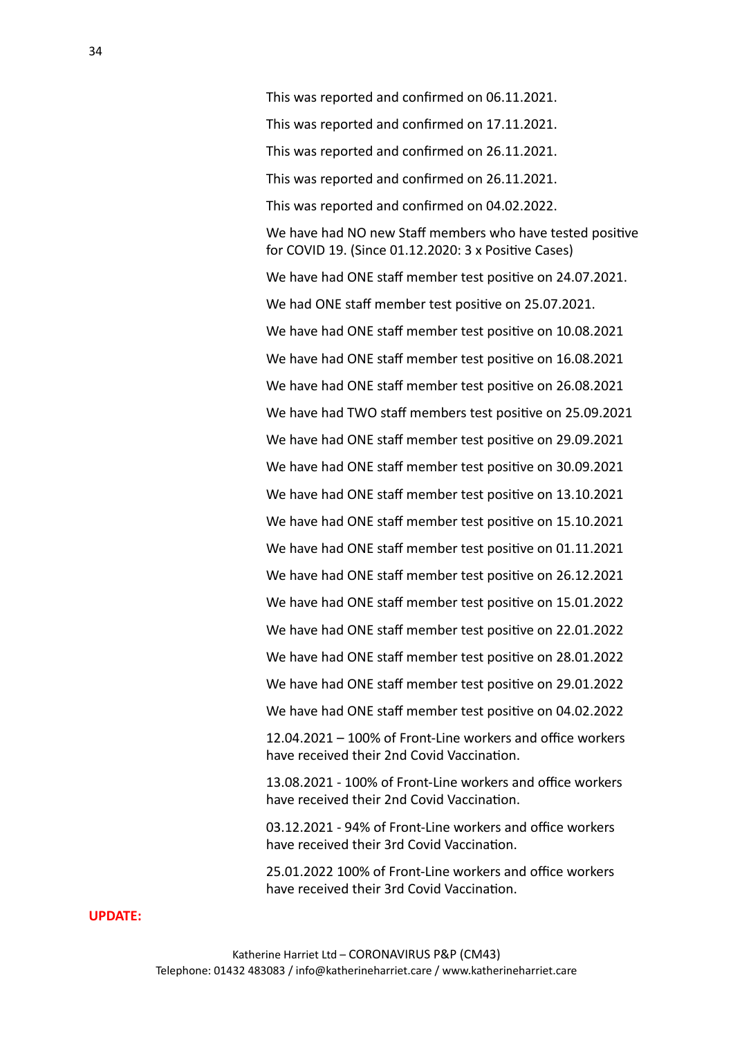This was reported and confirmed on 06.11.2021.

This was reported and confirmed on 17.11.2021.

This was reported and confirmed on 26.11.2021.

This was reported and confirmed on 26.11.2021.

This was reported and confirmed on 04.02.2022.

We have had NO new Staff members who have tested positive for COVID 19. (Since 01.12.2020: 3 x Positive Cases)

We have had ONE staff member test positive on 24.07.2021.

We had ONE staff member test positive on 25.07.2021.

We have had ONE staff member test positive on 10.08.2021

We have had ONE staff member test positive on 16.08.2021

We have had ONE staff member test positive on 26.08.2021

We have had TWO staff members test positive on 25.09.2021

We have had ONE staff member test positive on 29.09.2021

We have had ONE staff member test positive on 30.09.2021

We have had ONE staff member test positive on 13.10.2021

We have had ONE staff member test positive on 15.10.2021

We have had ONE staff member test positive on 01.11.2021

We have had ONE staff member test positive on 26.12.2021

We have had ONE staff member test positive on 15.01.2022

We have had ONE staff member test positive on 22.01.2022

We have had ONE staff member test positive on 28.01.2022

We have had ONE staff member test positive on 29.01.2022

We have had ONE staff member test positive on 04.02.2022

12.04.2021 – 100% of Front-Line workers and office workers have received their 2nd Covid Vaccination.

13.08.2021 - 100% of Front-Line workers and office workers have received their 2nd Covid Vaccination.

03.12.2021 - 94% of Front-Line workers and office workers have received their 3rd Covid Vaccination.

25.01.2022 100% of Front-Line workers and office workers have received their 3rd Covid Vaccination.

**UPDATE:**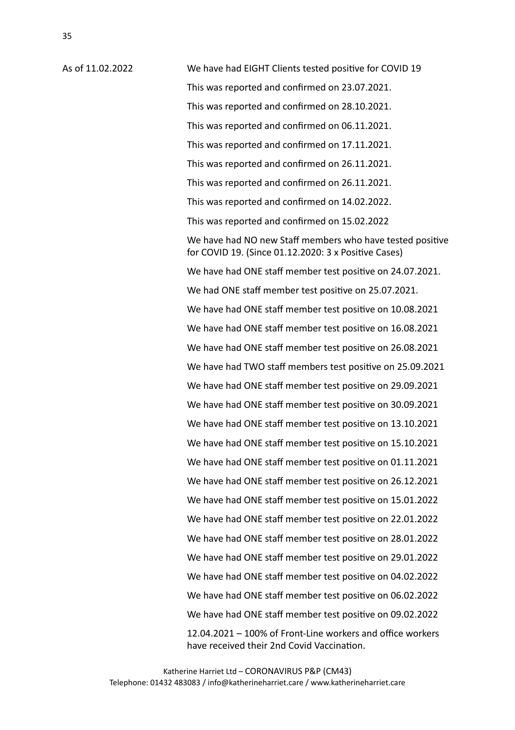As of 11.02.2022

We have had EIGHT Clients tested positive for COVID 19

This was reported and confirmed on 23.07.2021.

This was reported and confirmed on 28.10.2021.

This was reported and confirmed on 06.11.2021.

This was reported and confirmed on 17.11.2021.

This was reported and confirmed on 26.11.2021.

This was reported and confirmed on 26.11.2021.

This was reported and confirmed on 14.02.2022.

This was reported and confirmed on 15.02.2022

We have had NO new Staff members who have tested positive for COVID 19. (Since 01.12.2020: 3 x Positive Cases)

We have had ONE staff member test positive on 24.07.2021.

We had ONE staff member test positive on 25.07.2021.

We have had ONE staff member test positive on 10.08.2021

We have had ONE staff member test positive on 16.08.2021

We have had ONE staff member test positive on 26.08.2021

We have had TWO staff members test positive on 25.09.2021

We have had ONE staff member test positive on 29.09.2021

We have had ONE staff member test positive on 30.09.2021

We have had ONE staff member test positive on 13.10.2021

We have had ONE staff member test positive on 15.10.2021

We have had ONE staff member test positive on 01.11.2021

We have had ONE staff member test positive on 26.12.2021

We have had ONE staff member test positive on 15.01.2022

We have had ONE staff member test positive on 22.01.2022

We have had ONE staff member test positive on 28.01.2022

We have had ONE staff member test positive on 29.01.2022

We have had ONE staff member test positive on 04.02.2022

We have had ONE staff member test positive on 06.02.2022

We have had ONE staff member test positive on 09.02.2022

12.04.2021 – 100% of Front-Line workers and office workers have received their 2nd Covid Vaccination.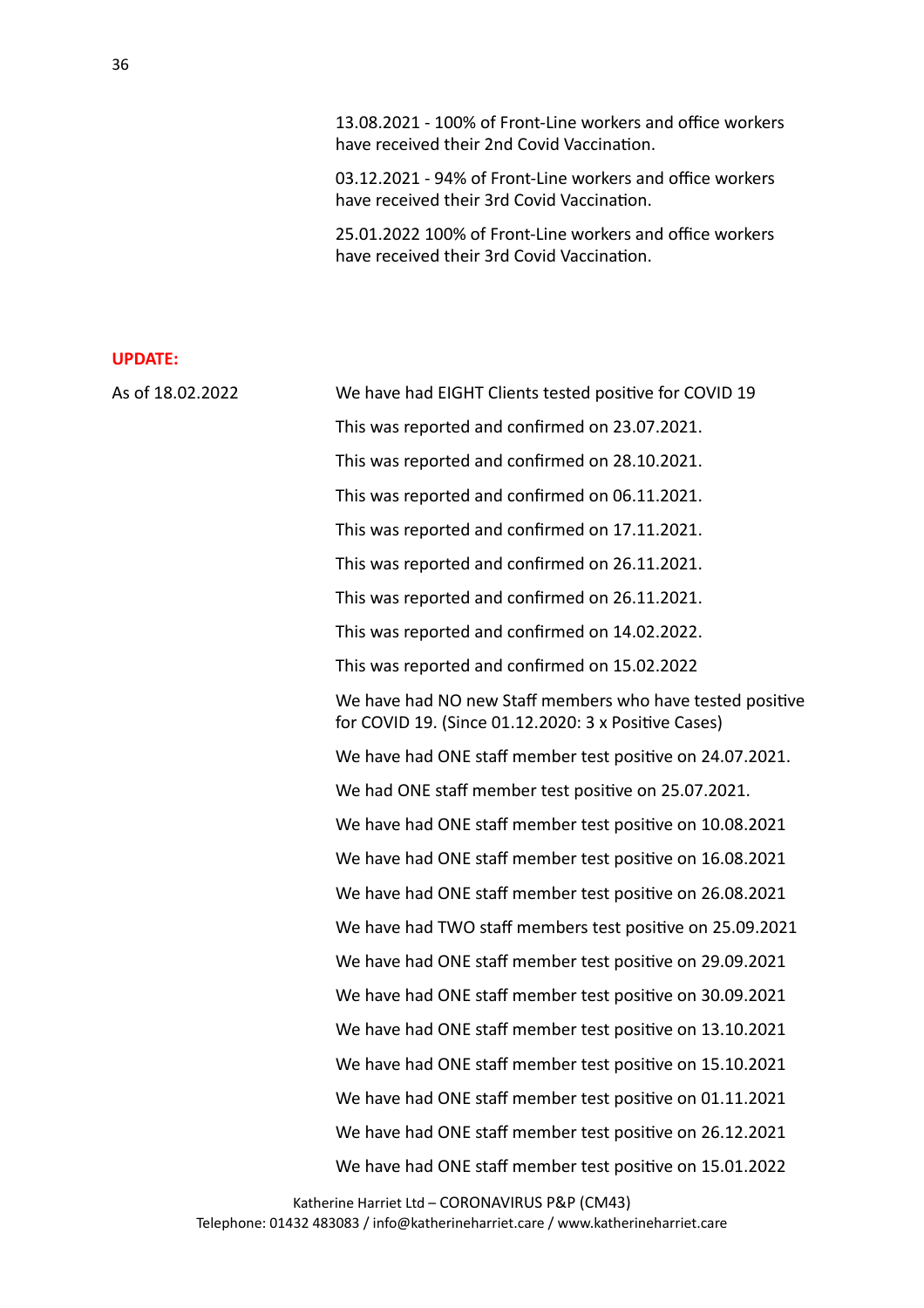13.08.2021 - 100% of Front-Line workers and office workers have received their 2nd Covid Vaccination.

03.12.2021 - 94% of Front-Line workers and office workers have received their 3rd Covid Vaccination.

25.01.2022 100% of Front-Line workers and office workers have received their 3rd Covid Vaccination.

**UPDATE:**

As of 18.02.2022

We have had EIGHT Clients tested positive for COVID 19

This was reported and confirmed on 23.07.2021.

This was reported and confirmed on 28.10.2021.

This was reported and confirmed on 06.11.2021.

This was reported and confirmed on 17.11.2021.

This was reported and confirmed on 26.11.2021.

This was reported and confirmed on 26.11.2021.

This was reported and confirmed on 14.02.2022.

This was reported and confirmed on 15.02.2022

We have had NO new Staff members who have tested positive for COVID 19. (Since 01.12.2020: 3 x Positive Cases)

We have had ONE staff member test positive on 24.07.2021.

We had ONE staff member test positive on 25.07.2021.

We have had ONE staff member test positive on 10.08.2021

We have had ONE staff member test positive on 16.08.2021

We have had ONE staff member test positive on 26.08.2021

We have had TWO staff members test positive on 25.09.2021

We have had ONE staff member test positive on 29.09.2021

We have had ONE staff member test positive on 30.09.2021

We have had ONE staff member test positive on 13.10.2021

We have had ONE staff member test positive on 15.10.2021

We have had ONE staff member test positive on 01.11.2021

We have had ONE staff member test positive on 26.12.2021

We have had ONE staff member test positive on 15.01.2022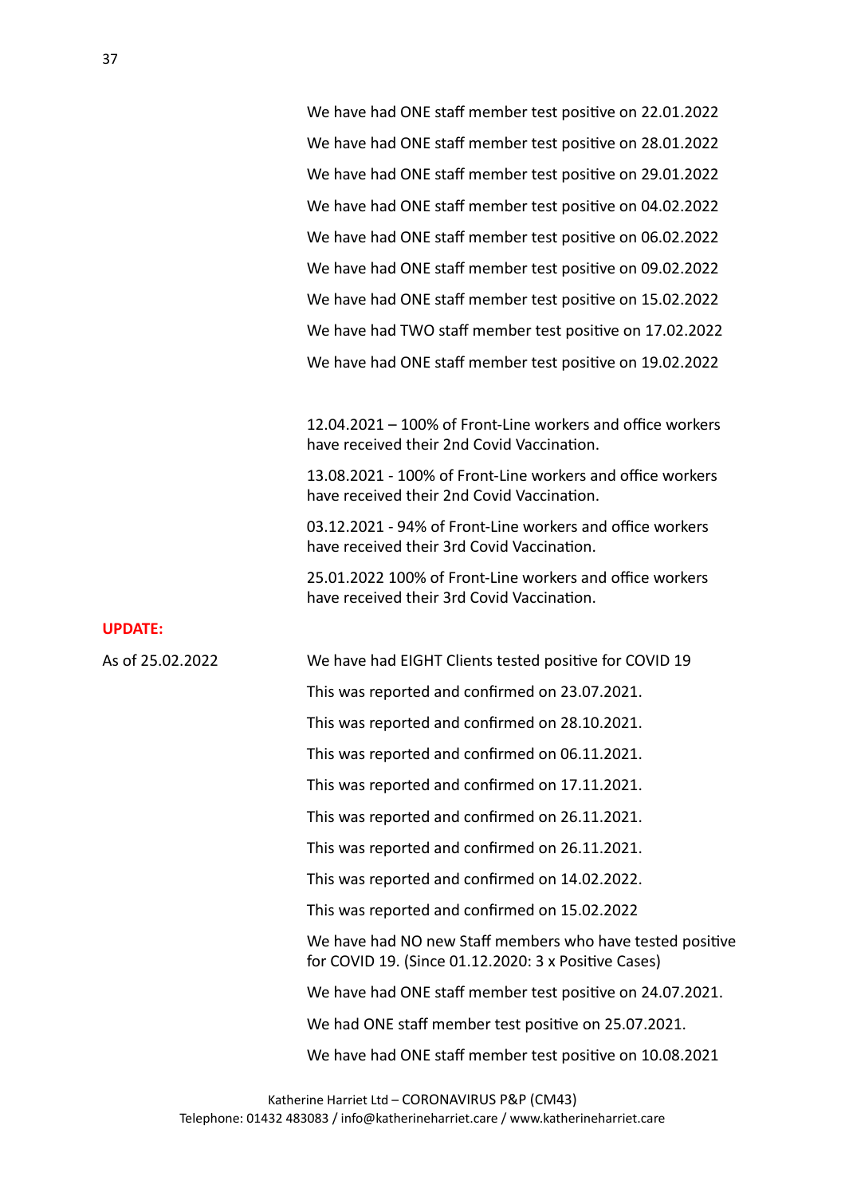We have had ONE staff member test positive on 22.01.2022

We have had ONE staff member test positive on 28.01.2022

We have had ONE staff member test positive on 29.01.2022

We have had ONE staff member test positive on 04.02.2022

We have had ONE staff member test positive on 06.02.2022

We have had ONE staff member test positive on 09.02.2022

We have had ONE staff member test positive on 15.02.2022

We have had TWO staff member test positive on 17.02.2022

We have had ONE staff member test positive on 19.02.2022

12.04.2021 – 100% of Front-Line workers and office workers have received their 2nd Covid Vaccination.

13.08.2021 - 100% of Front-Line workers and office workers have received their 2nd Covid Vaccination.

03.12.2021 - 94% of Front-Line workers and office workers have received their 3rd Covid Vaccination.

25.01.2022 100% of Front-Line workers and office workers have received their 3rd Covid Vaccination.

**UPDATE:**

As of 25.02.2022

We have had EIGHT Clients tested positive for COVID 19

This was reported and confirmed on 23.07.2021.

This was reported and confirmed on 28.10.2021.

This was reported and confirmed on 06.11.2021.

This was reported and confirmed on 17.11.2021.

This was reported and confirmed on 26.11.2021.

This was reported and confirmed on 26.11.2021.

This was reported and confirmed on 14.02.2022.

This was reported and confirmed on 15.02.2022

We have had NO new Staff members who have tested positive for COVID 19. (Since 01.12.2020: 3 x Positive Cases)

We have had ONE staff member test positive on 24.07.2021.

We had ONE staff member test positive on 25.07.2021.

We have had ONE staff member test positive on 10.08.2021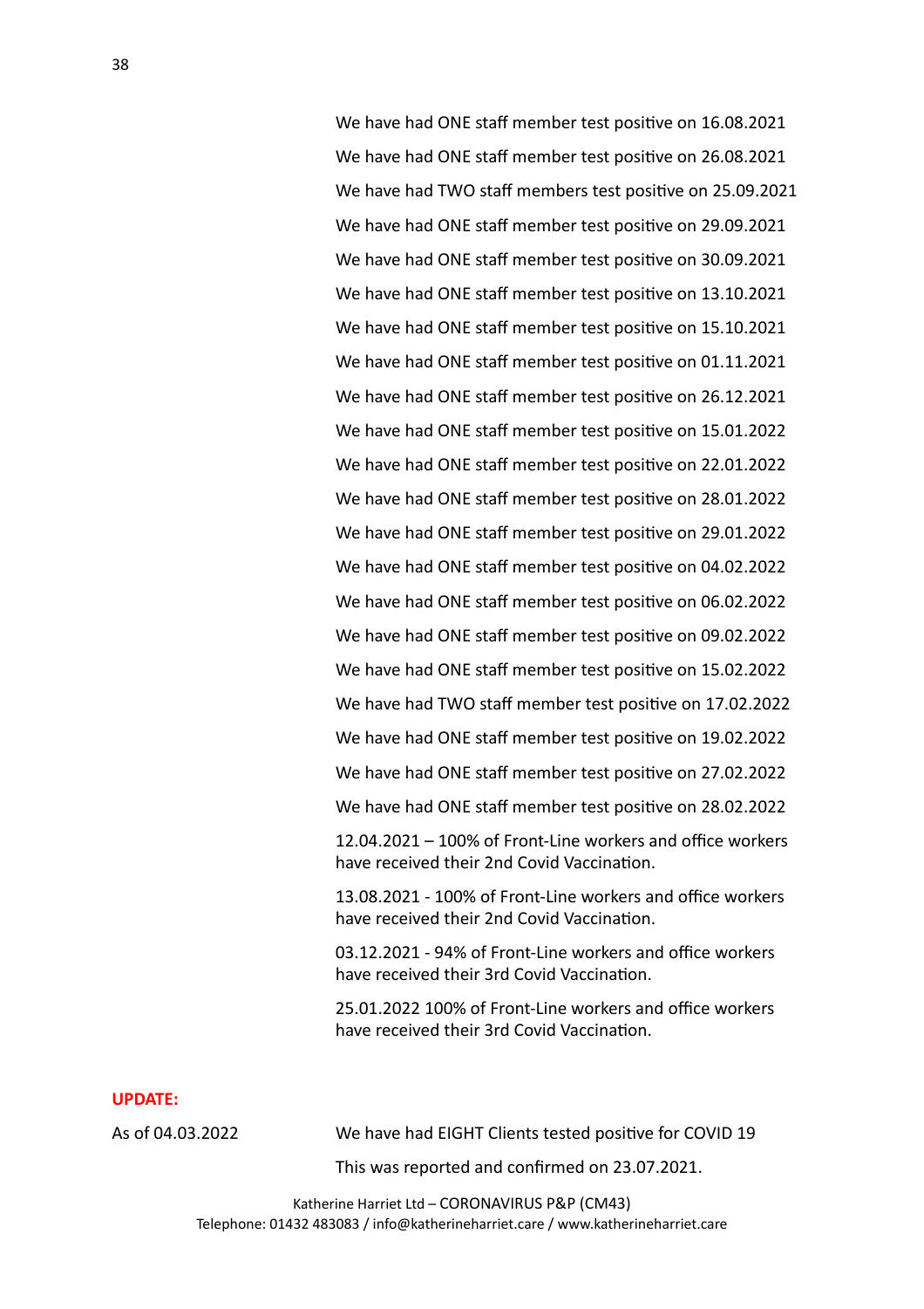We have had ONE staff member test positive on 16.08.2021

We have had ONE staff member test positive on 26.08.2021

We have had TWO staff members test positive on 25.09.2021

We have had ONE staff member test positive on 29.09.2021

We have had ONE staff member test positive on 30.09.2021

We have had ONE staff member test positive on 13.10.2021

We have had ONE staff member test positive on 15.10.2021

We have had ONE staff member test positive on 01.11.2021

We have had ONE staff member test positive on 26.12.2021

We have had ONE staff member test positive on 15.01.2022

We have had ONE staff member test positive on 22.01.2022

We have had ONE staff member test positive on 28.01.2022

We have had ONE staff member test positive on 29.01.2022

We have had ONE staff member test positive on 04.02.2022

We have had ONE staff member test positive on 06.02.2022

We have had ONE staff member test positive on 09.02.2022

We have had ONE staff member test positive on 15.02.2022

We have had TWO staff member test positive on 17.02.2022

We have had ONE staff member test positive on 19.02.2022

We have had ONE staff member test positive on 27.02.2022

We have had ONE staff member test positive on 28.02.2022

12.04.2021 – 100% of Front-Line workers and office workers have received their 2nd Covid Vaccination.

13.08.2021 - 100% of Front-Line workers and office workers have received their 2nd Covid Vaccination.

03.12.2021 - 94% of Front-Line workers and office workers have received their 3rd Covid Vaccination.

25.01.2022 100% of Front-Line workers and office workers have received their 3rd Covid Vaccination.

**UPDATE:**

As of 04.03.2022

We have had EIGHT Clients tested positive for COVID 19

This was reported and confirmed on 23.07.2021.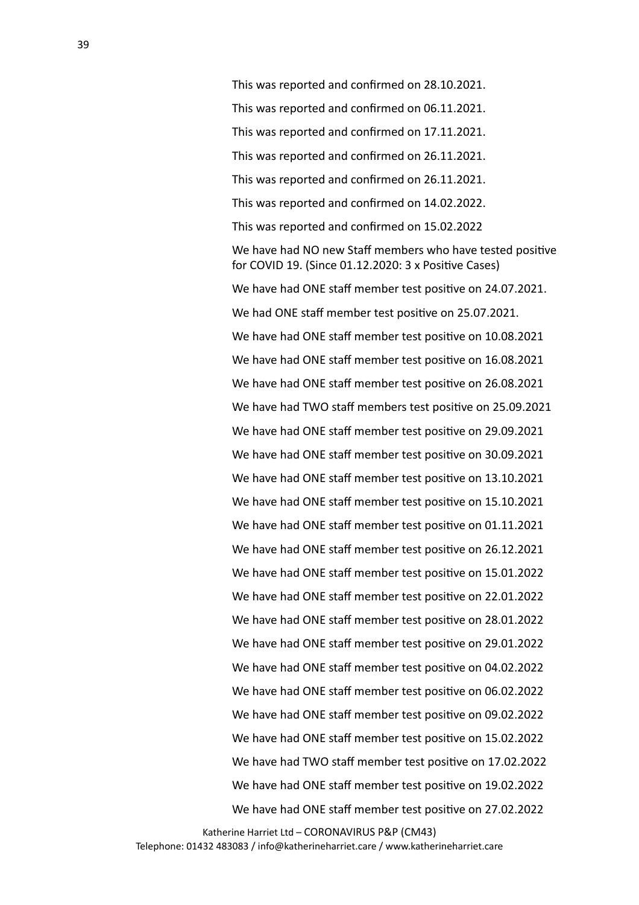This was reported and confirmed on 28.10.2021.

This was reported and confirmed on 06.11.2021.

This was reported and confirmed on 17.11.2021.

This was reported and confirmed on 26.11.2021.

This was reported and confirmed on 26.11.2021.

This was reported and confirmed on 14.02.2022.

This was reported and confirmed on 15.02.2022

We have had NO new Staff members who have tested positive for COVID 19. (Since 01.12.2020: 3 x Positive Cases)

We have had ONE staff member test positive on 24.07.2021.

We had ONE staff member test positive on 25.07.2021.

We have had ONE staff member test positive on 10.08.2021

We have had ONE staff member test positive on 16.08.2021

We have had ONE staff member test positive on 26.08.2021

We have had TWO staff members test positive on 25.09.2021

We have had ONE staff member test positive on 29.09.2021

We have had ONE staff member test positive on 30.09.2021

We have had ONE staff member test positive on 13.10.2021

We have had ONE staff member test positive on 15.10.2021

We have had ONE staff member test positive on 01.11.2021

We have had ONE staff member test positive on 26.12.2021

We have had ONE staff member test positive on 15.01.2022

We have had ONE staff member test positive on 22.01.2022

We have had ONE staff member test positive on 28.01.2022

We have had ONE staff member test positive on 29.01.2022

We have had ONE staff member test positive on 04.02.2022

We have had ONE staff member test positive on 06.02.2022

We have had ONE staff member test positive on 09.02.2022

We have had ONE staff member test positive on 15.02.2022

We have had TWO staff member test positive on 17.02.2022

We have had ONE staff member test positive on 19.02.2022

We have had ONE staff member test positive on 27.02.2022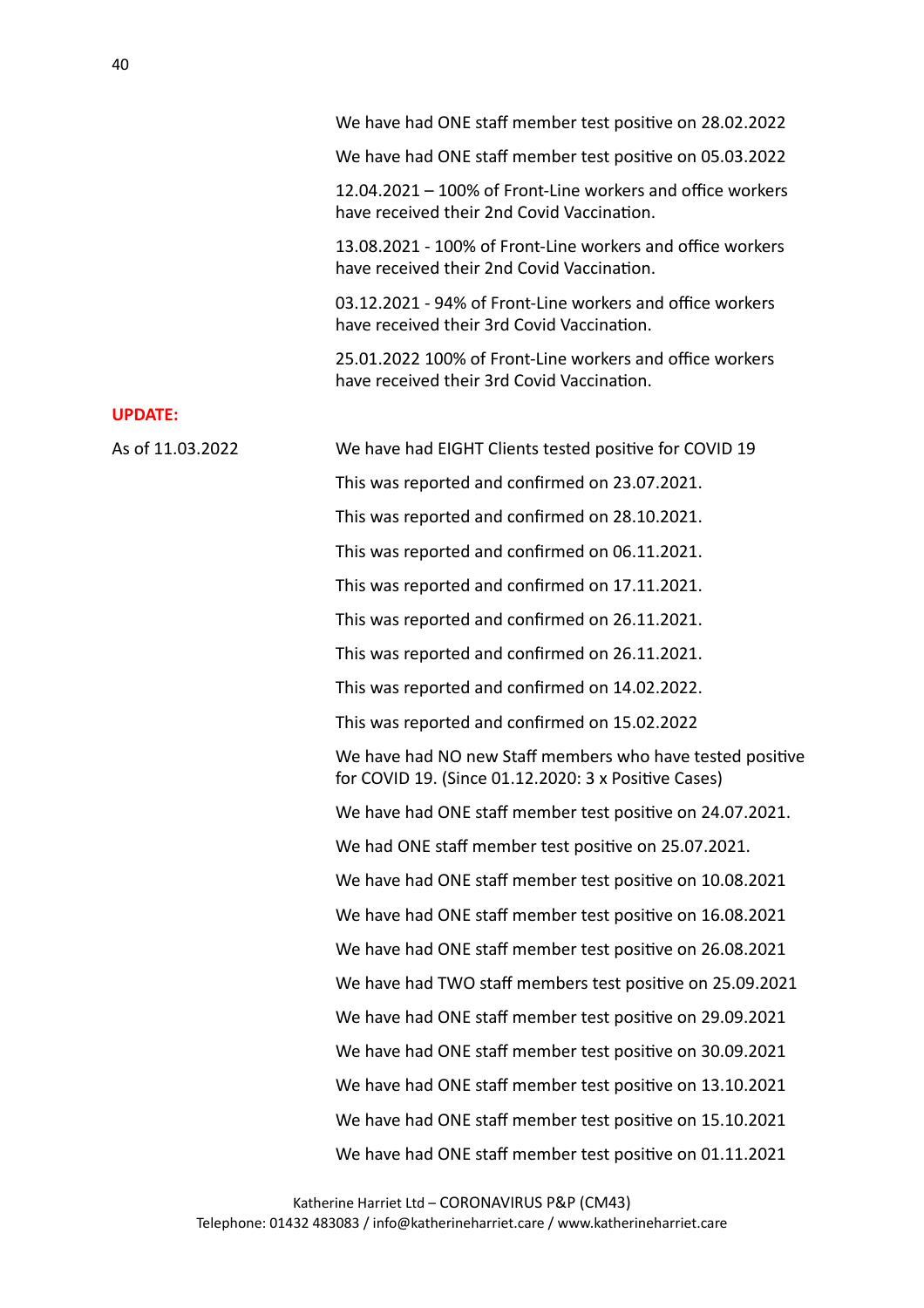We have had ONE staff member test positive on 28.02.2022

We have had ONE staff member test positive on 05.03.2022

12.04.2021 – 100% of Front-Line workers and office workers have received their 2nd Covid Vaccination.

13.08.2021 - 100% of Front-Line workers and office workers have received their 2nd Covid Vaccination.

03.12.2021 - 94% of Front-Line workers and office workers have received their 3rd Covid Vaccination.

25.01.2022 100% of Front-Line workers and office workers have received their 3rd Covid Vaccination.

**UPDATE:**

As of 11.03.2022

We have had EIGHT Clients tested positive for COVID 19

This was reported and confirmed on 23.07.2021.

This was reported and confirmed on 28.10.2021.

This was reported and confirmed on 06.11.2021.

This was reported and confirmed on 17.11.2021.

This was reported and confirmed on 26.11.2021.

This was reported and confirmed on 26.11.2021.

This was reported and confirmed on 14.02.2022.

This was reported and confirmed on 15.02.2022

We have had NO new Staff members who have tested positive for COVID 19. (Since 01.12.2020: 3 x Positive Cases)

We have had ONE staff member test positive on 24.07.2021.

We had ONE staff member test positive on 25.07.2021.

We have had ONE staff member test positive on 10.08.2021

We have had ONE staff member test positive on 16.08.2021

We have had ONE staff member test positive on 26.08.2021

We have had TWO staff members test positive on 25.09.2021

We have had ONE staff member test positive on 29.09.2021

We have had ONE staff member test positive on 30.09.2021

We have had ONE staff member test positive on 13.10.2021

We have had ONE staff member test positive on 15.10.2021

We have had ONE staff member test positive on 01.11.2021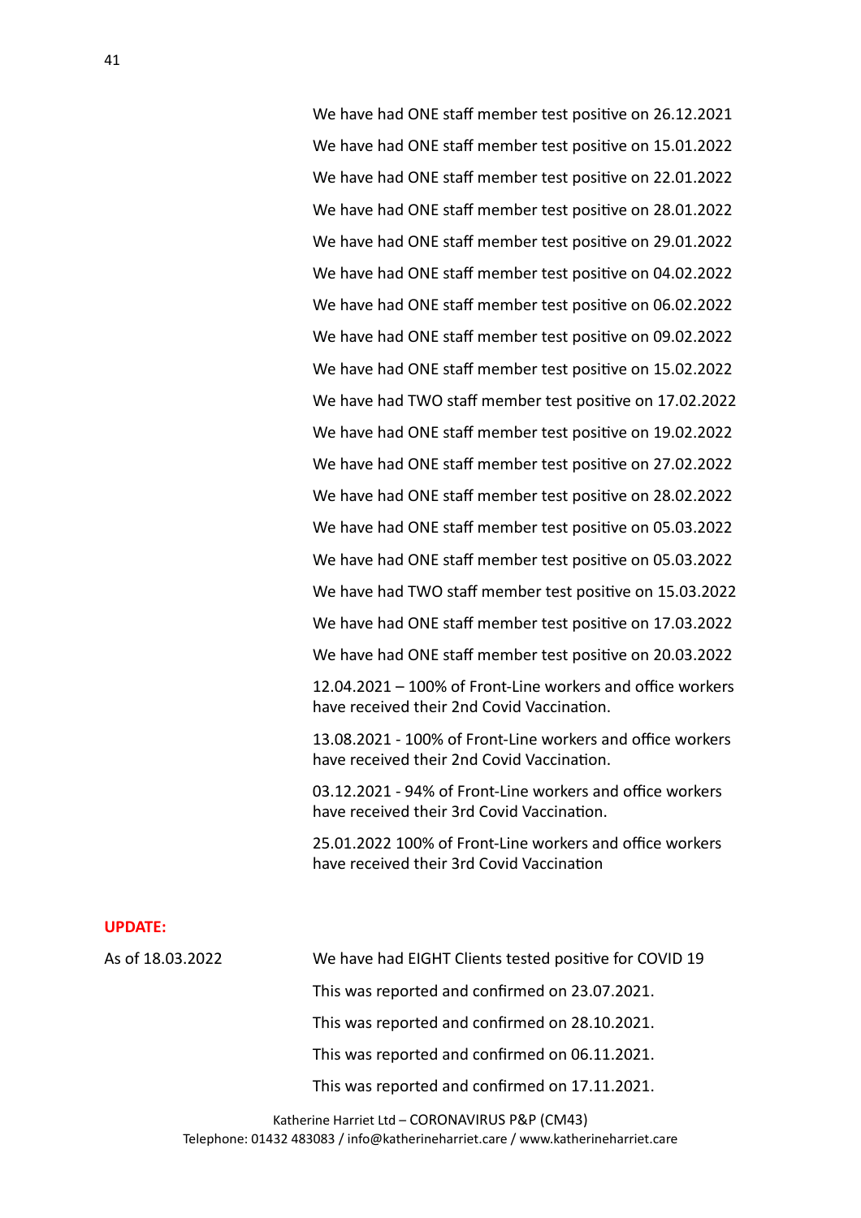We have had ONE staff member test positive on 26.12.2021

We have had ONE staff member test positive on 15.01.2022

We have had ONE staff member test positive on 22.01.2022

We have had ONE staff member test positive on 28.01.2022

We have had ONE staff member test positive on 29.01.2022

We have had ONE staff member test positive on 04.02.2022

We have had ONE staff member test positive on 06.02.2022

We have had ONE staff member test positive on 09.02.2022

We have had ONE staff member test positive on 15.02.2022

We have had TWO staff member test positive on 17.02.2022

We have had ONE staff member test positive on 19.02.2022

We have had ONE staff member test positive on 27.02.2022

We have had ONE staff member test positive on 28.02.2022

We have had ONE staff member test positive on 05.03.2022

We have had ONE staff member test positive on 05.03.2022

We have had TWO staff member test positive on 15.03.2022

We have had ONE staff member test positive on 17.03.2022

We have had ONE staff member test positive on 20.03.2022

12.04.2021 – 100% of Front-Line workers and office workers have received their 2nd Covid Vaccination.

13.08.2021 - 100% of Front-Line workers and office workers have received their 2nd Covid Vaccination.

03.12.2021 - 94% of Front-Line workers and office workers have received their 3rd Covid Vaccination.

25.01.2022 100% of Front-Line workers and office workers have received their 3rd Covid Vaccination

**UPDATE:**

As of 18.03.2022 — We have had EIGHT Clients tested positive for COVID 19

This was reported and confirmed on 23.07.2021.

This was reported and confirmed on 28.10.2021.

This was reported and confirmed on 06.11.2021.

This was reported and confirmed on 17.11.2021.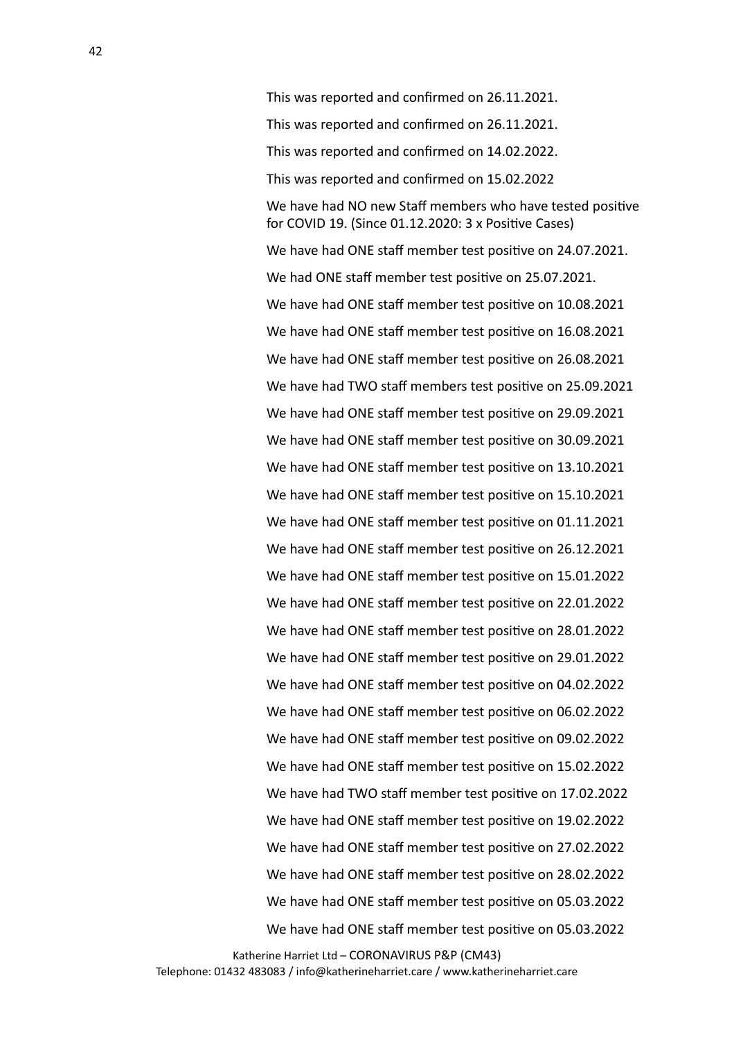This was reported and confirmed on 26.11.2021.

This was reported and confirmed on 26.11.2021.

This was reported and confirmed on 14.02.2022.

This was reported and confirmed on 15.02.2022

We have had NO new Staff members who have tested positive for COVID 19. (Since 01.12.2020: 3 x Positive Cases)

We have had ONE staff member test positive on 24.07.2021.

We had ONE staff member test positive on 25.07.2021.

We have had ONE staff member test positive on 10.08.2021

We have had ONE staff member test positive on 16.08.2021

We have had ONE staff member test positive on 26.08.2021

We have had TWO staff members test positive on 25.09.2021

We have had ONE staff member test positive on 29.09.2021

We have had ONE staff member test positive on 30.09.2021

We have had ONE staff member test positive on 13.10.2021

We have had ONE staff member test positive on 15.10.2021

We have had ONE staff member test positive on 01.11.2021

We have had ONE staff member test positive on 26.12.2021

We have had ONE staff member test positive on 15.01.2022

We have had ONE staff member test positive on 22.01.2022

We have had ONE staff member test positive on 28.01.2022

We have had ONE staff member test positive on 29.01.2022

We have had ONE staff member test positive on 04.02.2022

We have had ONE staff member test positive on 06.02.2022

We have had ONE staff member test positive on 09.02.2022

We have had ONE staff member test positive on 15.02.2022

We have had TWO staff member test positive on 17.02.2022

We have had ONE staff member test positive on 19.02.2022

We have had ONE staff member test positive on 27.02.2022

We have had ONE staff member test positive on 28.02.2022

We have had ONE staff member test positive on 05.03.2022

We have had ONE staff member test positive on 05.03.2022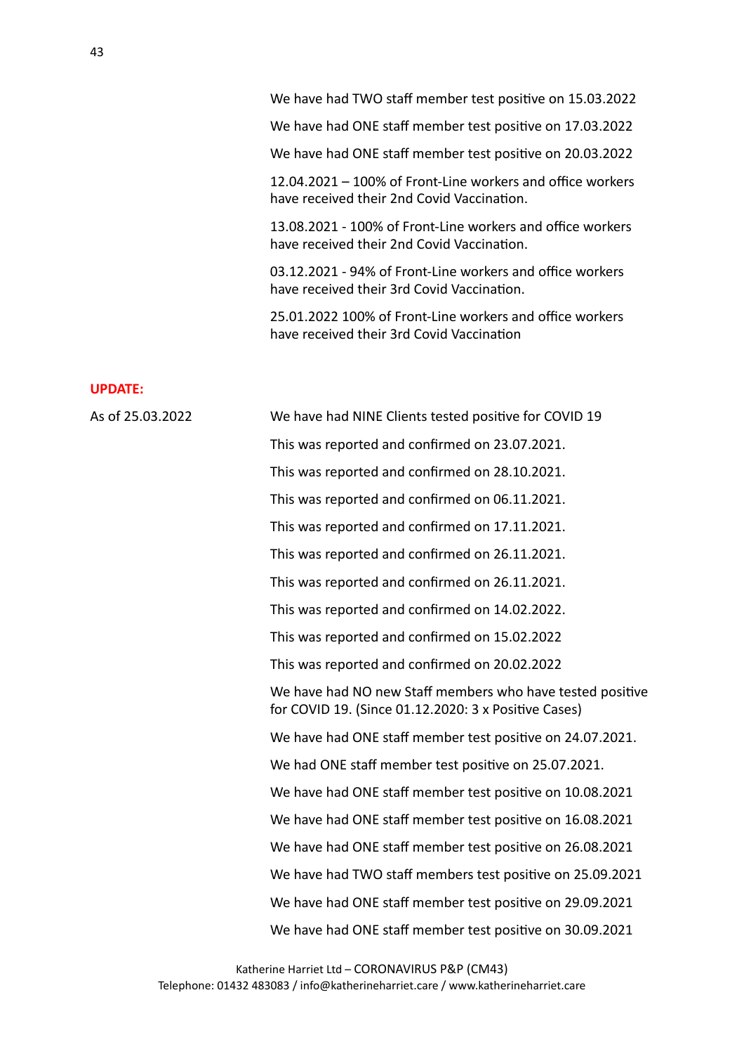We have had TWO staff member test positive on 15.03.2022

We have had ONE staff member test positive on 17.03.2022

We have had ONE staff member test positive on 20.03.2022

12.04.2021 – 100% of Front-Line workers and office workers have received their 2nd Covid Vaccination.

13.08.2021 - 100% of Front-Line workers and office workers have received their 2nd Covid Vaccination.

03.12.2021 - 94% of Front-Line workers and office workers have received their 3rd Covid Vaccination.

25.01.2022 100% of Front-Line workers and office workers have received their 3rd Covid Vaccination

**UPDATE:**

As of 25.03.2022

We have had NINE Clients tested positive for COVID 19

This was reported and confirmed on 23.07.2021.

This was reported and confirmed on 28.10.2021.

This was reported and confirmed on 06.11.2021.

This was reported and confirmed on 17.11.2021.

This was reported and confirmed on 26.11.2021.

This was reported and confirmed on 26.11.2021.

This was reported and confirmed on 14.02.2022.

This was reported and confirmed on 15.02.2022

This was reported and confirmed on 20.02.2022

We have had NO new Staff members who have tested positive for COVID 19. (Since 01.12.2020: 3 x Positive Cases)

We have had ONE staff member test positive on 24.07.2021.

We had ONE staff member test positive on 25.07.2021.

We have had ONE staff member test positive on 10.08.2021

We have had ONE staff member test positive on 16.08.2021

We have had ONE staff member test positive on 26.08.2021

We have had TWO staff members test positive on 25.09.2021

We have had ONE staff member test positive on 29.09.2021

We have had ONE staff member test positive on 30.09.2021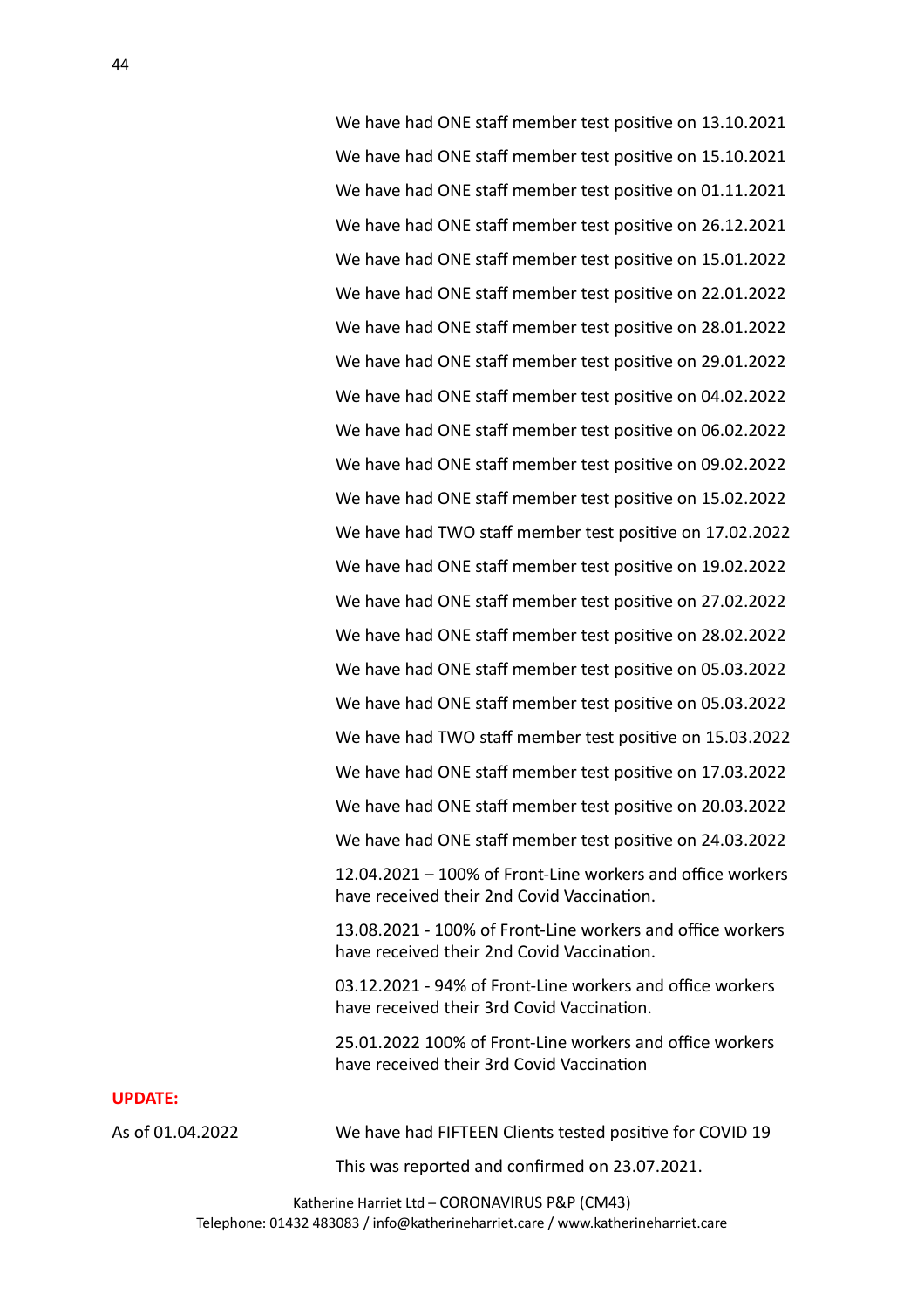We have had ONE staff member test positive on 13.10.2021

We have had ONE staff member test positive on 15.10.2021

We have had ONE staff member test positive on 01.11.2021

We have had ONE staff member test positive on 26.12.2021

We have had ONE staff member test positive on 15.01.2022

We have had ONE staff member test positive on 22.01.2022

We have had ONE staff member test positive on 28.01.2022

We have had ONE staff member test positive on 29.01.2022

We have had ONE staff member test positive on 04.02.2022

We have had ONE staff member test positive on 06.02.2022

We have had ONE staff member test positive on 09.02.2022

We have had ONE staff member test positive on 15.02.2022

We have had TWO staff member test positive on 17.02.2022

We have had ONE staff member test positive on 19.02.2022

We have had ONE staff member test positive on 27.02.2022

We have had ONE staff member test positive on 28.02.2022

We have had ONE staff member test positive on 05.03.2022

We have had ONE staff member test positive on 05.03.2022

We have had TWO staff member test positive on 15.03.2022

We have had ONE staff member test positive on 17.03.2022

We have had ONE staff member test positive on 20.03.2022

We have had ONE staff member test positive on 24.03.2022

12.04.2021 – 100% of Front-Line workers and office workers have received their 2nd Covid Vaccination.

13.08.2021 - 100% of Front-Line workers and office workers have received their 2nd Covid Vaccination.

03.12.2021 - 94% of Front-Line workers and office workers have received their 3rd Covid Vaccination.

25.01.2022 100% of Front-Line workers and office workers have received their 3rd Covid Vaccination

**UPDATE:**

As of 01.04.2022 — We have had FIFTEEN Clients tested positive for COVID 19

This was reported and confirmed on 23.07.2021.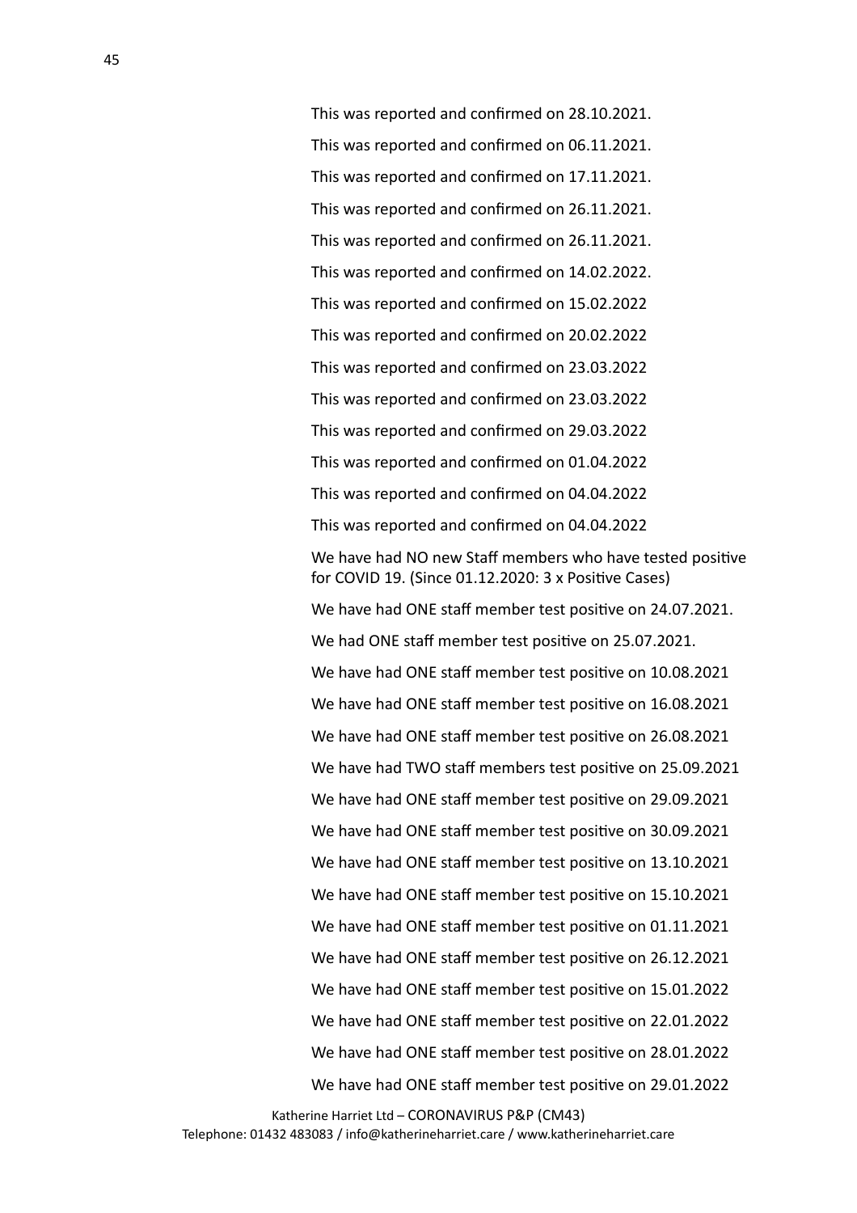This was reported and confirmed on 28.10.2021.

This was reported and confirmed on 06.11.2021.

This was reported and confirmed on 17.11.2021.

This was reported and confirmed on 26.11.2021.

This was reported and confirmed on 26.11.2021.

This was reported and confirmed on 14.02.2022.

This was reported and confirmed on 15.02.2022

This was reported and confirmed on 20.02.2022

This was reported and confirmed on 23.03.2022

This was reported and confirmed on 23.03.2022

This was reported and confirmed on 29.03.2022

This was reported and confirmed on 01.04.2022

This was reported and confirmed on 04.04.2022

This was reported and confirmed on 04.04.2022

We have had NO new Staff members who have tested positive for COVID 19. (Since 01.12.2020: 3 x Positive Cases)

We have had ONE staff member test positive on 24.07.2021.

We had ONE staff member test positive on 25.07.2021.

We have had ONE staff member test positive on 10.08.2021

We have had ONE staff member test positive on 16.08.2021

We have had ONE staff member test positive on 26.08.2021

We have had TWO staff members test positive on 25.09.2021

We have had ONE staff member test positive on 29.09.2021

We have had ONE staff member test positive on 30.09.2021

We have had ONE staff member test positive on 13.10.2021

We have had ONE staff member test positive on 15.10.2021

We have had ONE staff member test positive on 01.11.2021

We have had ONE staff member test positive on 26.12.2021

We have had ONE staff member test positive on 15.01.2022

We have had ONE staff member test positive on 22.01.2022

We have had ONE staff member test positive on 28.01.2022

We have had ONE staff member test positive on 29.01.2022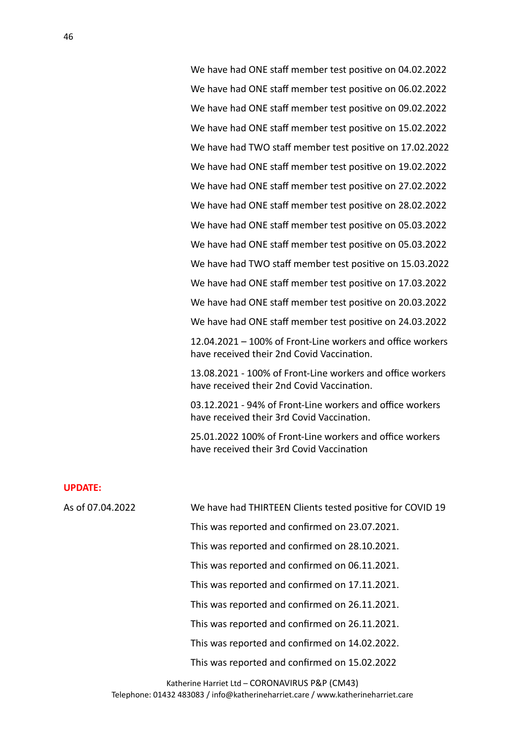We have had ONE staff member test positive on 04.02.2022

We have had ONE staff member test positive on 06.02.2022

We have had ONE staff member test positive on 09.02.2022

We have had ONE staff member test positive on 15.02.2022

We have had TWO staff member test positive on 17.02.2022

We have had ONE staff member test positive on 19.02.2022

We have had ONE staff member test positive on 27.02.2022

We have had ONE staff member test positive on 28.02.2022

We have had ONE staff member test positive on 05.03.2022

We have had ONE staff member test positive on 05.03.2022

We have had TWO staff member test positive on 15.03.2022

We have had ONE staff member test positive on 17.03.2022

We have had ONE staff member test positive on 20.03.2022

We have had ONE staff member test positive on 24.03.2022

12.04.2021 – 100% of Front-Line workers and office workers have received their 2nd Covid Vaccination.

13.08.2021 - 100% of Front-Line workers and office workers have received their 2nd Covid Vaccination.

03.12.2021 - 94% of Front-Line workers and office workers have received their 3rd Covid Vaccination.

25.01.2022 100% of Front-Line workers and office workers have received their 3rd Covid Vaccination

**UPDATE:**

As of 07.04.2022

We have had THIRTEEN Clients tested positive for COVID 19

This was reported and confirmed on 23.07.2021.

This was reported and confirmed on 28.10.2021.

This was reported and confirmed on 06.11.2021.

This was reported and confirmed on 17.11.2021.

This was reported and confirmed on 26.11.2021.

This was reported and confirmed on 26.11.2021.

This was reported and confirmed on 14.02.2022.

This was reported and confirmed on 15.02.2022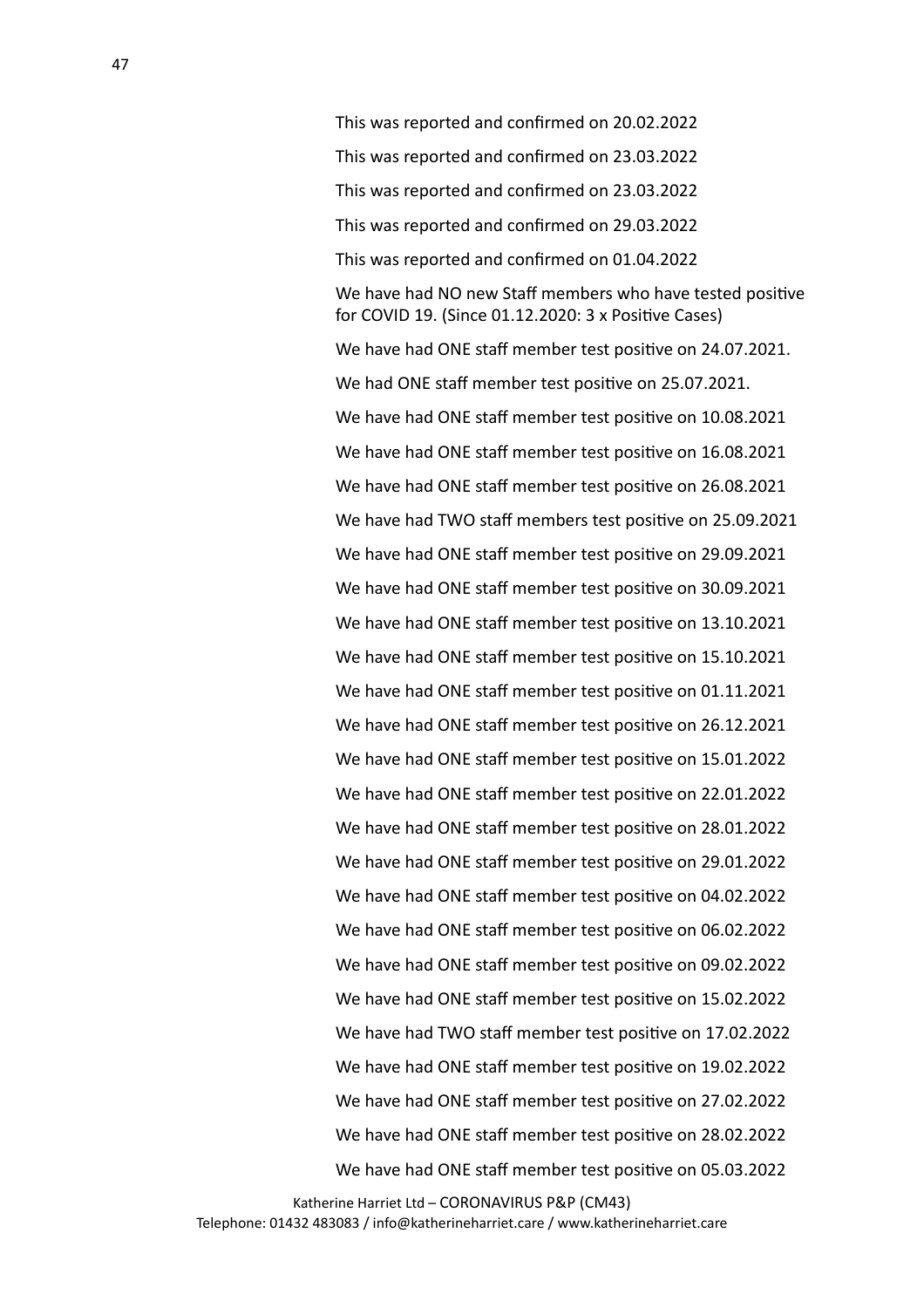This was reported and confirmed on 20.02.2022

This was reported and confirmed on 23.03.2022

This was reported and confirmed on 23.03.2022

This was reported and confirmed on 29.03.2022

This was reported and confirmed on 01.04.2022

We have had NO new Staff members who have tested positive for COVID 19. (Since 01.12.2020: 3 x Positive Cases)

We have had ONE staff member test positive on 24.07.2021.

We had ONE staff member test positive on 25.07.2021.

We have had ONE staff member test positive on 10.08.2021

We have had ONE staff member test positive on 16.08.2021

We have had ONE staff member test positive on 26.08.2021

We have had TWO staff members test positive on 25.09.2021

We have had ONE staff member test positive on 29.09.2021

We have had ONE staff member test positive on 30.09.2021

We have had ONE staff member test positive on 13.10.2021

We have had ONE staff member test positive on 15.10.2021

We have had ONE staff member test positive on 01.11.2021

We have had ONE staff member test positive on 26.12.2021

We have had ONE staff member test positive on 15.01.2022

We have had ONE staff member test positive on 22.01.2022

We have had ONE staff member test positive on 28.01.2022

We have had ONE staff member test positive on 29.01.2022

We have had ONE staff member test positive on 04.02.2022

We have had ONE staff member test positive on 06.02.2022

We have had ONE staff member test positive on 09.02.2022

We have had ONE staff member test positive on 15.02.2022

We have had TWO staff member test positive on 17.02.2022

We have had ONE staff member test positive on 19.02.2022

We have had ONE staff member test positive on 27.02.2022

We have had ONE staff member test positive on 28.02.2022

We have had ONE staff member test positive on 05.03.2022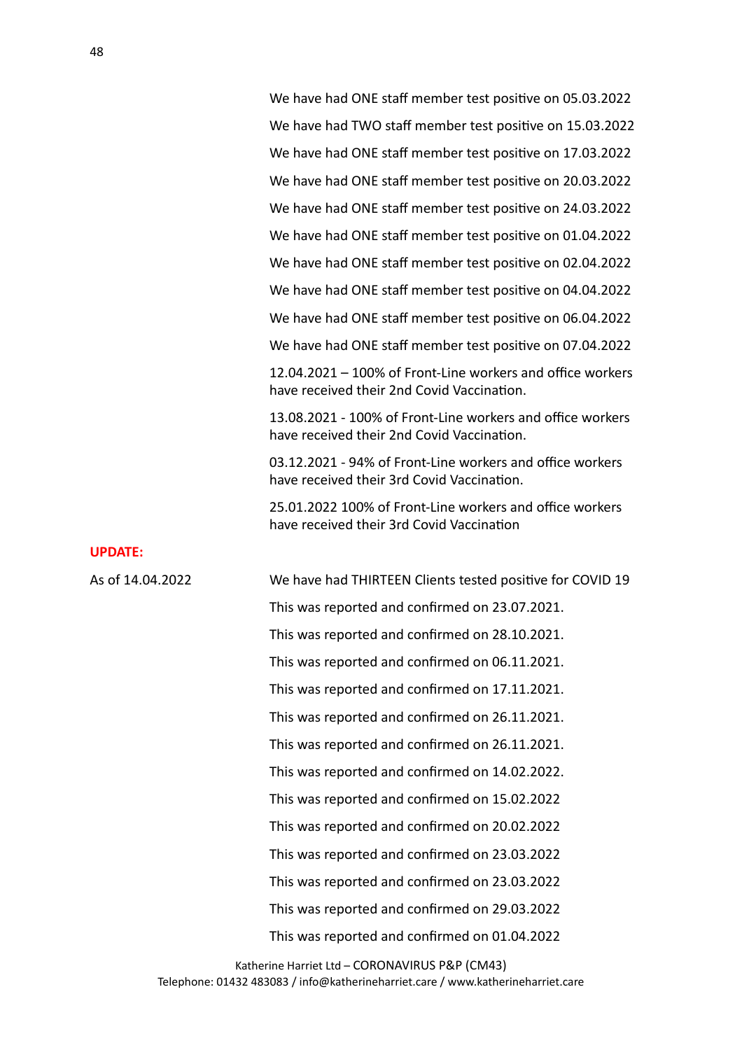We have had ONE staff member test positive on 05.03.2022

We have had TWO staff member test positive on 15.03.2022

We have had ONE staff member test positive on 17.03.2022

We have had ONE staff member test positive on 20.03.2022

We have had ONE staff member test positive on 24.03.2022

We have had ONE staff member test positive on 01.04.2022

We have had ONE staff member test positive on 02.04.2022

We have had ONE staff member test positive on 04.04.2022

We have had ONE staff member test positive on 06.04.2022

We have had ONE staff member test positive on 07.04.2022

12.04.2021 – 100% of Front-Line workers and office workers have received their 2nd Covid Vaccination.

13.08.2021 - 100% of Front-Line workers and office workers have received their 2nd Covid Vaccination.

03.12.2021 - 94% of Front-Line workers and office workers have received their 3rd Covid Vaccination.

25.01.2022 100% of Front-Line workers and office workers have received their 3rd Covid Vaccination

**UPDATE:**

As of 14.04.2022

We have had THIRTEEN Clients tested positive for COVID 19

This was reported and confirmed on 23.07.2021.

This was reported and confirmed on 28.10.2021.

This was reported and confirmed on 06.11.2021.

This was reported and confirmed on 17.11.2021.

This was reported and confirmed on 26.11.2021.

This was reported and confirmed on 26.11.2021.

This was reported and confirmed on 14.02.2022.

This was reported and confirmed on 15.02.2022

This was reported and confirmed on 20.02.2022

This was reported and confirmed on 23.03.2022

This was reported and confirmed on 23.03.2022

This was reported and confirmed on 29.03.2022

This was reported and confirmed on 01.04.2022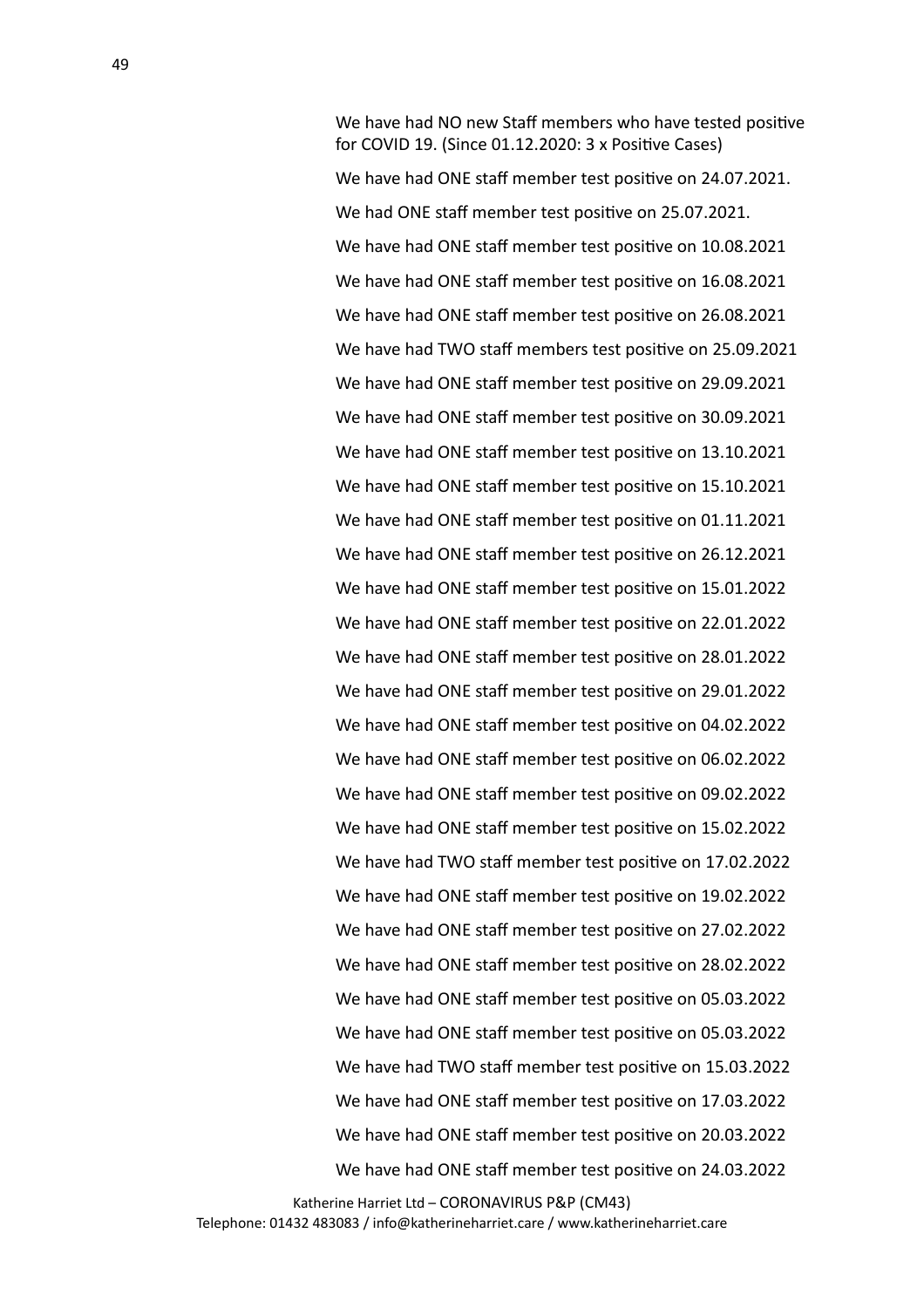We have had NO new Staff members who have tested positive for COVID 19. (Since 01.12.2020: 3 x Positive Cases)

We have had ONE staff member test positive on 24.07.2021.

We had ONE staff member test positive on 25.07.2021.

We have had ONE staff member test positive on 10.08.2021

We have had ONE staff member test positive on 16.08.2021

We have had ONE staff member test positive on 26.08.2021

We have had TWO staff members test positive on 25.09.2021

We have had ONE staff member test positive on 29.09.2021

We have had ONE staff member test positive on 30.09.2021

We have had ONE staff member test positive on 13.10.2021

We have had ONE staff member test positive on 15.10.2021

We have had ONE staff member test positive on 01.11.2021

We have had ONE staff member test positive on 26.12.2021

We have had ONE staff member test positive on 15.01.2022

We have had ONE staff member test positive on 22.01.2022

We have had ONE staff member test positive on 28.01.2022

We have had ONE staff member test positive on 29.01.2022

We have had ONE staff member test positive on 04.02.2022

We have had ONE staff member test positive on 06.02.2022

We have had ONE staff member test positive on 09.02.2022

We have had ONE staff member test positive on 15.02.2022

We have had TWO staff member test positive on 17.02.2022

We have had ONE staff member test positive on 19.02.2022

We have had ONE staff member test positive on 27.02.2022

We have had ONE staff member test positive on 28.02.2022

We have had ONE staff member test positive on 05.03.2022

We have had ONE staff member test positive on 05.03.2022

We have had TWO staff member test positive on 15.03.2022

We have had ONE staff member test positive on 17.03.2022

We have had ONE staff member test positive on 20.03.2022

We have had ONE staff member test positive on 24.03.2022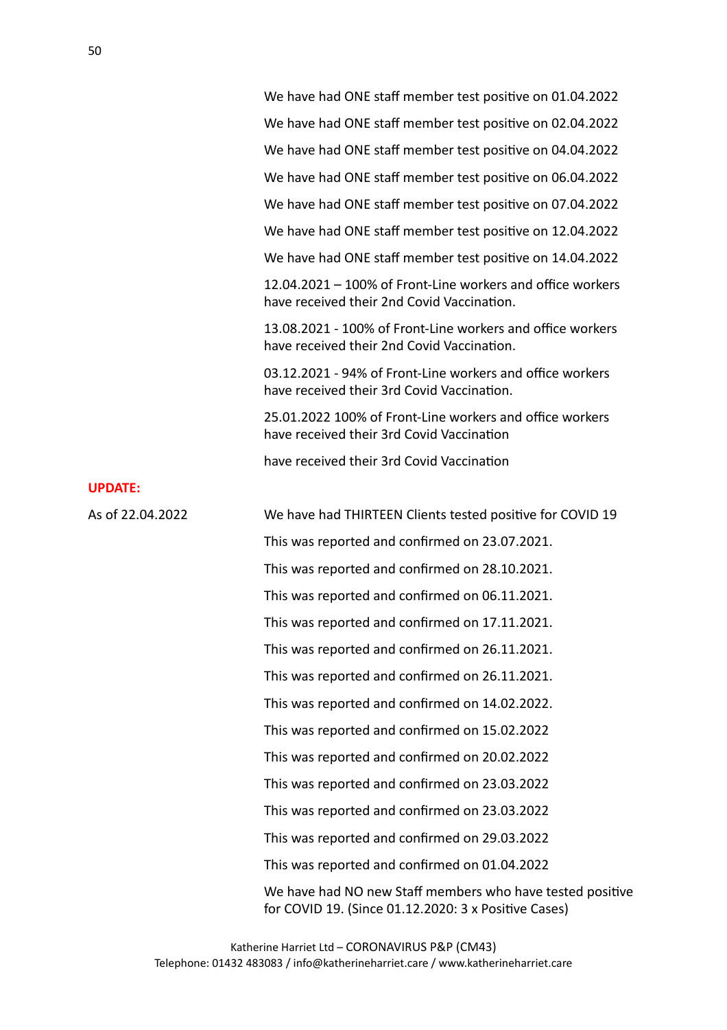We have had ONE staff member test positive on 01.04.2022

We have had ONE staff member test positive on 02.04.2022

We have had ONE staff member test positive on 04.04.2022

We have had ONE staff member test positive on 06.04.2022

We have had ONE staff member test positive on 07.04.2022

We have had ONE staff member test positive on 12.04.2022

We have had ONE staff member test positive on 14.04.2022

12.04.2021 – 100% of Front-Line workers and office workers have received their 2nd Covid Vaccination.

13.08.2021 - 100% of Front-Line workers and office workers have received their 2nd Covid Vaccination.

03.12.2021 - 94% of Front-Line workers and office workers have received their 3rd Covid Vaccination.

25.01.2022 100% of Front-Line workers and office workers have received their 3rd Covid Vaccination

have received their 3rd Covid Vaccination

**UPDATE:**

As of 22.04.2022

We have had THIRTEEN Clients tested positive for COVID 19

This was reported and confirmed on 23.07.2021.

This was reported and confirmed on 28.10.2021.

This was reported and confirmed on 06.11.2021.

This was reported and confirmed on 17.11.2021.

This was reported and confirmed on 26.11.2021.

This was reported and confirmed on 26.11.2021.

This was reported and confirmed on 14.02.2022.

This was reported and confirmed on 15.02.2022

This was reported and confirmed on 20.02.2022

This was reported and confirmed on 23.03.2022

This was reported and confirmed on 23.03.2022

This was reported and confirmed on 29.03.2022

This was reported and confirmed on 01.04.2022

We have had NO new Staff members who have tested positive for COVID 19. (Since 01.12.2020: 3 x Positive Cases)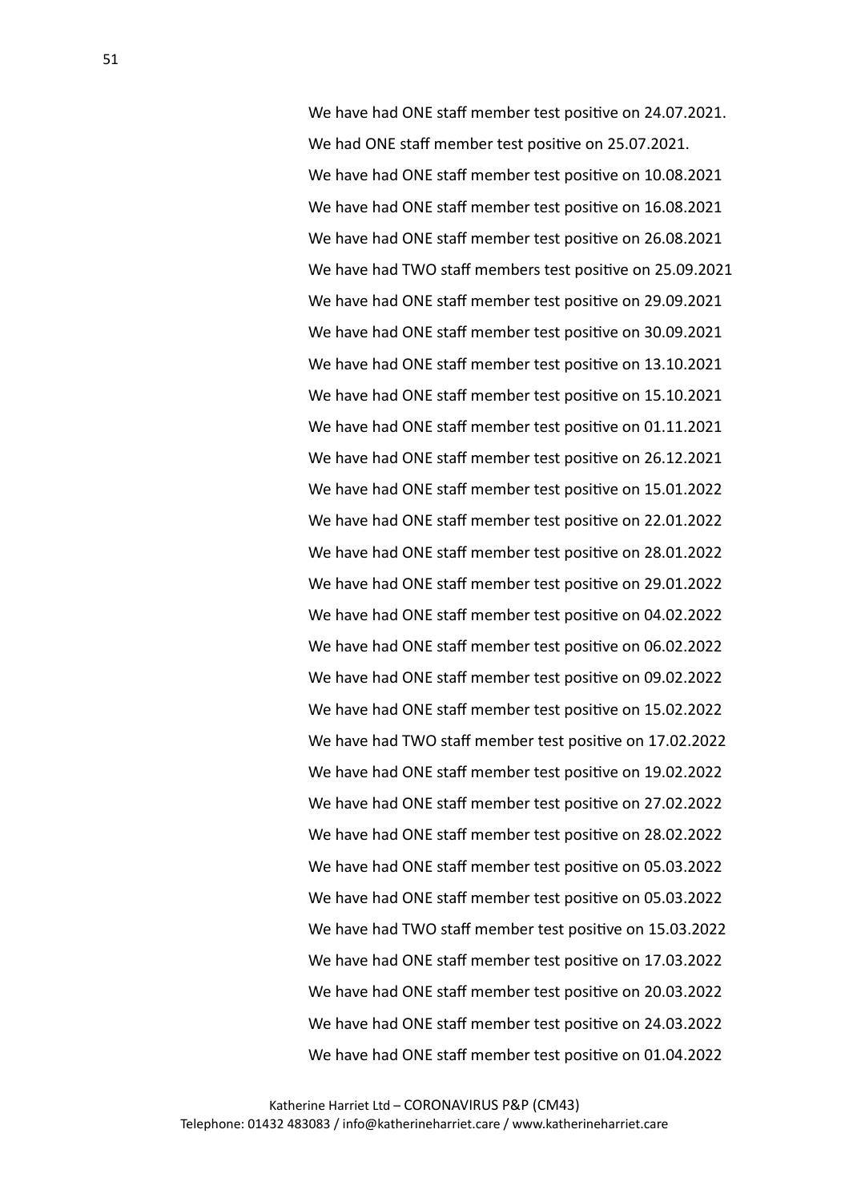We have had ONE staff member test positive on 24.07.2021.

We had ONE staff member test positive on 25.07.2021.

We have had ONE staff member test positive on 10.08.2021

We have had ONE staff member test positive on 16.08.2021

We have had ONE staff member test positive on 26.08.2021

We have had TWO staff members test positive on 25.09.2021

We have had ONE staff member test positive on 29.09.2021

We have had ONE staff member test positive on 30.09.2021

We have had ONE staff member test positive on 13.10.2021

We have had ONE staff member test positive on 15.10.2021

We have had ONE staff member test positive on 01.11.2021

We have had ONE staff member test positive on 26.12.2021

We have had ONE staff member test positive on 15.01.2022

We have had ONE staff member test positive on 22.01.2022

We have had ONE staff member test positive on 28.01.2022

We have had ONE staff member test positive on 29.01.2022

We have had ONE staff member test positive on 04.02.2022

We have had ONE staff member test positive on 06.02.2022

We have had ONE staff member test positive on 09.02.2022

We have had ONE staff member test positive on 15.02.2022

We have had TWO staff member test positive on 17.02.2022

We have had ONE staff member test positive on 19.02.2022

We have had ONE staff member test positive on 27.02.2022

We have had ONE staff member test positive on 28.02.2022

We have had ONE staff member test positive on 05.03.2022

We have had ONE staff member test positive on 05.03.2022

We have had TWO staff member test positive on 15.03.2022

We have had ONE staff member test positive on 17.03.2022

We have had ONE staff member test positive on 20.03.2022

We have had ONE staff member test positive on 24.03.2022

We have had ONE staff member test positive on 01.04.2022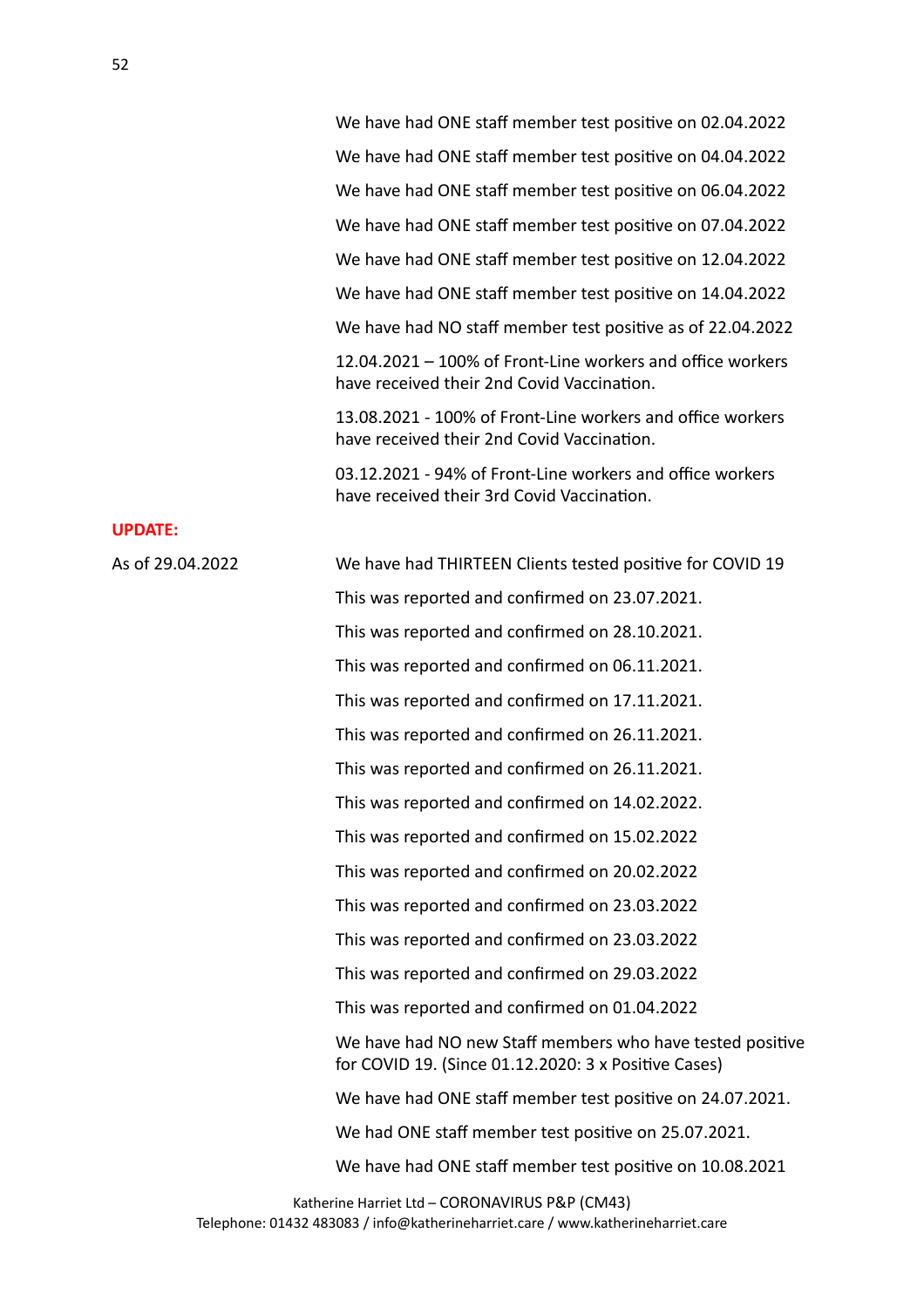We have had ONE staff member test positive on 02.04.2022

We have had ONE staff member test positive on 04.04.2022

We have had ONE staff member test positive on 06.04.2022

We have had ONE staff member test positive on 07.04.2022

We have had ONE staff member test positive on 12.04.2022

We have had ONE staff member test positive on 14.04.2022

We have had NO staff member test positive as of 22.04.2022

12.04.2021 – 100% of Front-Line workers and office workers have received their 2nd Covid Vaccination.

13.08.2021 - 100% of Front-Line workers and office workers have received their 2nd Covid Vaccination.

03.12.2021 - 94% of Front-Line workers and office workers have received their 3rd Covid Vaccination.

**UPDATE:**

As of 29.04.2022

We have had THIRTEEN Clients tested positive for COVID 19

This was reported and confirmed on 23.07.2021.

This was reported and confirmed on 28.10.2021.

This was reported and confirmed on 06.11.2021.

This was reported and confirmed on 17.11.2021.

This was reported and confirmed on 26.11.2021.

This was reported and confirmed on 26.11.2021.

This was reported and confirmed on 14.02.2022.

This was reported and confirmed on 15.02.2022

This was reported and confirmed on 20.02.2022

This was reported and confirmed on 23.03.2022

This was reported and confirmed on 23.03.2022

This was reported and confirmed on 29.03.2022

This was reported and confirmed on 01.04.2022

We have had NO new Staff members who have tested positive for COVID 19. (Since 01.12.2020: 3 x Positive Cases)

We have had ONE staff member test positive on 24.07.2021.

We had ONE staff member test positive on 25.07.2021.

We have had ONE staff member test positive on 10.08.2021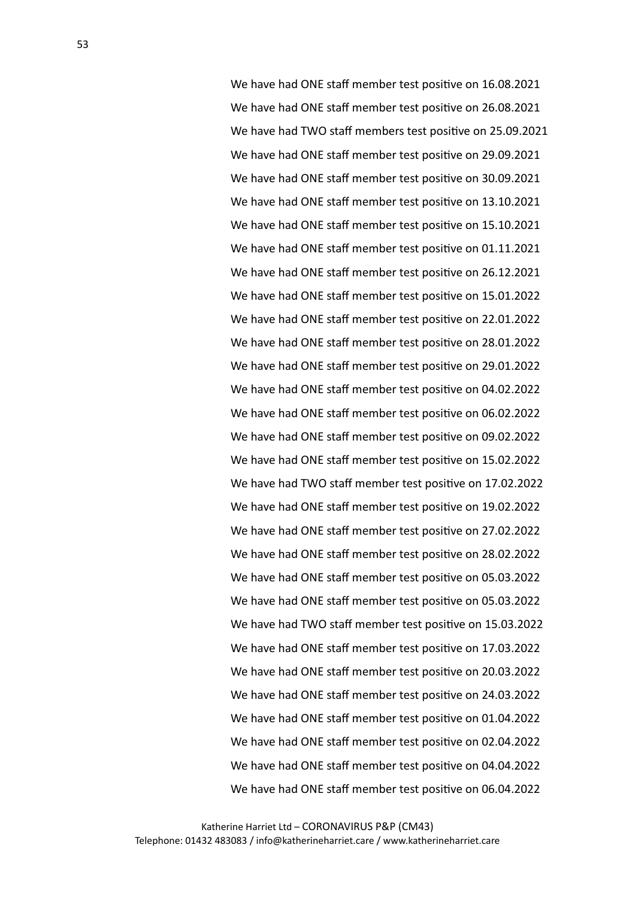We have had ONE staff member test positive on 16.08.2021

We have had ONE staff member test positive on 26.08.2021

We have had TWO staff members test positive on 25.09.2021

We have had ONE staff member test positive on 29.09.2021

We have had ONE staff member test positive on 30.09.2021

We have had ONE staff member test positive on 13.10.2021

We have had ONE staff member test positive on 15.10.2021

We have had ONE staff member test positive on 01.11.2021

We have had ONE staff member test positive on 26.12.2021

We have had ONE staff member test positive on 15.01.2022

We have had ONE staff member test positive on 22.01.2022

We have had ONE staff member test positive on 28.01.2022

We have had ONE staff member test positive on 29.01.2022

We have had ONE staff member test positive on 04.02.2022

We have had ONE staff member test positive on 06.02.2022

We have had ONE staff member test positive on 09.02.2022

We have had ONE staff member test positive on 15.02.2022

We have had TWO staff member test positive on 17.02.2022

We have had ONE staff member test positive on 19.02.2022

We have had ONE staff member test positive on 27.02.2022

We have had ONE staff member test positive on 28.02.2022

We have had ONE staff member test positive on 05.03.2022

We have had ONE staff member test positive on 05.03.2022

We have had TWO staff member test positive on 15.03.2022

We have had ONE staff member test positive on 17.03.2022

We have had ONE staff member test positive on 20.03.2022

We have had ONE staff member test positive on 24.03.2022

We have had ONE staff member test positive on 01.04.2022

We have had ONE staff member test positive on 02.04.2022

We have had ONE staff member test positive on 04.04.2022

We have had ONE staff member test positive on 06.04.2022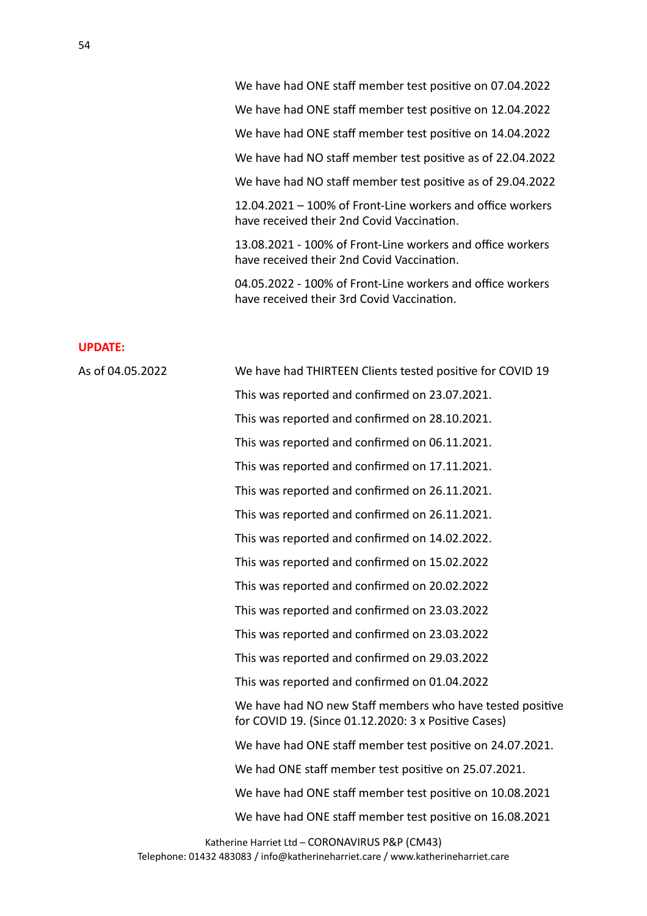We have had ONE staff member test positive on 07.04.2022

We have had ONE staff member test positive on 12.04.2022

We have had ONE staff member test positive on 14.04.2022

We have had NO staff member test positive as of 22.04.2022

We have had NO staff member test positive as of 29.04.2022

12.04.2021 – 100% of Front-Line workers and office workers have received their 2nd Covid Vaccination.

13.08.2021 - 100% of Front-Line workers and office workers have received their 2nd Covid Vaccination.

04.05.2022 - 100% of Front-Line workers and office workers have received their 3rd Covid Vaccination.

**UPDATE:**

As of 04.05.2022

We have had THIRTEEN Clients tested positive for COVID 19

This was reported and confirmed on 23.07.2021.

This was reported and confirmed on 28.10.2021.

This was reported and confirmed on 06.11.2021.

This was reported and confirmed on 17.11.2021.

This was reported and confirmed on 26.11.2021.

This was reported and confirmed on 26.11.2021.

This was reported and confirmed on 14.02.2022.

This was reported and confirmed on 15.02.2022

This was reported and confirmed on 20.02.2022

This was reported and confirmed on 23.03.2022

This was reported and confirmed on 23.03.2022

This was reported and confirmed on 29.03.2022

This was reported and confirmed on 01.04.2022

We have had NO new Staff members who have tested positive for COVID 19. (Since 01.12.2020: 3 x Positive Cases)

We have had ONE staff member test positive on 24.07.2021.

We had ONE staff member test positive on 25.07.2021.

We have had ONE staff member test positive on 10.08.2021

We have had ONE staff member test positive on 16.08.2021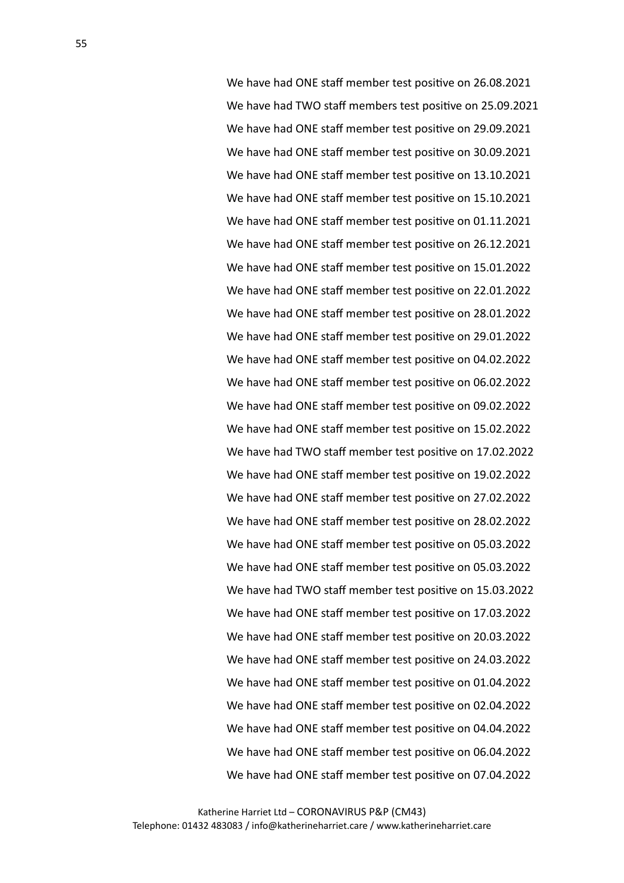We have had ONE staff member test positive on 26.08.2021

We have had TWO staff members test positive on 25.09.2021

We have had ONE staff member test positive on 29.09.2021

We have had ONE staff member test positive on 30.09.2021

We have had ONE staff member test positive on 13.10.2021

We have had ONE staff member test positive on 15.10.2021

We have had ONE staff member test positive on 01.11.2021

We have had ONE staff member test positive on 26.12.2021

We have had ONE staff member test positive on 15.01.2022

We have had ONE staff member test positive on 22.01.2022

We have had ONE staff member test positive on 28.01.2022

We have had ONE staff member test positive on 29.01.2022

We have had ONE staff member test positive on 04.02.2022

We have had ONE staff member test positive on 06.02.2022

We have had ONE staff member test positive on 09.02.2022

We have had ONE staff member test positive on 15.02.2022

We have had TWO staff member test positive on 17.02.2022

We have had ONE staff member test positive on 19.02.2022

We have had ONE staff member test positive on 27.02.2022

We have had ONE staff member test positive on 28.02.2022

We have had ONE staff member test positive on 05.03.2022

We have had ONE staff member test positive on 05.03.2022

We have had TWO staff member test positive on 15.03.2022

We have had ONE staff member test positive on 17.03.2022

We have had ONE staff member test positive on 20.03.2022

We have had ONE staff member test positive on 24.03.2022

We have had ONE staff member test positive on 01.04.2022

We have had ONE staff member test positive on 02.04.2022

We have had ONE staff member test positive on 04.04.2022

We have had ONE staff member test positive on 06.04.2022

We have had ONE staff member test positive on 07.04.2022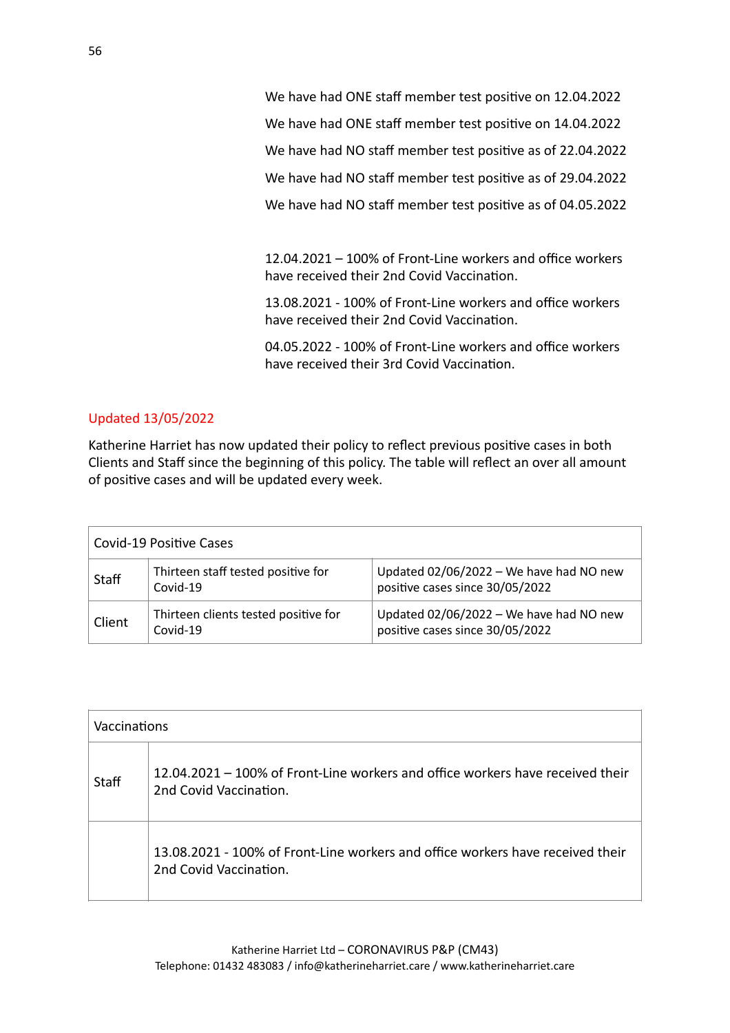We have had ONE staff member test positive on 12.04.2022

We have had ONE staff member test positive on 14.04.2022

We have had NO staff member test positive as of 22.04.2022

We have had NO staff member test positive as of 29.04.2022

We have had NO staff member test positive as of 04.05.2022

12.04.2021 – 100% of Front-Line workers and office workers have received their 2nd Covid Vaccination.

13.08.2021 - 100% of Front-Line workers and office workers have received their 2nd Covid Vaccination.

04.05.2022 - 100% of Front-Line workers and office workers have received their 3rd Covid Vaccination.

Updated 13/05/2022

Katherine Harriet has now updated their policy to reflect previous positive cases in both Clients and Staff since the beginning of this policy. The table will reflect an over all amount of positive cases and will be updated every week.

| Covid-19 Positive Cases | | |
|---|---|---|
| Staff | Thirteen staff tested positive for Covid-19 | Updated 02/06/2022 – We have had NO new positive cases since 30/05/2022 |
| Client | Thirteen clients tested positive for Covid-19 | Updated 02/06/2022 – We have had NO new positive cases since 30/05/2022 |

| Vaccinations | |
|---|---|
| Staff | 12.04.2021 – 100% of Front-Line workers and office workers have received their 2nd Covid Vaccination. |
| | 13.08.2021 - 100% of Front-Line workers and office workers have received their 2nd Covid Vaccination. |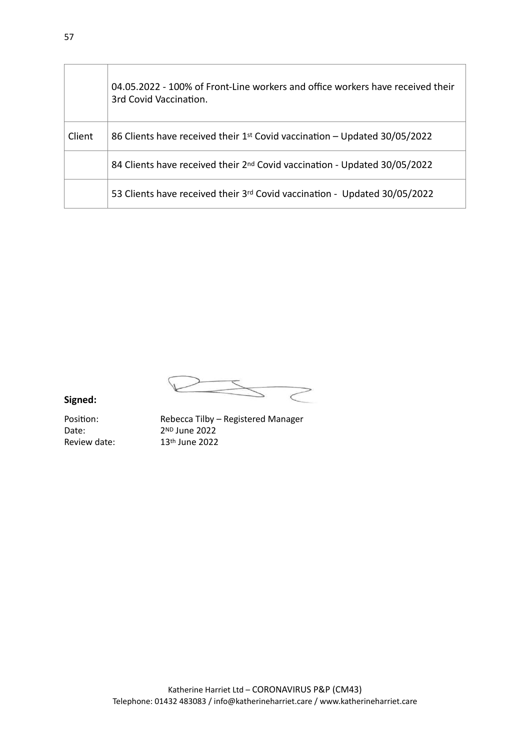| | |
|---|---|
| | 04.05.2022 - 100% of Front-Line workers and office workers have received their 3rd Covid Vaccination. |
| Client | 86 Clients have received their 1st Covid vaccination – Updated 30/05/2022 |
| | 84 Clients have received their 2nd Covid vaccination - Updated 30/05/2022 |
| | 53 Clients have received their 3rd Covid vaccination - Updated 30/05/2022 |

**Signed:**

Position: Rebecca Tilby – Registered Manager
Date: 2ND June 2022
Review date: 13th June 2022